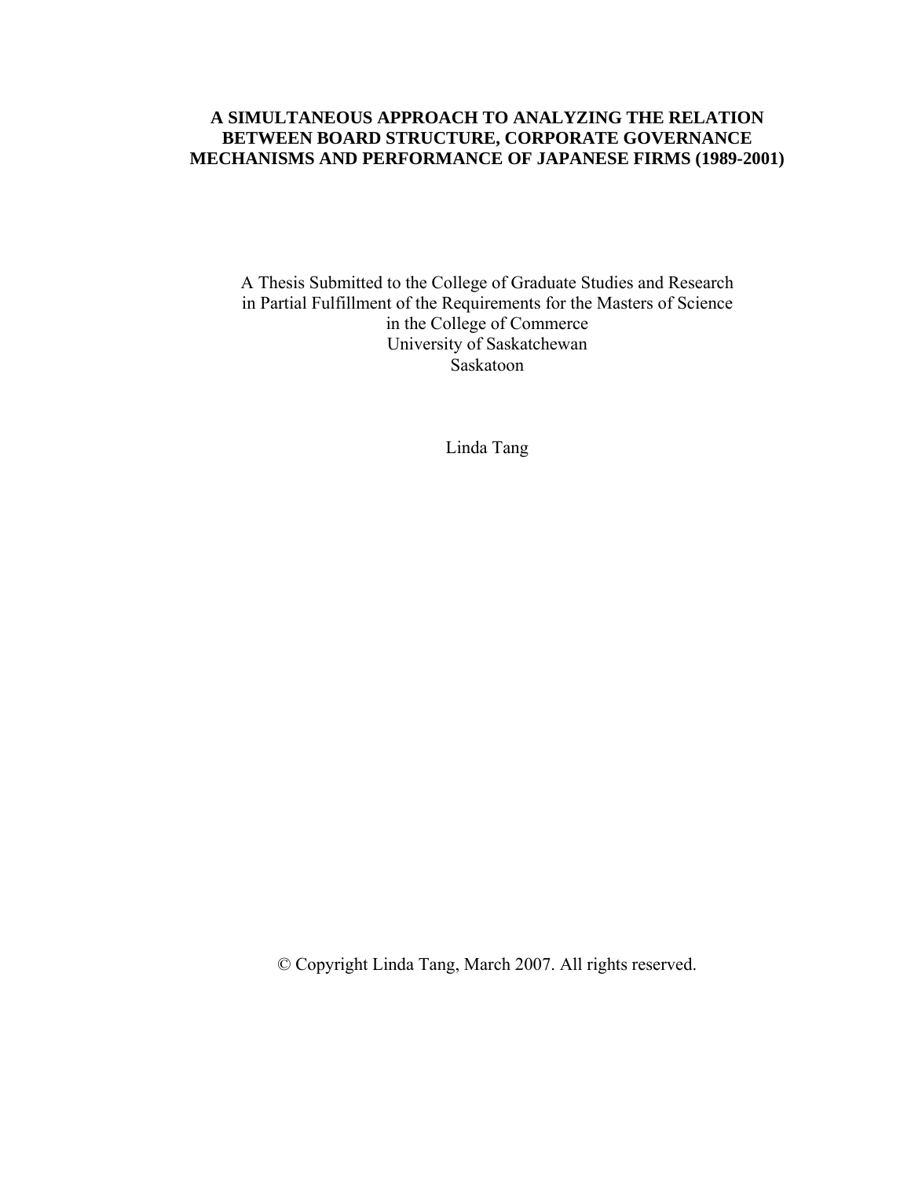# A SIMULTANEOUS APPROACH TO ANALYZING THE RELATION BETWEEN BOARD STRUCTURE, CORPORATE GOVERNANCE MECHANISMS AND PERFORMANCE OF JAPANESE FIRMS (1989-2001)

A Thesis Submitted to the College of Graduate Studies and Research
in Partial Fulfillment of the Requirements for the Masters of Science
in the College of Commerce
University of Saskatchewan
Saskatoon

Linda Tang

© Copyright Linda Tang, March 2007. All rights reserved.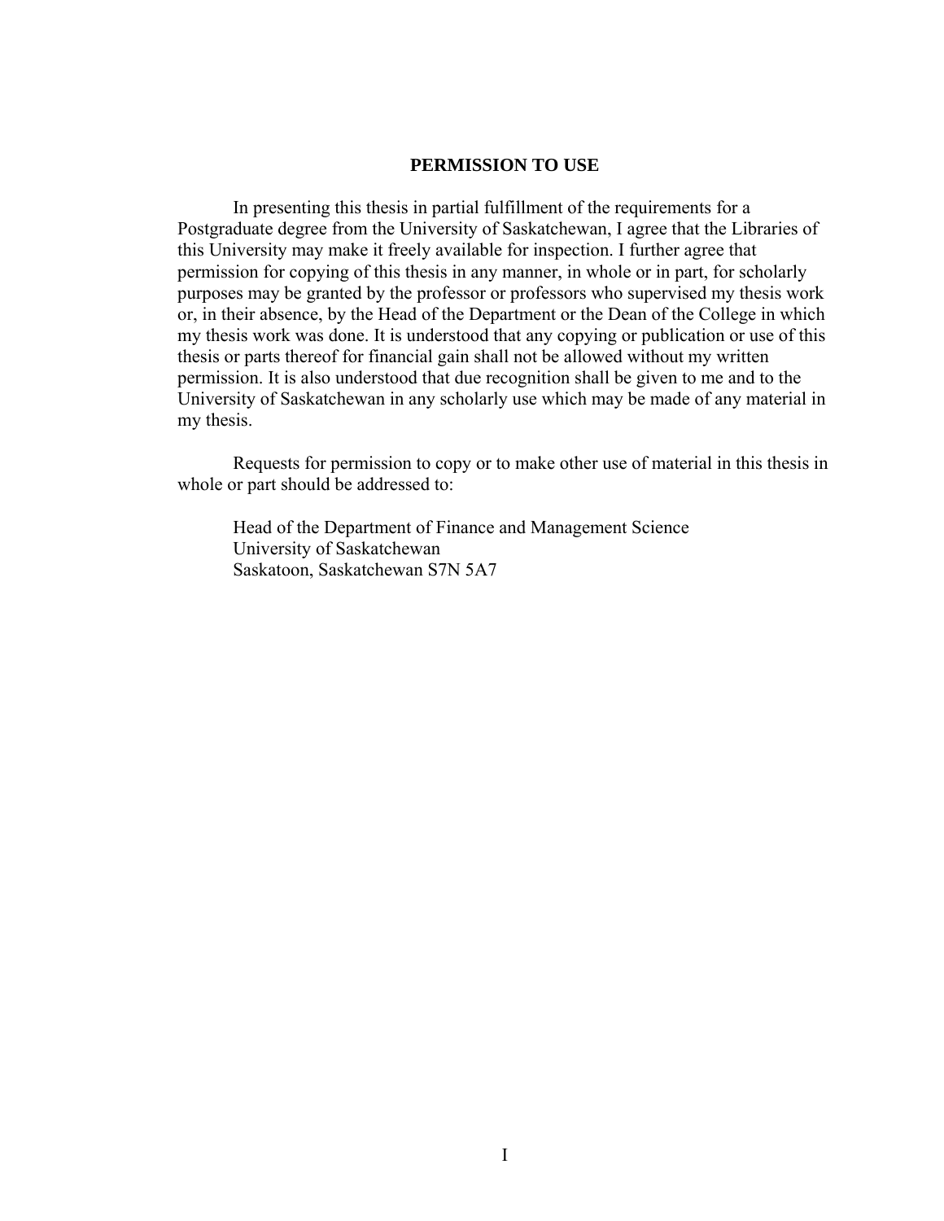## PERMISSION TO USE

In presenting this thesis in partial fulfillment of the requirements for a Postgraduate degree from the University of Saskatchewan, I agree that the Libraries of this University may make it freely available for inspection. I further agree that permission for copying of this thesis in any manner, in whole or in part, for scholarly purposes may be granted by the professor or professors who supervised my thesis work or, in their absence, by the Head of the Department or the Dean of the College in which my thesis work was done. It is understood that any copying or publication or use of this thesis or parts thereof for financial gain shall not be allowed without my written permission. It is also understood that due recognition shall be given to me and to the University of Saskatchewan in any scholarly use which may be made of any material in my thesis.

Requests for permission to copy or to make other use of material in this thesis in whole or part should be addressed to:

Head of the Department of Finance and Management Science
University of Saskatchewan
Saskatoon, Saskatchewan S7N 5A7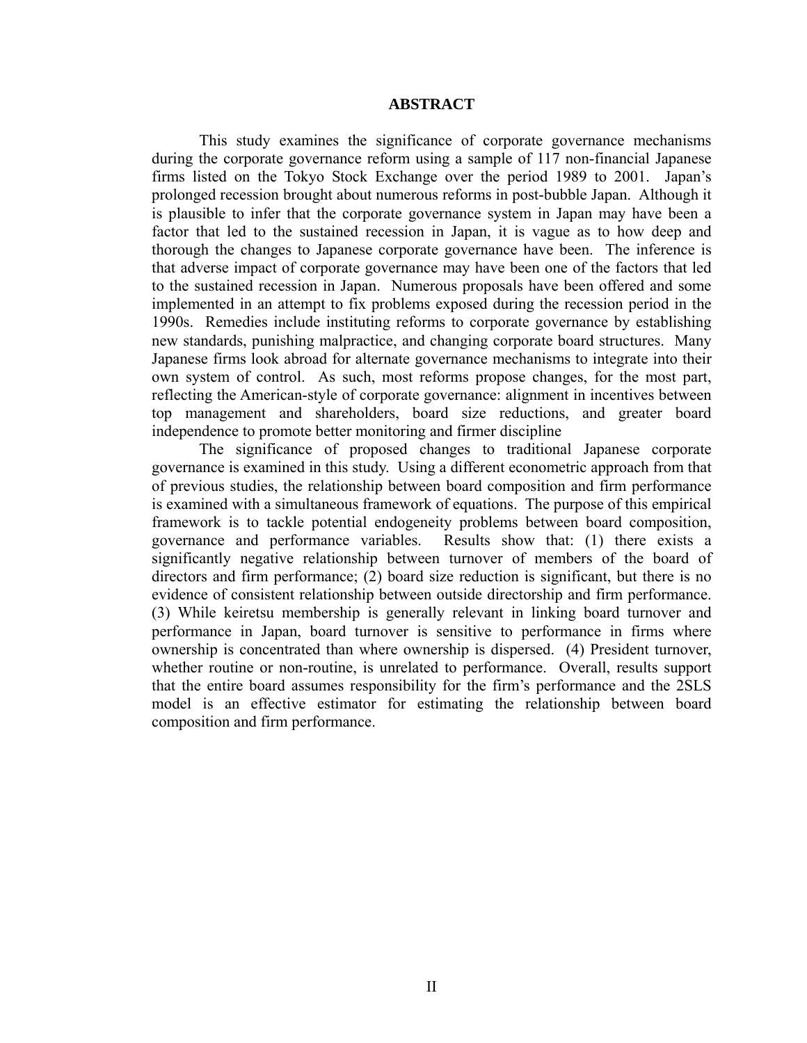## ABSTRACT

This study examines the significance of corporate governance mechanisms during the corporate governance reform using a sample of 117 non-financial Japanese firms listed on the Tokyo Stock Exchange over the period 1989 to 2001. Japan's prolonged recession brought about numerous reforms in post-bubble Japan. Although it is plausible to infer that the corporate governance system in Japan may have been a factor that led to the sustained recession in Japan, it is vague as to how deep and thorough the changes to Japanese corporate governance have been. The inference is that adverse impact of corporate governance may have been one of the factors that led to the sustained recession in Japan. Numerous proposals have been offered and some implemented in an attempt to fix problems exposed during the recession period in the 1990s. Remedies include instituting reforms to corporate governance by establishing new standards, punishing malpractice, and changing corporate board structures. Many Japanese firms look abroad for alternate governance mechanisms to integrate into their own system of control. As such, most reforms propose changes, for the most part, reflecting the American-style of corporate governance: alignment in incentives between top management and shareholders, board size reductions, and greater board independence to promote better monitoring and firmer discipline

The significance of proposed changes to traditional Japanese corporate governance is examined in this study. Using a different econometric approach from that of previous studies, the relationship between board composition and firm performance is examined with a simultaneous framework of equations. The purpose of this empirical framework is to tackle potential endogeneity problems between board composition, governance and performance variables. Results show that: (1) there exists a significantly negative relationship between turnover of members of the board of directors and firm performance; (2) board size reduction is significant, but there is no evidence of consistent relationship between outside directorship and firm performance. (3) While keiretsu membership is generally relevant in linking board turnover and performance in Japan, board turnover is sensitive to performance in firms where ownership is concentrated than where ownership is dispersed. (4) President turnover, whether routine or non-routine, is unrelated to performance. Overall, results support that the entire board assumes responsibility for the firm's performance and the 2SLS model is an effective estimator for estimating the relationship between board composition and firm performance.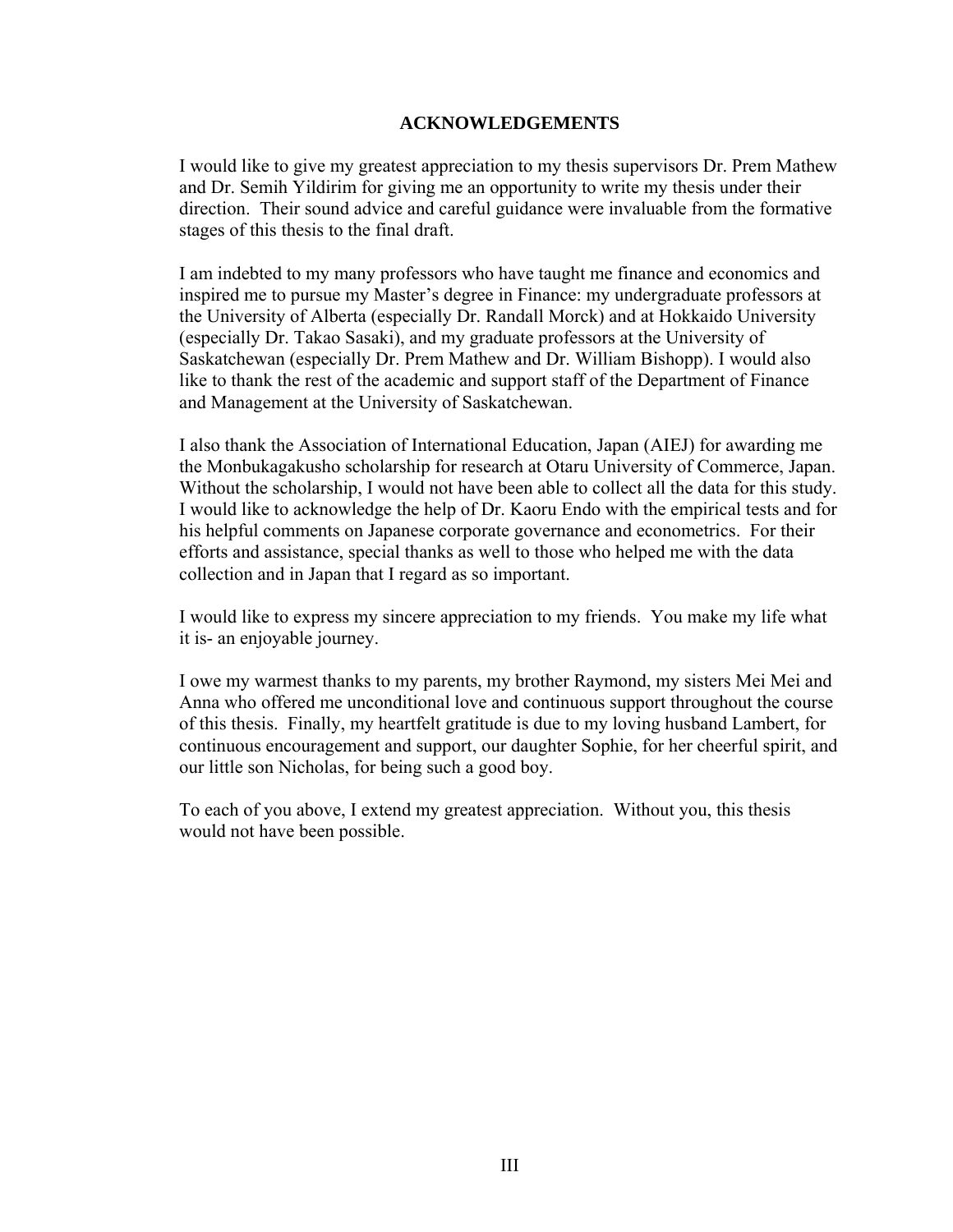## ACKNOWLEDGEMENTS

I would like to give my greatest appreciation to my thesis supervisors Dr. Prem Mathew and Dr. Semih Yildirim for giving me an opportunity to write my thesis under their direction. Their sound advice and careful guidance were invaluable from the formative stages of this thesis to the final draft.

I am indebted to my many professors who have taught me finance and economics and inspired me to pursue my Master's degree in Finance: my undergraduate professors at the University of Alberta (especially Dr. Randall Morck) and at Hokkaido University (especially Dr. Takao Sasaki), and my graduate professors at the University of Saskatchewan (especially Dr. Prem Mathew and Dr. William Bishopp). I would also like to thank the rest of the academic and support staff of the Department of Finance and Management at the University of Saskatchewan.

I also thank the Association of International Education, Japan (AIEJ) for awarding me the Monbukagakusho scholarship for research at Otaru University of Commerce, Japan. Without the scholarship, I would not have been able to collect all the data for this study. I would like to acknowledge the help of Dr. Kaoru Endo with the empirical tests and for his helpful comments on Japanese corporate governance and econometrics. For their efforts and assistance, special thanks as well to those who helped me with the data collection and in Japan that I regard as so important.

I would like to express my sincere appreciation to my friends. You make my life what it is- an enjoyable journey.

I owe my warmest thanks to my parents, my brother Raymond, my sisters Mei Mei and Anna who offered me unconditional love and continuous support throughout the course of this thesis. Finally, my heartfelt gratitude is due to my loving husband Lambert, for continuous encouragement and support, our daughter Sophie, for her cheerful spirit, and our little son Nicholas, for being such a good boy.

To each of you above, I extend my greatest appreciation. Without you, this thesis would not have been possible.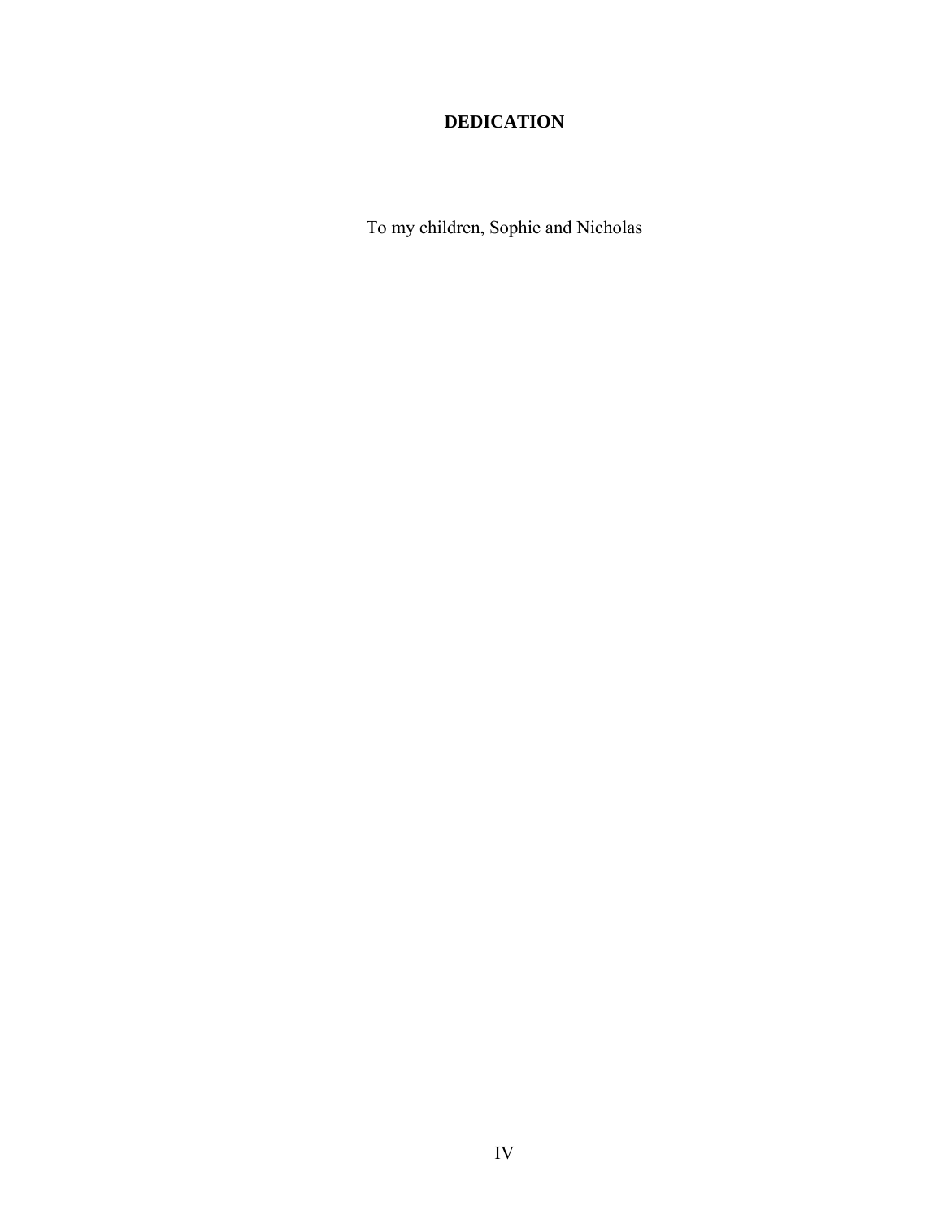# DEDICATION

To my children, Sophie and Nicholas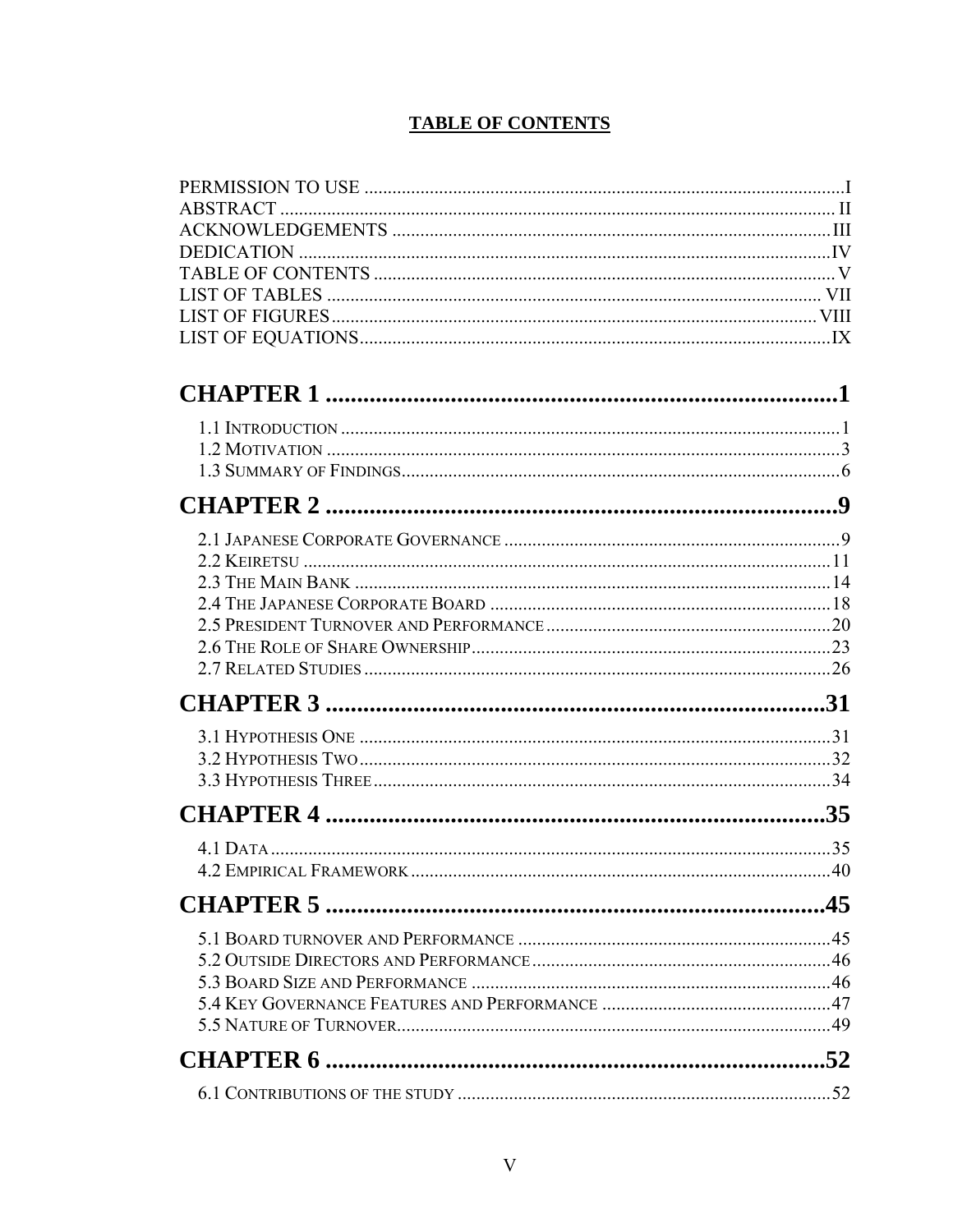# TABLE OF CONTENTS

PERMISSION TO USE ..... I
ABSTRACT ..... II
ACKNOWLEDGEMENTS ..... III
DEDICATION ..... IV
TABLE OF CONTENTS ..... V
LIST OF TABLES ..... VII
LIST OF FIGURES ..... VIII
LIST OF EQUATIONS ..... IX

## CHAPTER 1 ..... 1

1.1 INTRODUCTION ..... 1
1.2 MOTIVATION ..... 3
1.3 SUMMARY OF FINDINGS ..... 6

## CHAPTER 2 ..... 9

2.1 JAPANESE CORPORATE GOVERNANCE ..... 9
2.2 KEIRETSU ..... 11
2.3 THE MAIN BANK ..... 14
2.4 THE JAPANESE CORPORATE BOARD ..... 18
2.5 PRESIDENT TURNOVER AND PERFORMANCE ..... 20
2.6 THE ROLE OF SHARE OWNERSHIP ..... 23
2.7 RELATED STUDIES ..... 26

## CHAPTER 3 ..... 31

3.1 HYPOTHESIS ONE ..... 31
3.2 HYPOTHESIS TWO ..... 32
3.3 HYPOTHESIS THREE ..... 34

## CHAPTER 4 ..... 35

4.1 DATA ..... 35
4.2 EMPIRICAL FRAMEWORK ..... 40

## CHAPTER 5 ..... 45

5.1 BOARD TURNOVER AND PERFORMANCE ..... 45
5.2 OUTSIDE DIRECTORS AND PERFORMANCE ..... 46
5.3 BOARD SIZE AND PERFORMANCE ..... 46
5.4 KEY GOVERNANCE FEATURES AND PERFORMANCE ..... 47
5.5 NATURE OF TURNOVER ..... 49

## CHAPTER 6 ..... 52

6.1 CONTRIBUTIONS OF THE STUDY ..... 52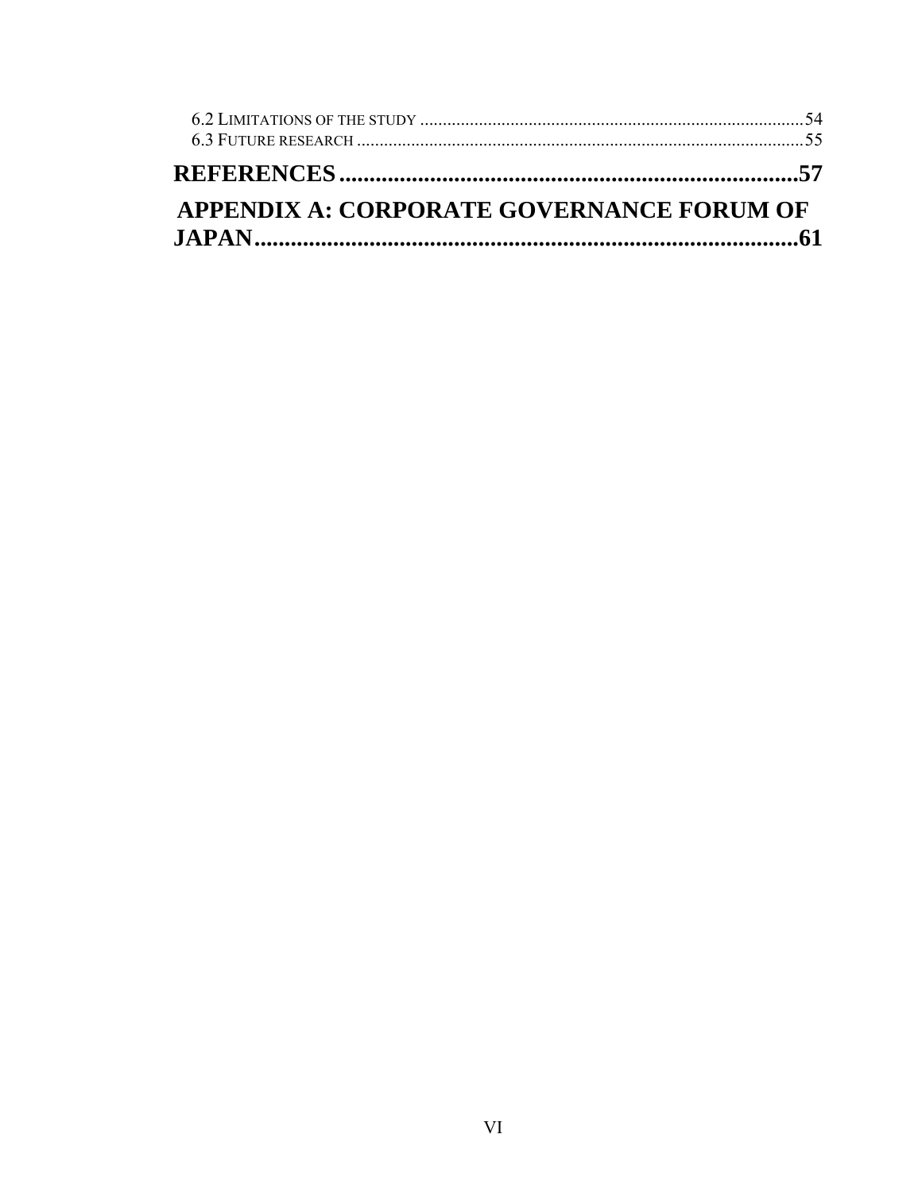6.2 LIMITATIONS OF THE STUDY ....................................................................................54
6.3 FUTURE RESEARCH ..................................................................................................55

**REFERENCES..............................................................................57**

**APPENDIX A: CORPORATE GOVERNANCE FORUM OF JAPAN..........................................................................................61**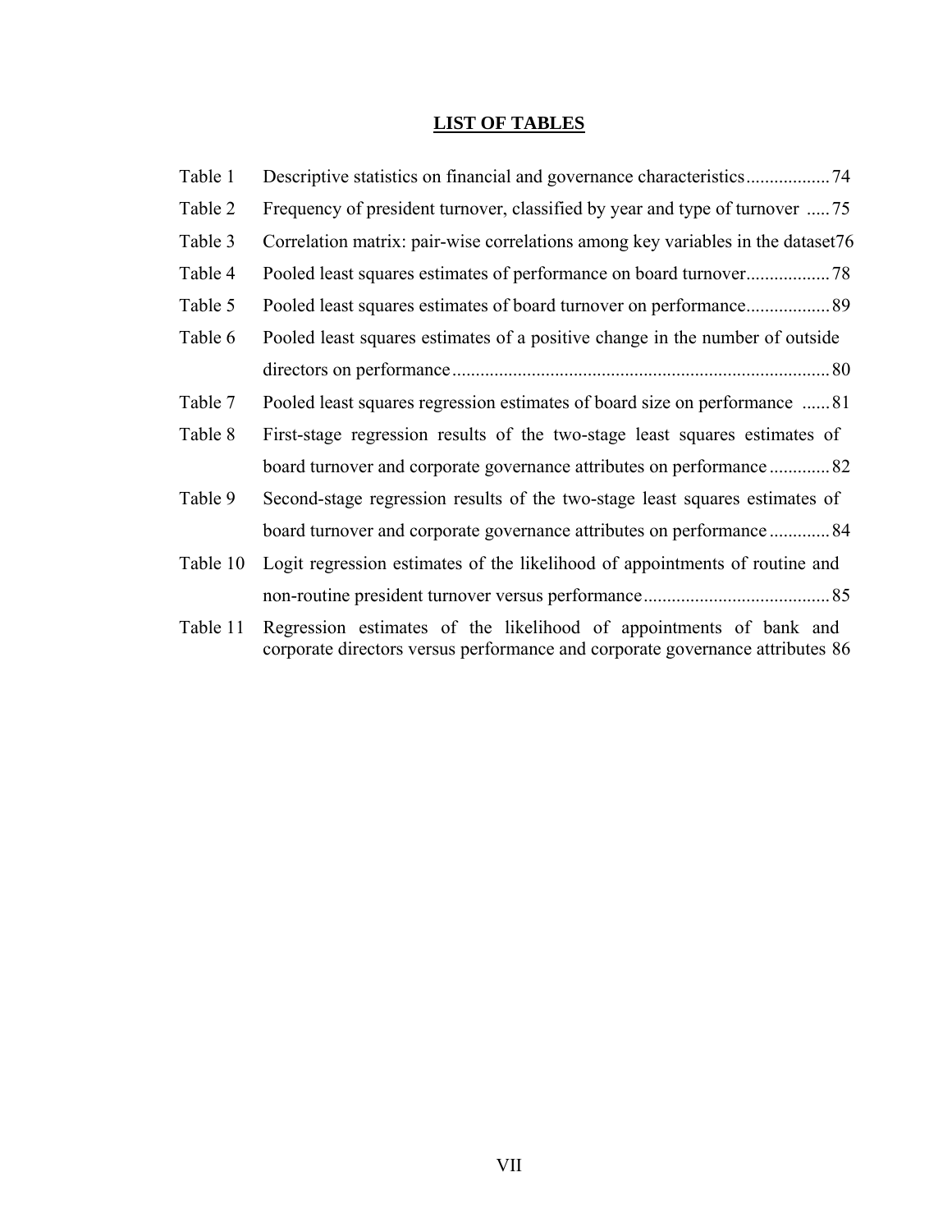## LIST OF TABLES

| | | |
|---|---|---|
| Table 1 | Descriptive statistics on financial and governance characteristics | 74 |
| Table 2 | Frequency of president turnover, classified by year and type of turnover | 75 |
| Table 3 | Correlation matrix: pair-wise correlations among key variables in the dataset | 76 |
| Table 4 | Pooled least squares estimates of performance on board turnover | 78 |
| Table 5 | Pooled least squares estimates of board turnover on performance | 89 |
| Table 6 | Pooled least squares estimates of a positive change in the number of outside directors on performance | 80 |
| Table 7 | Pooled least squares regression estimates of board size on performance | 81 |
| Table 8 | First-stage regression results of the two-stage least squares estimates of board turnover and corporate governance attributes on performance | 82 |
| Table 9 | Second-stage regression results of the two-stage least squares estimates of board turnover and corporate governance attributes on performance | 84 |
| Table 10 | Logit regression estimates of the likelihood of appointments of routine and non-routine president turnover versus performance | 85 |
| Table 11 | Regression estimates of the likelihood of appointments of bank and corporate directors versus performance and corporate governance attributes | 86 |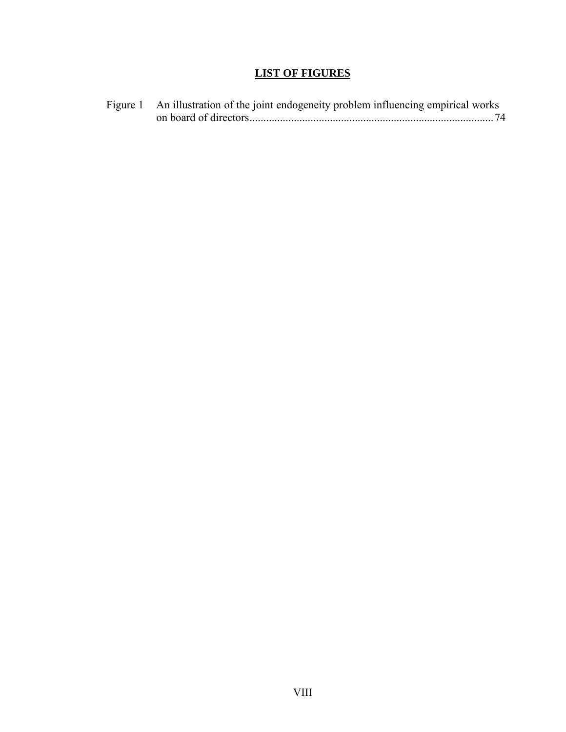# LIST OF FIGURES

Figure 1 An illustration of the joint endogeneity problem influencing empirical works on board of directors........................................................................................74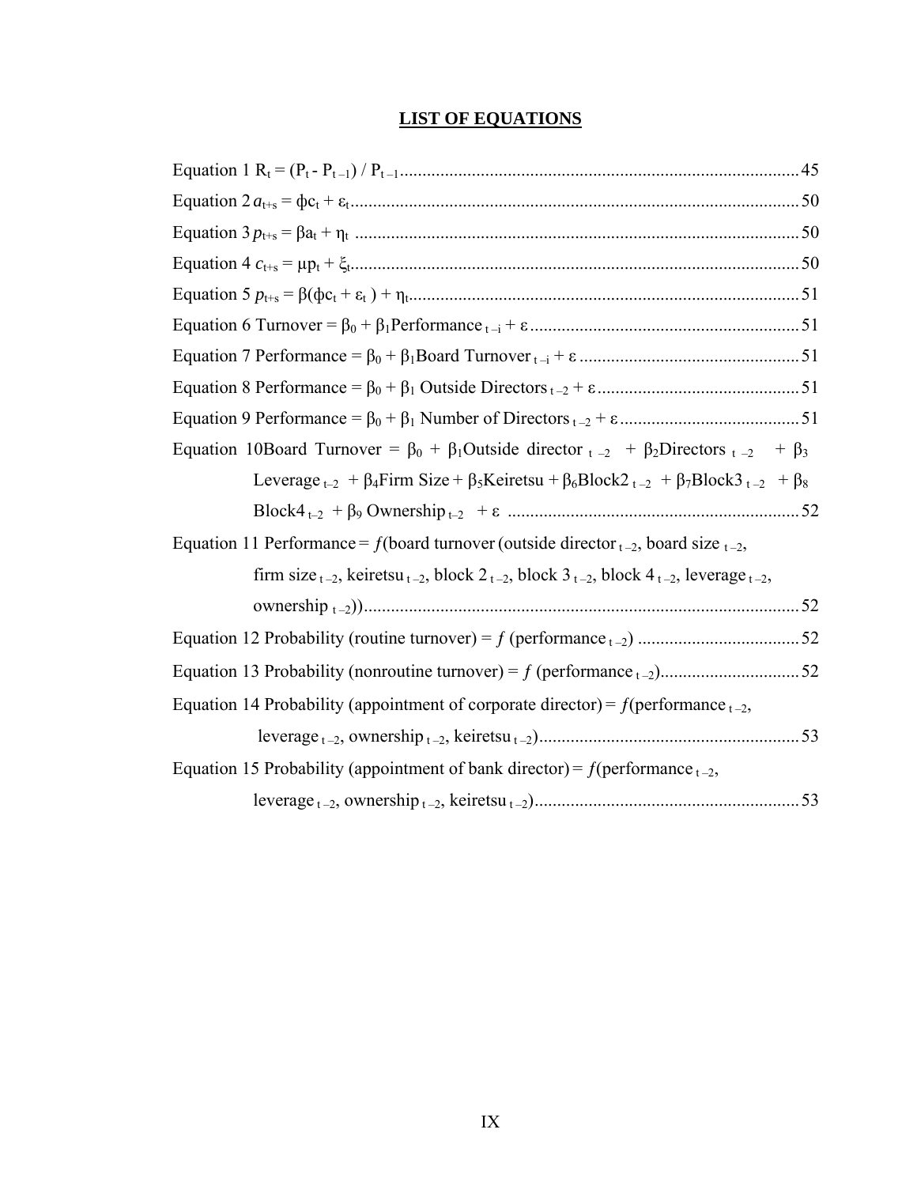## LIST OF EQUATIONS

Equation 1 $R_t = (P_t - P_{t-1}) / P_{t-1}$ ........ 45

Equation 2 $a_{t+s} = \phi c_t + \varepsilon_t$ ........ 50

Equation 3 $p_{t+s} = \beta a_t + \eta_t$ ........ 50

Equation 4 $c_{t+s} = \mu p_t + \xi_t$ ........ 50

Equation 5 $p_{t+s} = \beta(\phi c_t + \varepsilon_t) + \eta_t$ ........ 51

Equation 6 $\text{Turnover} = \beta_0 + \beta_1 \text{Performance}_{t-i} + \varepsilon$ ........ 51

Equation 7 $\text{Performance} = \beta_0 + \beta_1 \text{Board Turnover}_{t-i} + \varepsilon$ ........ 51

Equation 8 $\text{Performance} = \beta_0 + \beta_1 \text{ Outside Directors}_{t-2} + \varepsilon$ ........ 51

Equation 9 $\text{Performance} = \beta_0 + \beta_1 \text{ Number of Directors}_{t-2} + \varepsilon$ ........ 51

Equation 10 $\text{Board Turnover} = \beta_0 + \beta_1 \text{Outside director}_{t-2} + \beta_2 \text{Directors}_{t-2} + \beta_3 \text{Leverage}_{t-2} + \beta_4 \text{Firm Size} + \beta_5 \text{Keiretsu} + \beta_6 \text{Block2}_{t-2} + \beta_7 \text{Block3}_{t-2} + \beta_8 \text{Block4}_{t-2} + \beta_9 \text{ Ownership}_{t-2} + \varepsilon$ ........ 52

Equation 11 $\text{Performance} = f(\text{board turnover (outside director}_{t-2}, \text{board size}_{t-2}, \text{firm size}_{t-2}, \text{keiretsu}_{t-2}, \text{block 2}_{t-2}, \text{block 3}_{t-2}, \text{block 4}_{t-2}, \text{leverage}_{t-2}, \text{ownership}_{t-2}))$ ........ 52

Equation 12 $\text{Probability (routine turnover)} = f\ (\text{performance}_{t-2})$ ........ 52

Equation 13 $\text{Probability (nonroutine turnover)} = f\ (\text{performance}_{t-2})$ ........ 52

Equation 14 $\text{Probability (appointment of corporate director)} = f(\text{performance}_{t-2}, \text{leverage}_{t-2}, \text{ownership}_{t-2}, \text{keiretsu}_{t-2})$ ........ 53

Equation 15 $\text{Probability (appointment of bank director)} = f(\text{performance}_{t-2}, \text{leverage}_{t-2}, \text{ownership}_{t-2}, \text{keiretsu}_{t-2})$ ........ 53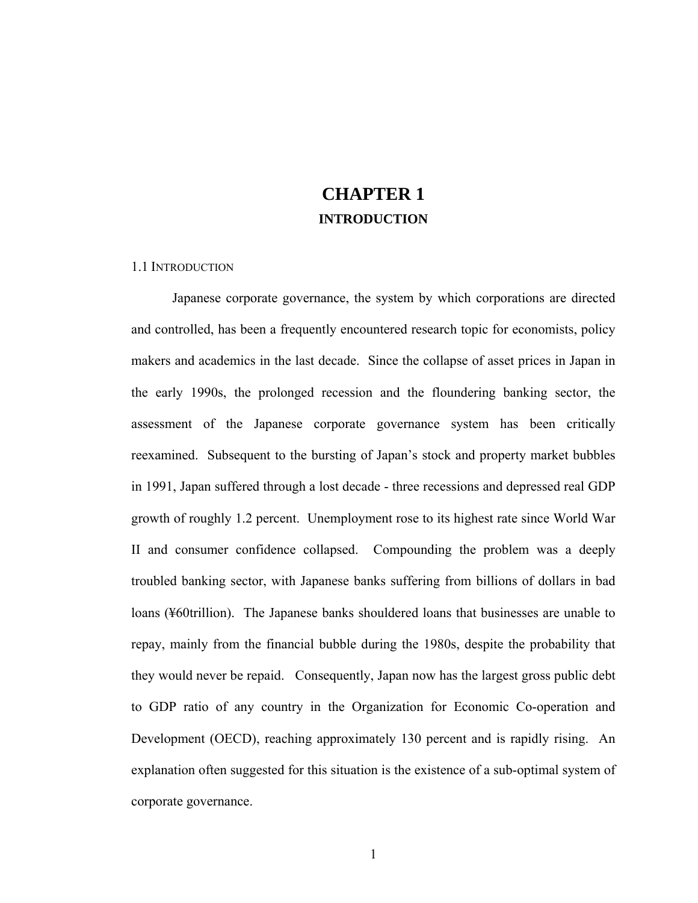# CHAPTER 1

## INTRODUCTION

### 1.1 Introduction

Japanese corporate governance, the system by which corporations are directed and controlled, has been a frequently encountered research topic for economists, policy makers and academics in the last decade. Since the collapse of asset prices in Japan in the early 1990s, the prolonged recession and the floundering banking sector, the assessment of the Japanese corporate governance system has been critically reexamined. Subsequent to the bursting of Japan's stock and property market bubbles in 1991, Japan suffered through a lost decade - three recessions and depressed real GDP growth of roughly 1.2 percent. Unemployment rose to its highest rate since World War II and consumer confidence collapsed. Compounding the problem was a deeply troubled banking sector, with Japanese banks suffering from billions of dollars in bad loans (¥60trillion). The Japanese banks shouldered loans that businesses are unable to repay, mainly from the financial bubble during the 1980s, despite the probability that they would never be repaid. Consequently, Japan now has the largest gross public debt to GDP ratio of any country in the Organization for Economic Co-operation and Development (OECD), reaching approximately 130 percent and is rapidly rising. An explanation often suggested for this situation is the existence of a sub-optimal system of corporate governance.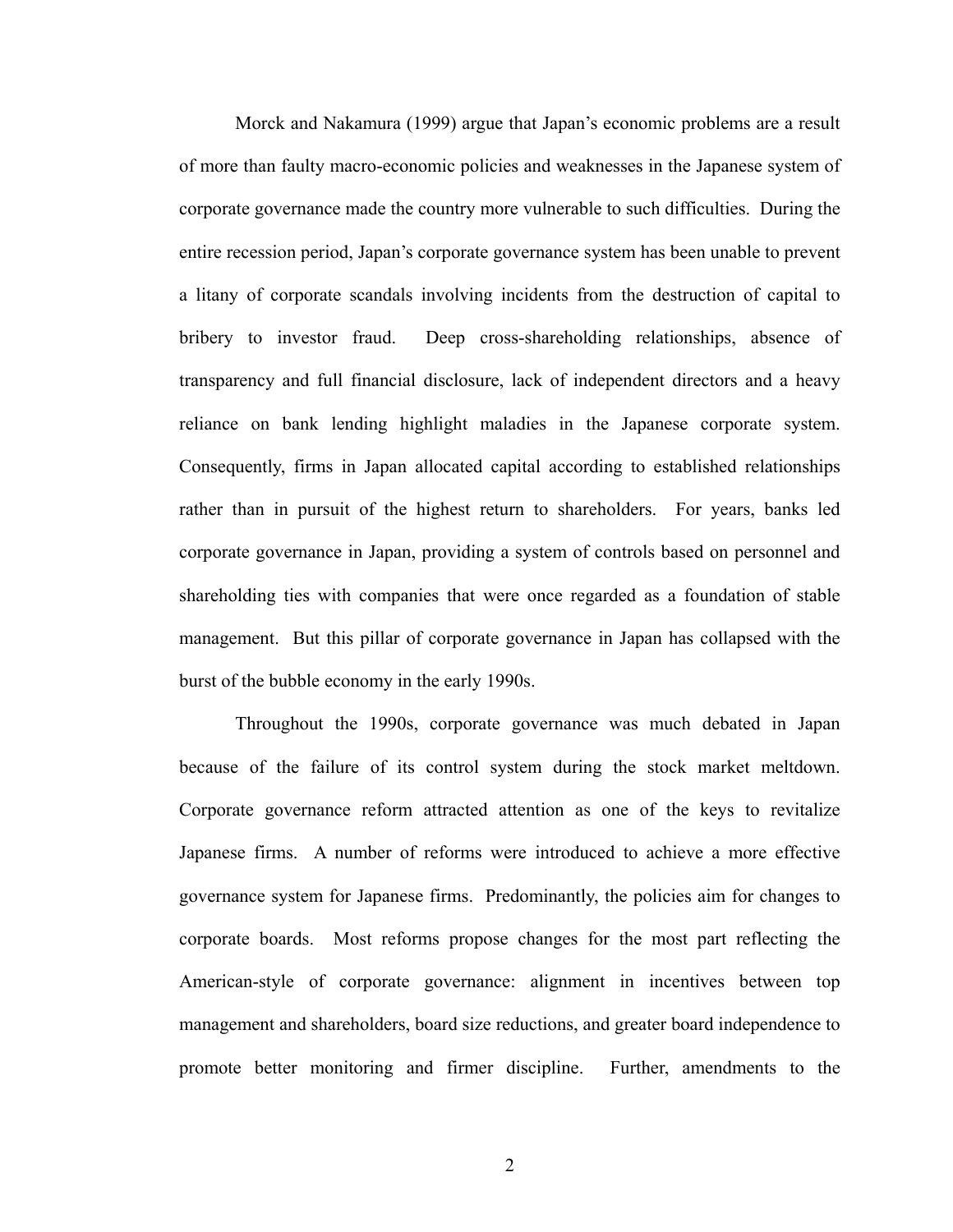Morck and Nakamura (1999) argue that Japan's economic problems are a result of more than faulty macro-economic policies and weaknesses in the Japanese system of corporate governance made the country more vulnerable to such difficulties. During the entire recession period, Japan's corporate governance system has been unable to prevent a litany of corporate scandals involving incidents from the destruction of capital to bribery to investor fraud. Deep cross-shareholding relationships, absence of transparency and full financial disclosure, lack of independent directors and a heavy reliance on bank lending highlight maladies in the Japanese corporate system. Consequently, firms in Japan allocated capital according to established relationships rather than in pursuit of the highest return to shareholders. For years, banks led corporate governance in Japan, providing a system of controls based on personnel and shareholding ties with companies that were once regarded as a foundation of stable management. But this pillar of corporate governance in Japan has collapsed with the burst of the bubble economy in the early 1990s.

Throughout the 1990s, corporate governance was much debated in Japan because of the failure of its control system during the stock market meltdown. Corporate governance reform attracted attention as one of the keys to revitalize Japanese firms. A number of reforms were introduced to achieve a more effective governance system for Japanese firms. Predominantly, the policies aim for changes to corporate boards. Most reforms propose changes for the most part reflecting the American-style of corporate governance: alignment in incentives between top management and shareholders, board size reductions, and greater board independence to promote better monitoring and firmer discipline. Further, amendments to the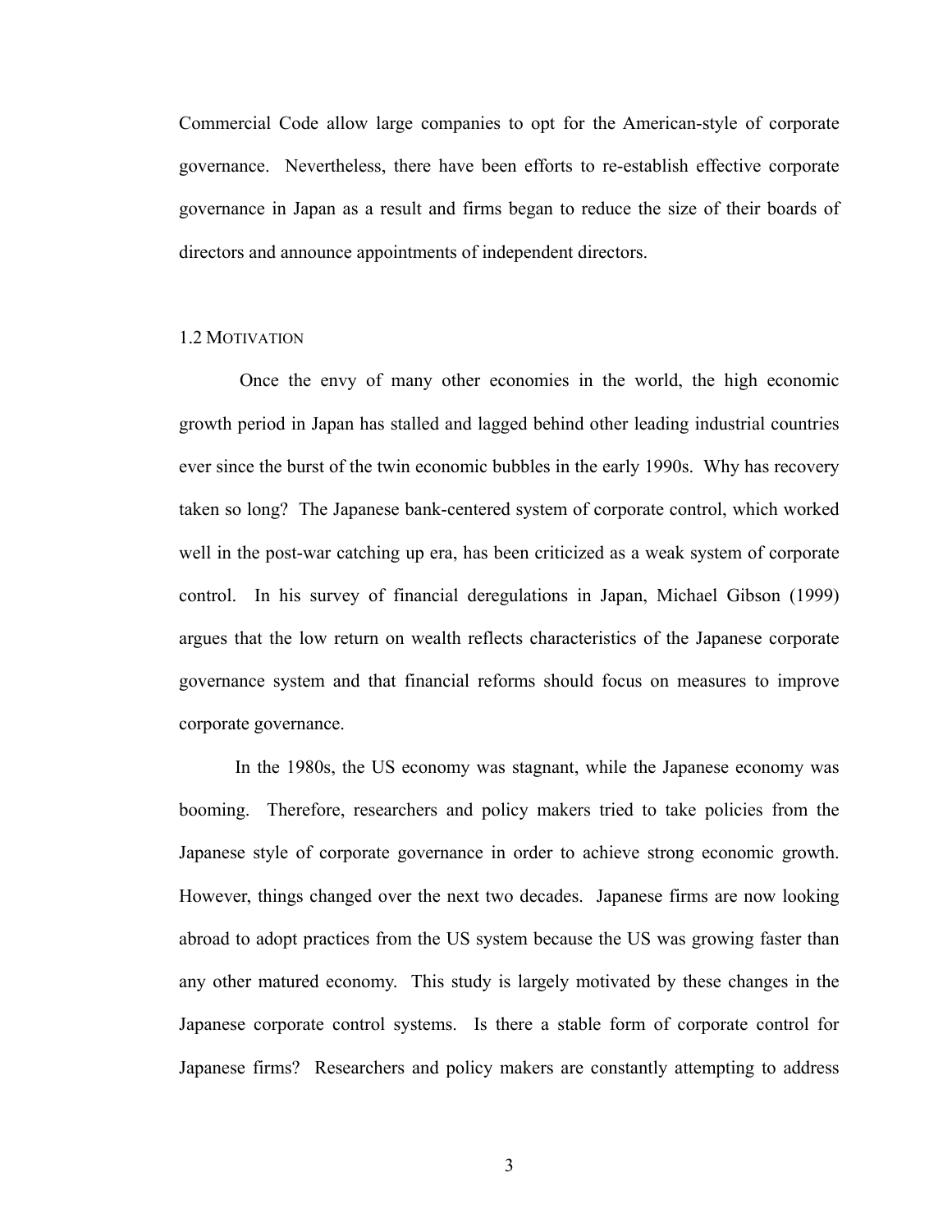Commercial Code allow large companies to opt for the American-style of corporate governance. Nevertheless, there have been efforts to re-establish effective corporate governance in Japan as a result and firms began to reduce the size of their boards of directors and announce appointments of independent directors.

### 1.2 Motivation

Once the envy of many other economies in the world, the high economic growth period in Japan has stalled and lagged behind other leading industrial countries ever since the burst of the twin economic bubbles in the early 1990s. Why has recovery taken so long? The Japanese bank-centered system of corporate control, which worked well in the post-war catching up era, has been criticized as a weak system of corporate control. In his survey of financial deregulations in Japan, Michael Gibson (1999) argues that the low return on wealth reflects characteristics of the Japanese corporate governance system and that financial reforms should focus on measures to improve corporate governance.

In the 1980s, the US economy was stagnant, while the Japanese economy was booming. Therefore, researchers and policy makers tried to take policies from the Japanese style of corporate governance in order to achieve strong economic growth. However, things changed over the next two decades. Japanese firms are now looking abroad to adopt practices from the US system because the US was growing faster than any other matured economy. This study is largely motivated by these changes in the Japanese corporate control systems. Is there a stable form of corporate control for Japanese firms? Researchers and policy makers are constantly attempting to address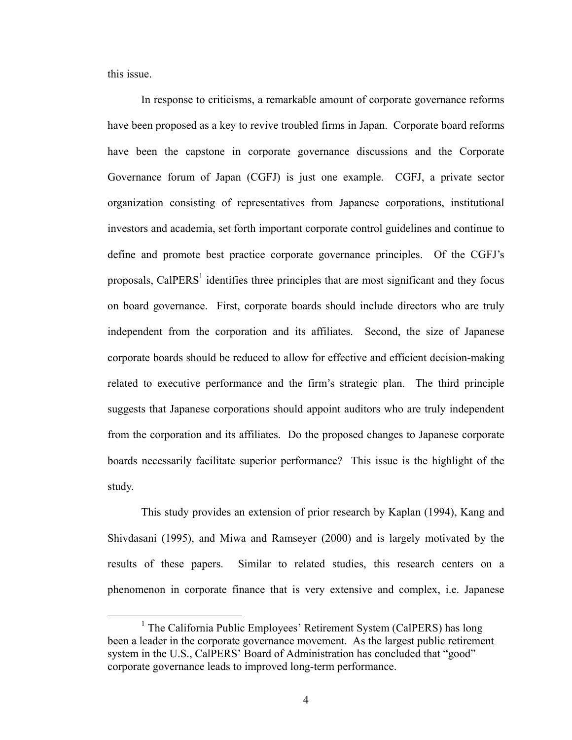this issue.

In response to criticisms, a remarkable amount of corporate governance reforms have been proposed as a key to revive troubled firms in Japan. Corporate board reforms have been the capstone in corporate governance discussions and the Corporate Governance forum of Japan (CGFJ) is just one example. CGFJ, a private sector organization consisting of representatives from Japanese corporations, institutional investors and academia, set forth important corporate control guidelines and continue to define and promote best practice corporate governance principles. Of the CGFJ's proposals, CalPERS[1] identifies three principles that are most significant and they focus on board governance. First, corporate boards should include directors who are truly independent from the corporation and its affiliates. Second, the size of Japanese corporate boards should be reduced to allow for effective and efficient decision-making related to executive performance and the firm's strategic plan. The third principle suggests that Japanese corporations should appoint auditors who are truly independent from the corporation and its affiliates. Do the proposed changes to Japanese corporate boards necessarily facilitate superior performance? This issue is the highlight of the study.

This study provides an extension of prior research by Kaplan (1994), Kang and Shivdasani (1995), and Miwa and Ramseyer (2000) and is largely motivated by the results of these papers. Similar to related studies, this research centers on a phenomenon in corporate finance that is very extensive and complex, i.e. Japanese

[1] The California Public Employees' Retirement System (CalPERS) has long been a leader in the corporate governance movement. As the largest public retirement system in the U.S., CalPERS' Board of Administration has concluded that "good" corporate governance leads to improved long-term performance.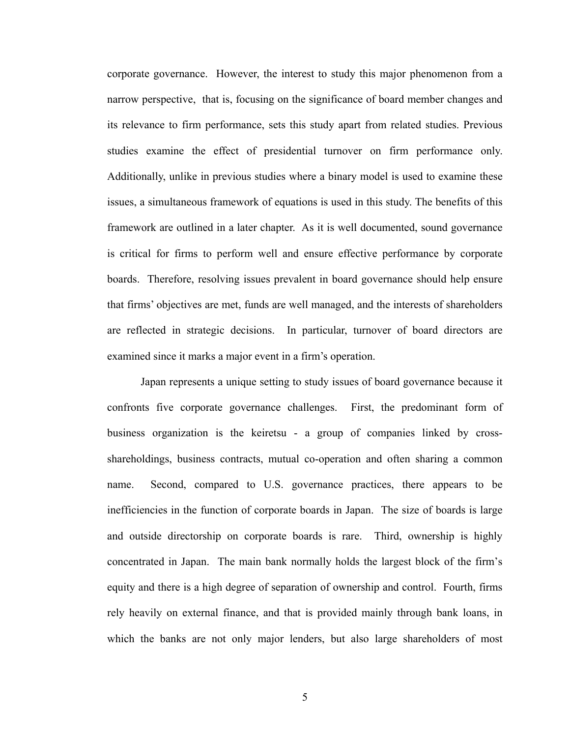corporate governance. However, the interest to study this major phenomenon from a narrow perspective, that is, focusing on the significance of board member changes and its relevance to firm performance, sets this study apart from related studies. Previous studies examine the effect of presidential turnover on firm performance only. Additionally, unlike in previous studies where a binary model is used to examine these issues, a simultaneous framework of equations is used in this study. The benefits of this framework are outlined in a later chapter. As it is well documented, sound governance is critical for firms to perform well and ensure effective performance by corporate boards. Therefore, resolving issues prevalent in board governance should help ensure that firms' objectives are met, funds are well managed, and the interests of shareholders are reflected in strategic decisions. In particular, turnover of board directors are examined since it marks a major event in a firm's operation.

Japan represents a unique setting to study issues of board governance because it confronts five corporate governance challenges. First, the predominant form of business organization is the keiretsu - a group of companies linked by cross-shareholdings, business contracts, mutual co-operation and often sharing a common name. Second, compared to U.S. governance practices, there appears to be inefficiencies in the function of corporate boards in Japan. The size of boards is large and outside directorship on corporate boards is rare. Third, ownership is highly concentrated in Japan. The main bank normally holds the largest block of the firm's equity and there is a high degree of separation of ownership and control. Fourth, firms rely heavily on external finance, and that is provided mainly through bank loans, in which the banks are not only major lenders, but also large shareholders of most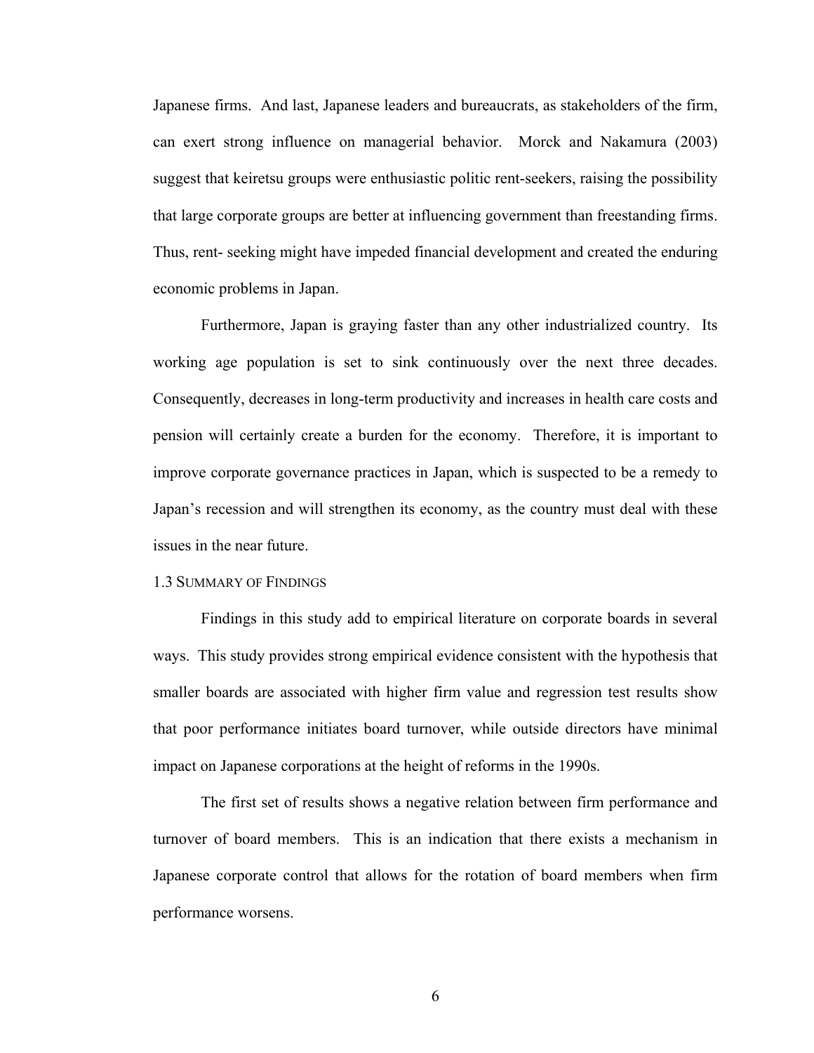Japanese firms. And last, Japanese leaders and bureaucrats, as stakeholders of the firm, can exert strong influence on managerial behavior. Morck and Nakamura (2003) suggest that keiretsu groups were enthusiastic politic rent-seekers, raising the possibility that large corporate groups are better at influencing government than freestanding firms. Thus, rent- seeking might have impeded financial development and created the enduring economic problems in Japan.

Furthermore, Japan is graying faster than any other industrialized country. Its working age population is set to sink continuously over the next three decades. Consequently, decreases in long-term productivity and increases in health care costs and pension will certainly create a burden for the economy. Therefore, it is important to improve corporate governance practices in Japan, which is suspected to be a remedy to Japan's recession and will strengthen its economy, as the country must deal with these issues in the near future.

### 1.3 Summary of Findings

Findings in this study add to empirical literature on corporate boards in several ways. This study provides strong empirical evidence consistent with the hypothesis that smaller boards are associated with higher firm value and regression test results show that poor performance initiates board turnover, while outside directors have minimal impact on Japanese corporations at the height of reforms in the 1990s.

The first set of results shows a negative relation between firm performance and turnover of board members. This is an indication that there exists a mechanism in Japanese corporate control that allows for the rotation of board members when firm performance worsens.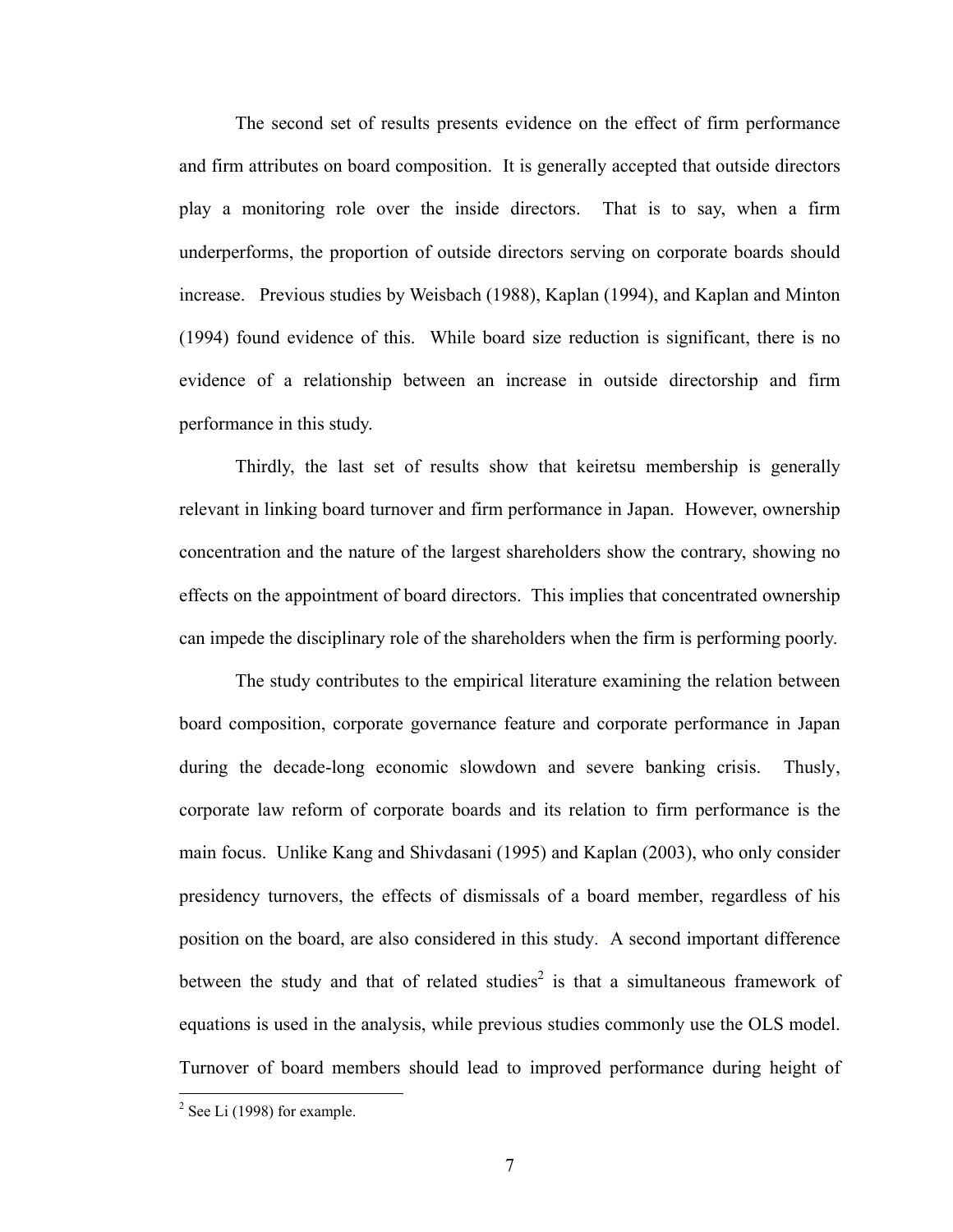The second set of results presents evidence on the effect of firm performance and firm attributes on board composition. It is generally accepted that outside directors play a monitoring role over the inside directors. That is to say, when a firm underperforms, the proportion of outside directors serving on corporate boards should increase. Previous studies by Weisbach (1988), Kaplan (1994), and Kaplan and Minton (1994) found evidence of this. While board size reduction is significant, there is no evidence of a relationship between an increase in outside directorship and firm performance in this study.

Thirdly, the last set of results show that keiretsu membership is generally relevant in linking board turnover and firm performance in Japan. However, ownership concentration and the nature of the largest shareholders show the contrary, showing no effects on the appointment of board directors. This implies that concentrated ownership can impede the disciplinary role of the shareholders when the firm is performing poorly.

The study contributes to the empirical literature examining the relation between board composition, corporate governance feature and corporate performance in Japan during the decade-long economic slowdown and severe banking crisis. Thusly, corporate law reform of corporate boards and its relation to firm performance is the main focus. Unlike Kang and Shivdasani (1995) and Kaplan (2003), who only consider presidency turnovers, the effects of dismissals of a board member, regardless of his position on the board, are also considered in this study. A second important difference between the study and that of related studies[2] is that a simultaneous framework of equations is used in the analysis, while previous studies commonly use the OLS model. Turnover of board members should lead to improved performance during height of

[2] See Li (1998) for example.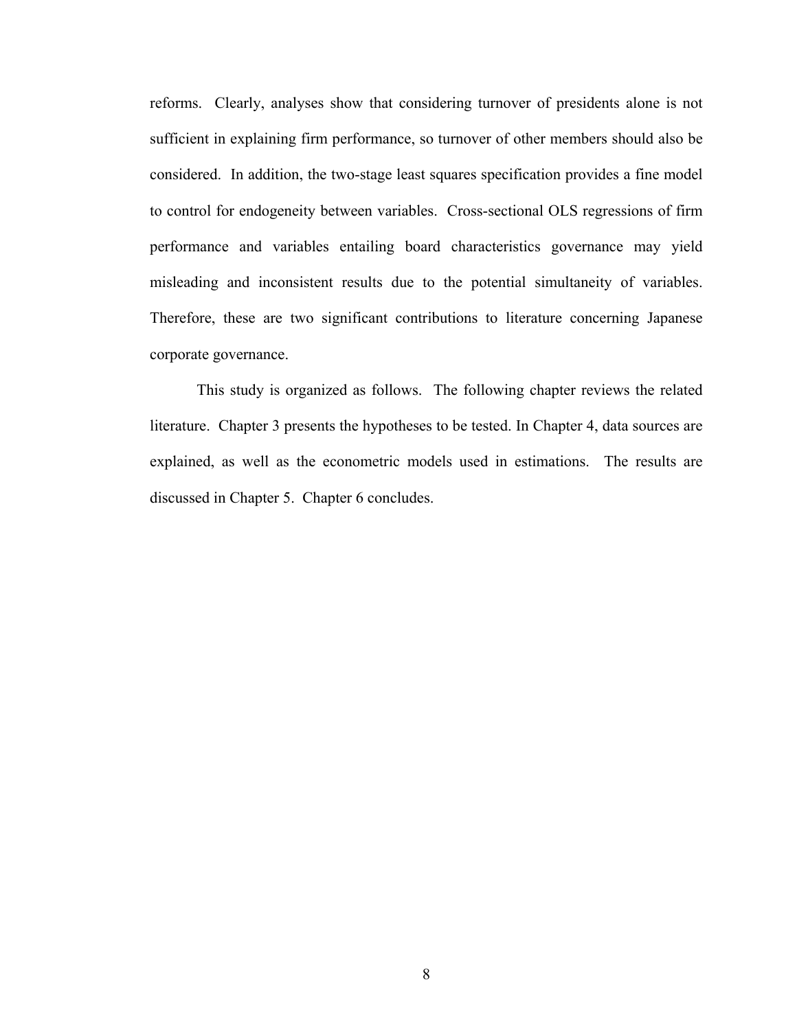reforms. Clearly, analyses show that considering turnover of presidents alone is not sufficient in explaining firm performance, so turnover of other members should also be considered. In addition, the two-stage least squares specification provides a fine model to control for endogeneity between variables. Cross-sectional OLS regressions of firm performance and variables entailing board characteristics governance may yield misleading and inconsistent results due to the potential simultaneity of variables. Therefore, these are two significant contributions to literature concerning Japanese corporate governance.

This study is organized as follows. The following chapter reviews the related literature. Chapter 3 presents the hypotheses to be tested. In Chapter 4, data sources are explained, as well as the econometric models used in estimations. The results are discussed in Chapter 5. Chapter 6 concludes.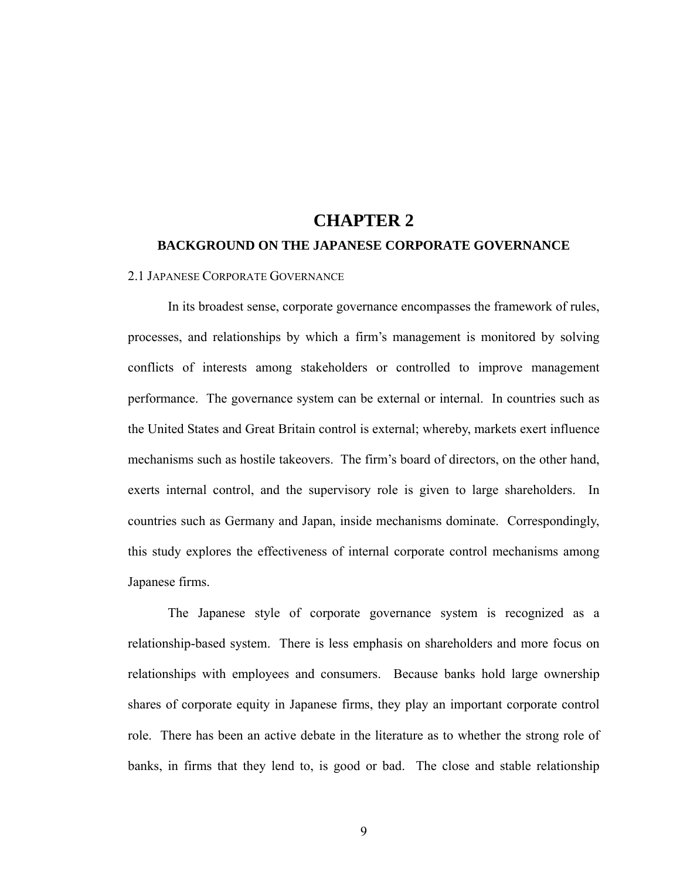# CHAPTER 2

## BACKGROUND ON THE JAPANESE CORPORATE GOVERNANCE

### 2.1 JAPANESE CORPORATE GOVERNANCE

In its broadest sense, corporate governance encompasses the framework of rules, processes, and relationships by which a firm's management is monitored by solving conflicts of interests among stakeholders or controlled to improve management performance. The governance system can be external or internal. In countries such as the United States and Great Britain control is external; whereby, markets exert influence mechanisms such as hostile takeovers. The firm's board of directors, on the other hand, exerts internal control, and the supervisory role is given to large shareholders. In countries such as Germany and Japan, inside mechanisms dominate. Correspondingly, this study explores the effectiveness of internal corporate control mechanisms among Japanese firms.

The Japanese style of corporate governance system is recognized as a relationship-based system. There is less emphasis on shareholders and more focus on relationships with employees and consumers. Because banks hold large ownership shares of corporate equity in Japanese firms, they play an important corporate control role. There has been an active debate in the literature as to whether the strong role of banks, in firms that they lend to, is good or bad. The close and stable relationship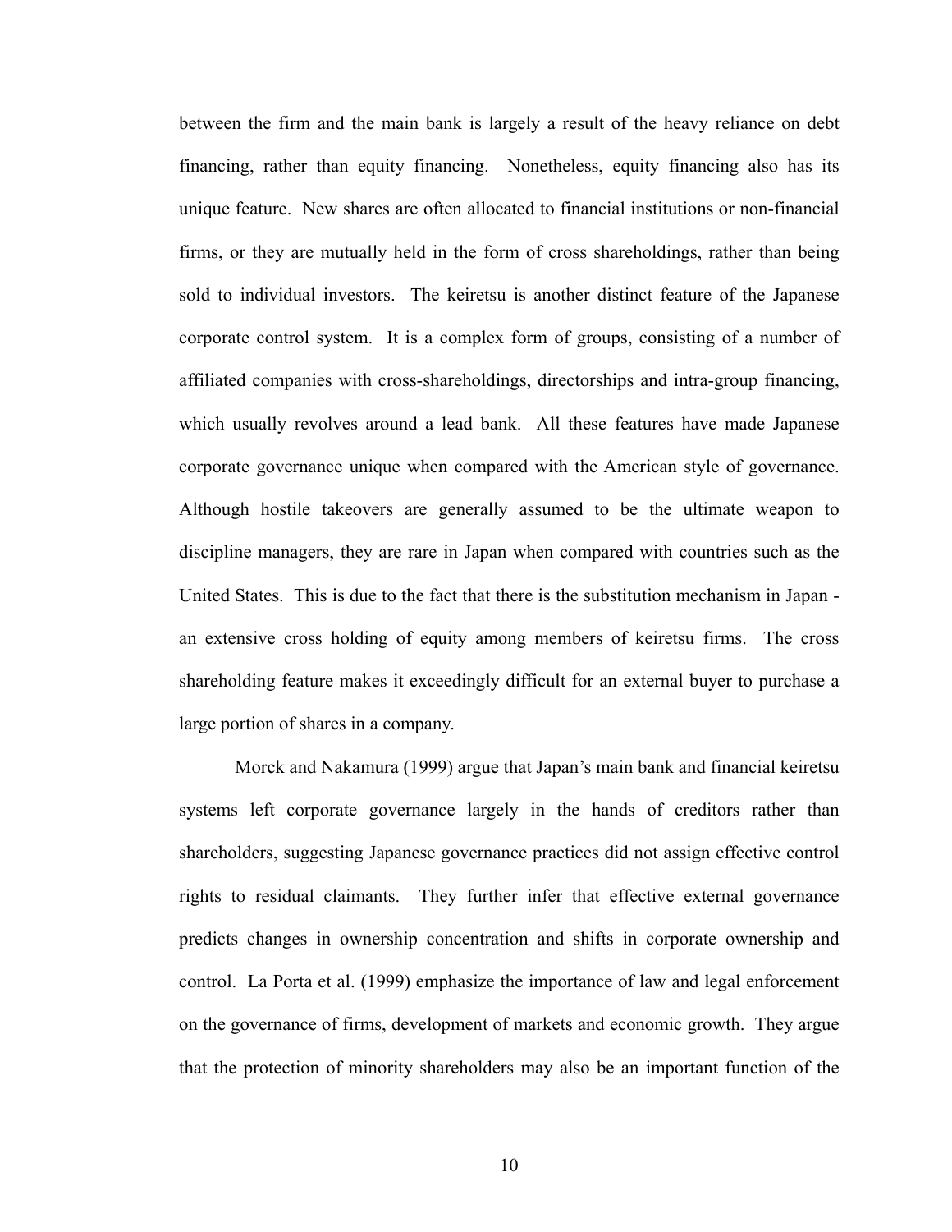between the firm and the main bank is largely a result of the heavy reliance on debt financing, rather than equity financing. Nonetheless, equity financing also has its unique feature. New shares are often allocated to financial institutions or non-financial firms, or they are mutually held in the form of cross shareholdings, rather than being sold to individual investors. The keiretsu is another distinct feature of the Japanese corporate control system. It is a complex form of groups, consisting of a number of affiliated companies with cross-shareholdings, directorships and intra-group financing, which usually revolves around a lead bank. All these features have made Japanese corporate governance unique when compared with the American style of governance. Although hostile takeovers are generally assumed to be the ultimate weapon to discipline managers, they are rare in Japan when compared with countries such as the United States. This is due to the fact that there is the substitution mechanism in Japan - an extensive cross holding of equity among members of keiretsu firms. The cross shareholding feature makes it exceedingly difficult for an external buyer to purchase a large portion of shares in a company.

Morck and Nakamura (1999) argue that Japan's main bank and financial keiretsu systems left corporate governance largely in the hands of creditors rather than shareholders, suggesting Japanese governance practices did not assign effective control rights to residual claimants. They further infer that effective external governance predicts changes in ownership concentration and shifts in corporate ownership and control. La Porta et al. (1999) emphasize the importance of law and legal enforcement on the governance of firms, development of markets and economic growth. They argue that the protection of minority shareholders may also be an important function of the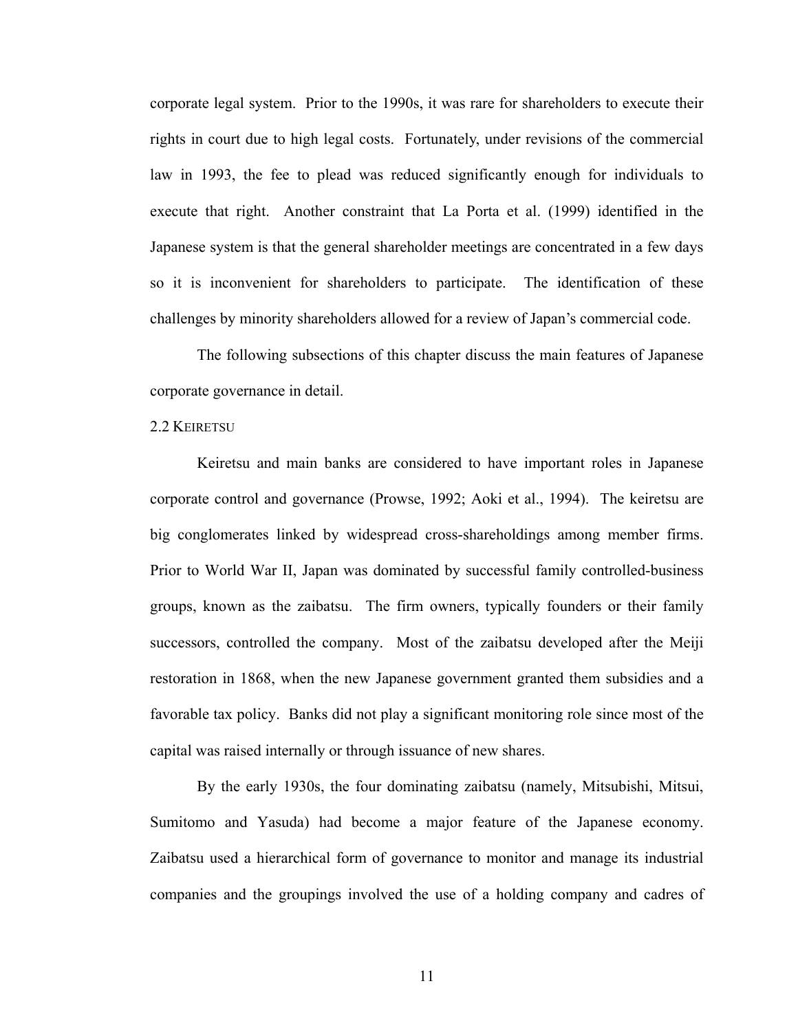corporate legal system. Prior to the 1990s, it was rare for shareholders to execute their rights in court due to high legal costs. Fortunately, under revisions of the commercial law in 1993, the fee to plead was reduced significantly enough for individuals to execute that right. Another constraint that La Porta et al. (1999) identified in the Japanese system is that the general shareholder meetings are concentrated in a few days so it is inconvenient for shareholders to participate. The identification of these challenges by minority shareholders allowed for a review of Japan's commercial code.

The following subsections of this chapter discuss the main features of Japanese corporate governance in detail.

## 2.2 Keiretsu

Keiretsu and main banks are considered to have important roles in Japanese corporate control and governance (Prowse, 1992; Aoki et al., 1994). The keiretsu are big conglomerates linked by widespread cross-shareholdings among member firms. Prior to World War II, Japan was dominated by successful family controlled-business groups, known as the zaibatsu. The firm owners, typically founders or their family successors, controlled the company. Most of the zaibatsu developed after the Meiji restoration in 1868, when the new Japanese government granted them subsidies and a favorable tax policy. Banks did not play a significant monitoring role since most of the capital was raised internally or through issuance of new shares.

By the early 1930s, the four dominating zaibatsu (namely, Mitsubishi, Mitsui, Sumitomo and Yasuda) had become a major feature of the Japanese economy. Zaibatsu used a hierarchical form of governance to monitor and manage its industrial companies and the groupings involved the use of a holding company and cadres of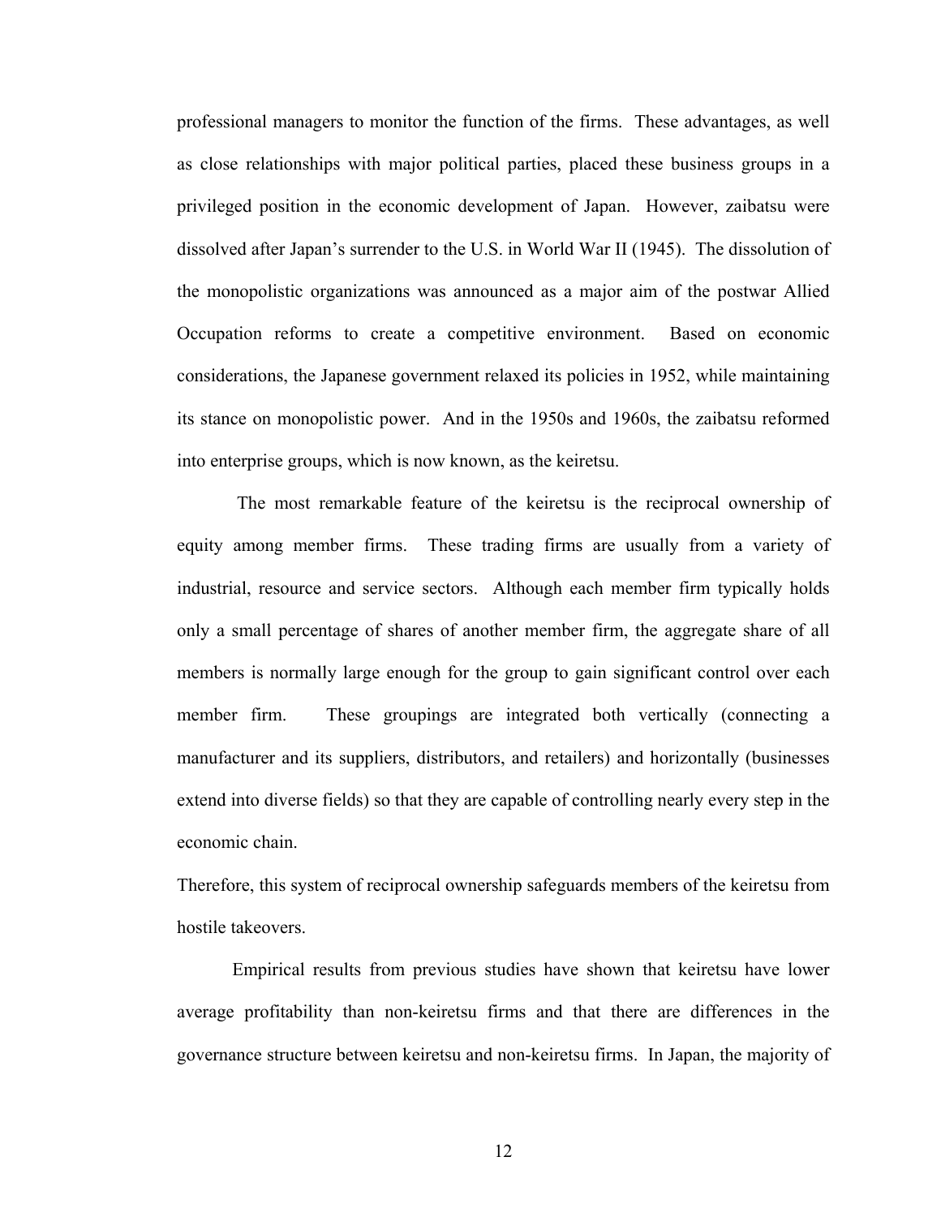professional managers to monitor the function of the firms. These advantages, as well as close relationships with major political parties, placed these business groups in a privileged position in the economic development of Japan. However, zaibatsu were dissolved after Japan's surrender to the U.S. in World War II (1945). The dissolution of the monopolistic organizations was announced as a major aim of the postwar Allied Occupation reforms to create a competitive environment. Based on economic considerations, the Japanese government relaxed its policies in 1952, while maintaining its stance on monopolistic power. And in the 1950s and 1960s, the zaibatsu reformed into enterprise groups, which is now known, as the keiretsu.

The most remarkable feature of the keiretsu is the reciprocal ownership of equity among member firms. These trading firms are usually from a variety of industrial, resource and service sectors. Although each member firm typically holds only a small percentage of shares of another member firm, the aggregate share of all members is normally large enough for the group to gain significant control over each member firm. These groupings are integrated both vertically (connecting a manufacturer and its suppliers, distributors, and retailers) and horizontally (businesses extend into diverse fields) so that they are capable of controlling nearly every step in the economic chain.

Therefore, this system of reciprocal ownership safeguards members of the keiretsu from hostile takeovers.

Empirical results from previous studies have shown that keiretsu have lower average profitability than non-keiretsu firms and that there are differences in the governance structure between keiretsu and non-keiretsu firms. In Japan, the majority of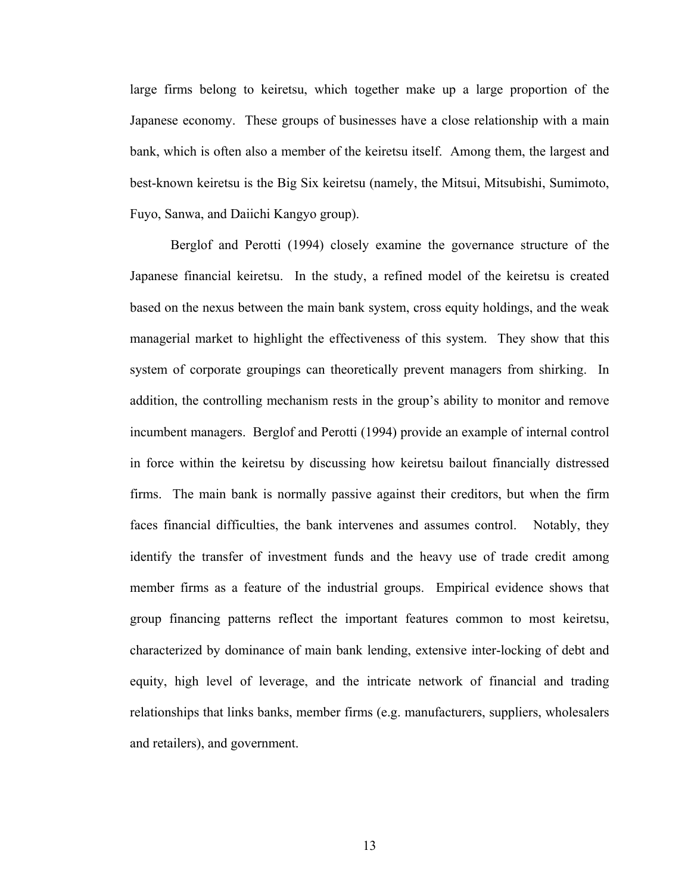large firms belong to keiretsu, which together make up a large proportion of the Japanese economy. These groups of businesses have a close relationship with a main bank, which is often also a member of the keiretsu itself. Among them, the largest and best-known keiretsu is the Big Six keiretsu (namely, the Mitsui, Mitsubishi, Sumimoto, Fuyo, Sanwa, and Daiichi Kangyo group).

Berglof and Perotti (1994) closely examine the governance structure of the Japanese financial keiretsu. In the study, a refined model of the keiretsu is created based on the nexus between the main bank system, cross equity holdings, and the weak managerial market to highlight the effectiveness of this system. They show that this system of corporate groupings can theoretically prevent managers from shirking. In addition, the controlling mechanism rests in the group's ability to monitor and remove incumbent managers. Berglof and Perotti (1994) provide an example of internal control in force within the keiretsu by discussing how keiretsu bailout financially distressed firms. The main bank is normally passive against their creditors, but when the firm faces financial difficulties, the bank intervenes and assumes control. Notably, they identify the transfer of investment funds and the heavy use of trade credit among member firms as a feature of the industrial groups. Empirical evidence shows that group financing patterns reflect the important features common to most keiretsu, characterized by dominance of main bank lending, extensive inter-locking of debt and equity, high level of leverage, and the intricate network of financial and trading relationships that links banks, member firms (e.g. manufacturers, suppliers, wholesalers and retailers), and government.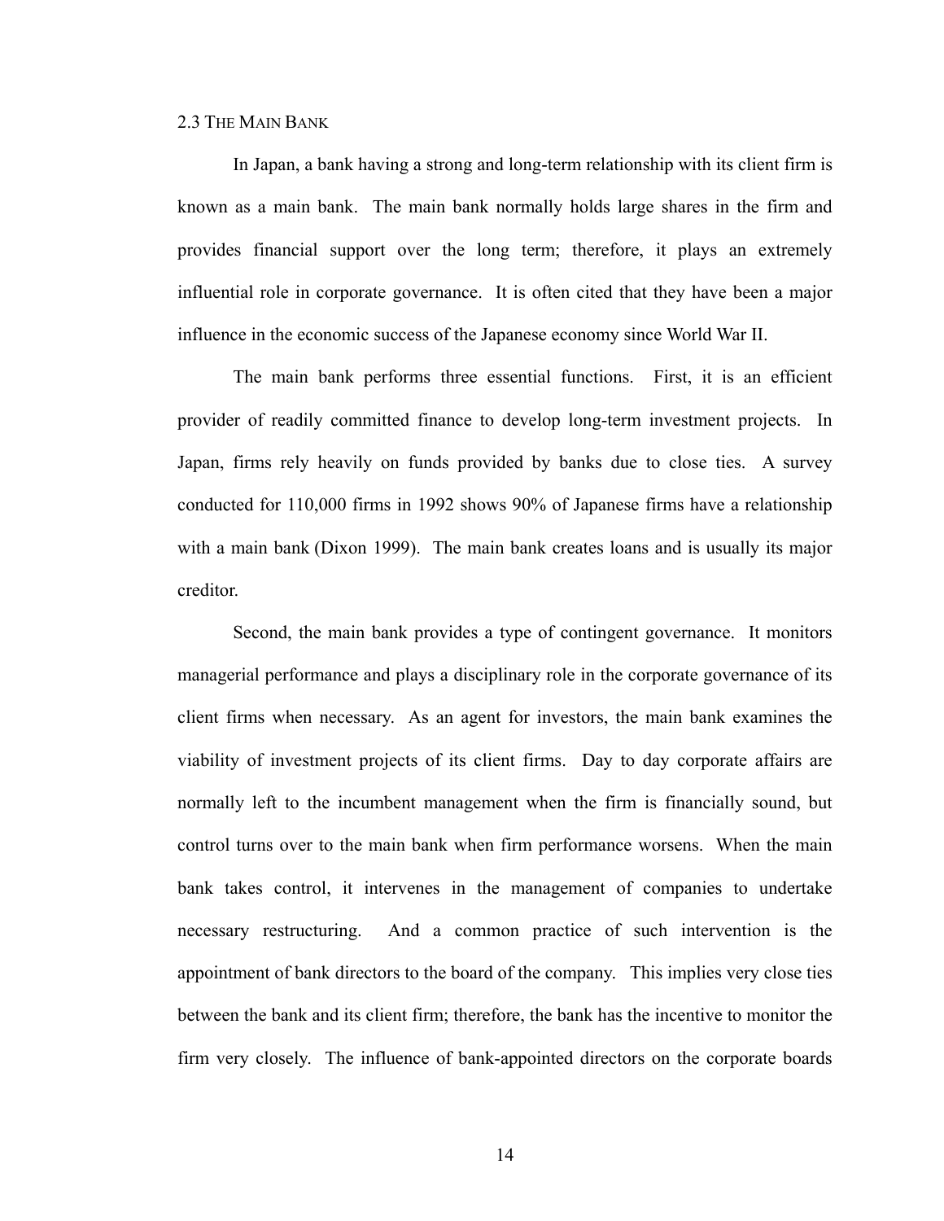### 2.3 The Main Bank

In Japan, a bank having a strong and long-term relationship with its client firm is known as a main bank. The main bank normally holds large shares in the firm and provides financial support over the long term; therefore, it plays an extremely influential role in corporate governance. It is often cited that they have been a major influence in the economic success of the Japanese economy since World War II.

The main bank performs three essential functions. First, it is an efficient provider of readily committed finance to develop long-term investment projects. In Japan, firms rely heavily on funds provided by banks due to close ties. A survey conducted for 110,000 firms in 1992 shows 90% of Japanese firms have a relationship with a main bank (Dixon 1999). The main bank creates loans and is usually its major creditor.

Second, the main bank provides a type of contingent governance. It monitors managerial performance and plays a disciplinary role in the corporate governance of its client firms when necessary. As an agent for investors, the main bank examines the viability of investment projects of its client firms. Day to day corporate affairs are normally left to the incumbent management when the firm is financially sound, but control turns over to the main bank when firm performance worsens. When the main bank takes control, it intervenes in the management of companies to undertake necessary restructuring. And a common practice of such intervention is the appointment of bank directors to the board of the company. This implies very close ties between the bank and its client firm; therefore, the bank has the incentive to monitor the firm very closely. The influence of bank-appointed directors on the corporate boards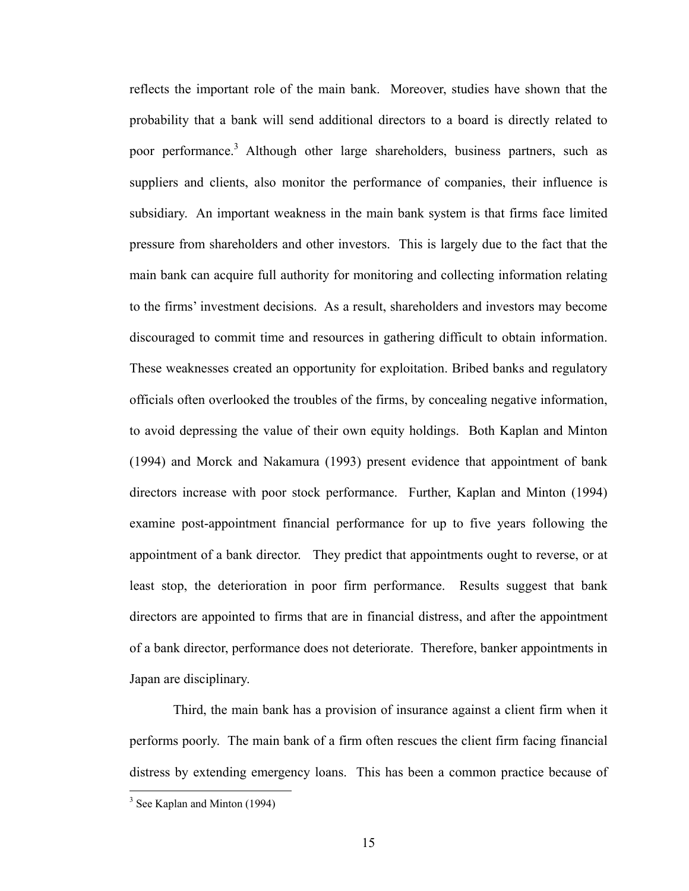reflects the important role of the main bank. Moreover, studies have shown that the probability that a bank will send additional directors to a board is directly related to poor performance.[3] Although other large shareholders, business partners, such as suppliers and clients, also monitor the performance of companies, their influence is subsidiary. An important weakness in the main bank system is that firms face limited pressure from shareholders and other investors. This is largely due to the fact that the main bank can acquire full authority for monitoring and collecting information relating to the firms' investment decisions. As a result, shareholders and investors may become discouraged to commit time and resources in gathering difficult to obtain information. These weaknesses created an opportunity for exploitation. Bribed banks and regulatory officials often overlooked the troubles of the firms, by concealing negative information, to avoid depressing the value of their own equity holdings. Both Kaplan and Minton (1994) and Morck and Nakamura (1993) present evidence that appointment of bank directors increase with poor stock performance. Further, Kaplan and Minton (1994) examine post-appointment financial performance for up to five years following the appointment of a bank director. They predict that appointments ought to reverse, or at least stop, the deterioration in poor firm performance. Results suggest that bank directors are appointed to firms that are in financial distress, and after the appointment of a bank director, performance does not deteriorate. Therefore, banker appointments in Japan are disciplinary.

Third, the main bank has a provision of insurance against a client firm when it performs poorly. The main bank of a firm often rescues the client firm facing financial distress by extending emergency loans. This has been a common practice because of

[3] See Kaplan and Minton (1994)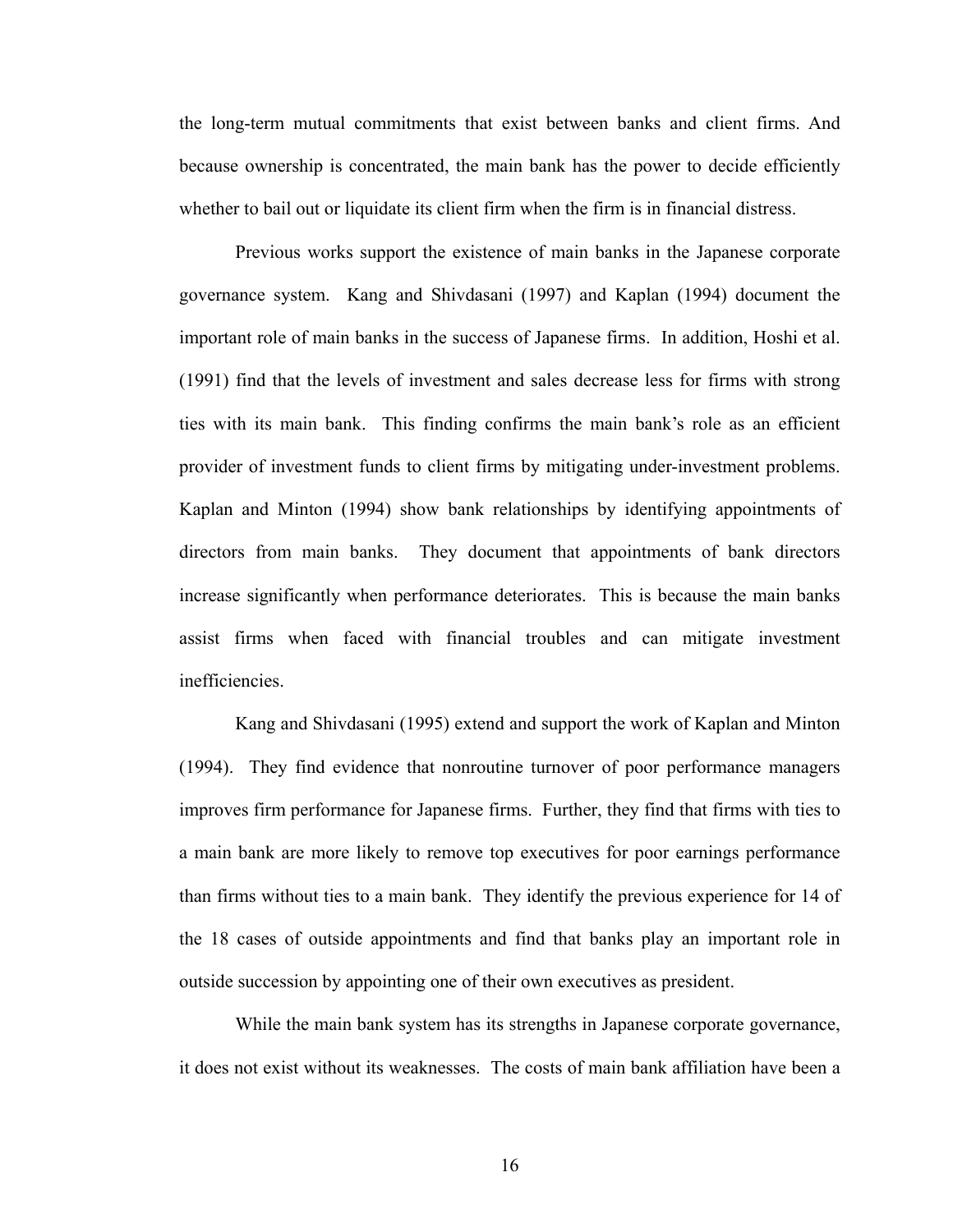the long-term mutual commitments that exist between banks and client firms. And because ownership is concentrated, the main bank has the power to decide efficiently whether to bail out or liquidate its client firm when the firm is in financial distress.

Previous works support the existence of main banks in the Japanese corporate governance system. Kang and Shivdasani (1997) and Kaplan (1994) document the important role of main banks in the success of Japanese firms. In addition, Hoshi et al. (1991) find that the levels of investment and sales decrease less for firms with strong ties with its main bank. This finding confirms the main bank's role as an efficient provider of investment funds to client firms by mitigating under-investment problems. Kaplan and Minton (1994) show bank relationships by identifying appointments of directors from main banks. They document that appointments of bank directors increase significantly when performance deteriorates. This is because the main banks assist firms when faced with financial troubles and can mitigate investment inefficiencies.

Kang and Shivdasani (1995) extend and support the work of Kaplan and Minton (1994). They find evidence that nonroutine turnover of poor performance managers improves firm performance for Japanese firms. Further, they find that firms with ties to a main bank are more likely to remove top executives for poor earnings performance than firms without ties to a main bank. They identify the previous experience for 14 of the 18 cases of outside appointments and find that banks play an important role in outside succession by appointing one of their own executives as president.

While the main bank system has its strengths in Japanese corporate governance, it does not exist without its weaknesses. The costs of main bank affiliation have been a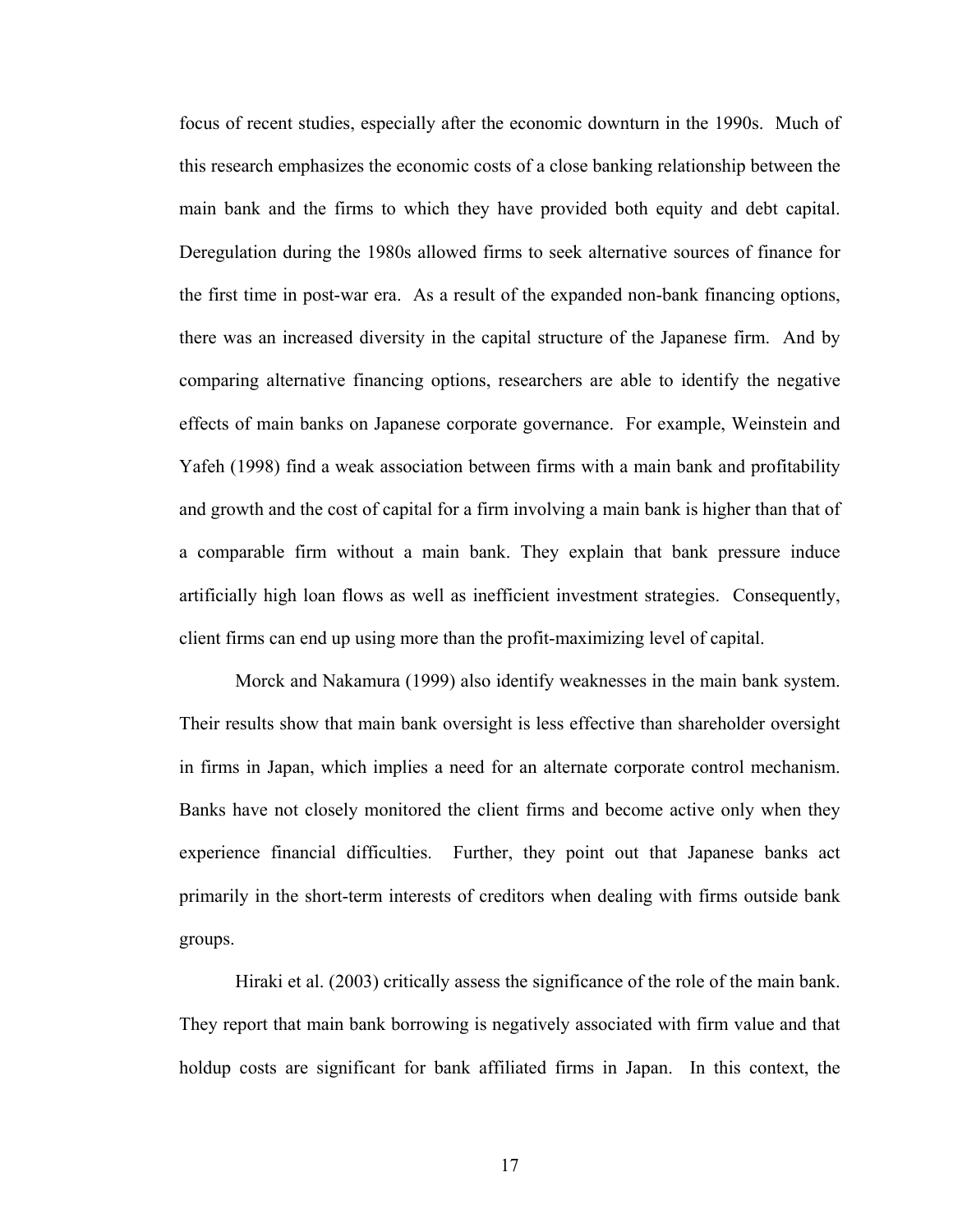focus of recent studies, especially after the economic downturn in the 1990s. Much of this research emphasizes the economic costs of a close banking relationship between the main bank and the firms to which they have provided both equity and debt capital. Deregulation during the 1980s allowed firms to seek alternative sources of finance for the first time in post-war era. As a result of the expanded non-bank financing options, there was an increased diversity in the capital structure of the Japanese firm. And by comparing alternative financing options, researchers are able to identify the negative effects of main banks on Japanese corporate governance. For example, Weinstein and Yafeh (1998) find a weak association between firms with a main bank and profitability and growth and the cost of capital for a firm involving a main bank is higher than that of a comparable firm without a main bank. They explain that bank pressure induce artificially high loan flows as well as inefficient investment strategies. Consequently, client firms can end up using more than the profit-maximizing level of capital.

Morck and Nakamura (1999) also identify weaknesses in the main bank system. Their results show that main bank oversight is less effective than shareholder oversight in firms in Japan, which implies a need for an alternate corporate control mechanism. Banks have not closely monitored the client firms and become active only when they experience financial difficulties. Further, they point out that Japanese banks act primarily in the short-term interests of creditors when dealing with firms outside bank groups.

Hiraki et al. (2003) critically assess the significance of the role of the main bank. They report that main bank borrowing is negatively associated with firm value and that holdup costs are significant for bank affiliated firms in Japan. In this context, the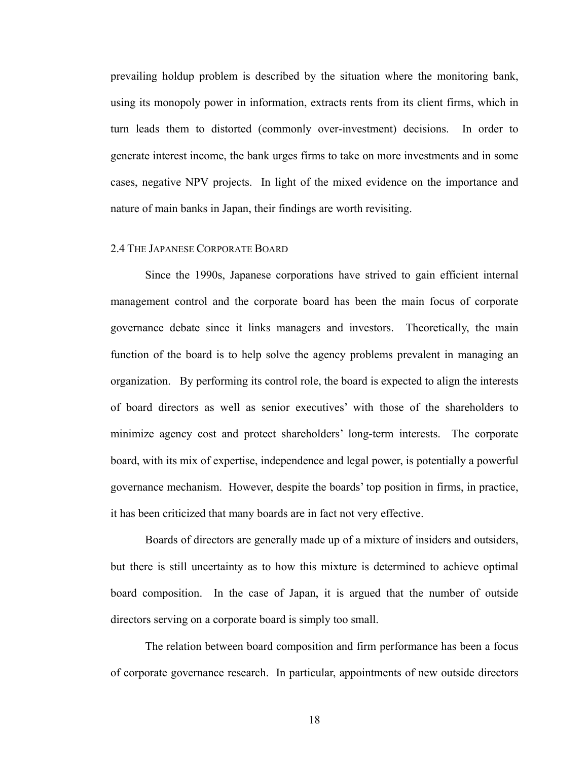prevailing holdup problem is described by the situation where the monitoring bank, using its monopoly power in information, extracts rents from its client firms, which in turn leads them to distorted (commonly over-investment) decisions. In order to generate interest income, the bank urges firms to take on more investments and in some cases, negative NPV projects. In light of the mixed evidence on the importance and nature of main banks in Japan, their findings are worth revisiting.

### 2.4 THE JAPANESE CORPORATE BOARD

Since the 1990s, Japanese corporations have strived to gain efficient internal management control and the corporate board has been the main focus of corporate governance debate since it links managers and investors. Theoretically, the main function of the board is to help solve the agency problems prevalent in managing an organization. By performing its control role, the board is expected to align the interests of board directors as well as senior executives' with those of the shareholders to minimize agency cost and protect shareholders' long-term interests. The corporate board, with its mix of expertise, independence and legal power, is potentially a powerful governance mechanism. However, despite the boards' top position in firms, in practice, it has been criticized that many boards are in fact not very effective.

Boards of directors are generally made up of a mixture of insiders and outsiders, but there is still uncertainty as to how this mixture is determined to achieve optimal board composition. In the case of Japan, it is argued that the number of outside directors serving on a corporate board is simply too small.

The relation between board composition and firm performance has been a focus of corporate governance research. In particular, appointments of new outside directors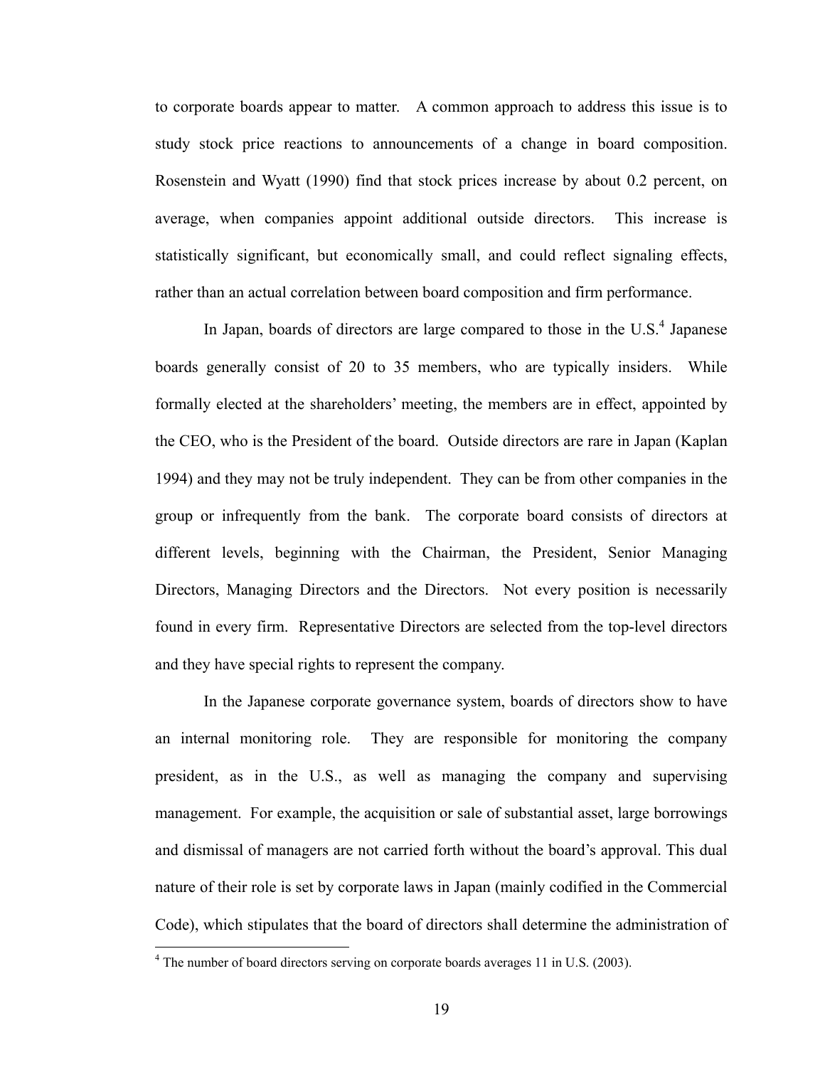to corporate boards appear to matter. A common approach to address this issue is to study stock price reactions to announcements of a change in board composition. Rosenstein and Wyatt (1990) find that stock prices increase by about 0.2 percent, on average, when companies appoint additional outside directors. This increase is statistically significant, but economically small, and could reflect signaling effects, rather than an actual correlation between board composition and firm performance.

In Japan, boards of directors are large compared to those in the U.S.[4] Japanese boards generally consist of 20 to 35 members, who are typically insiders. While formally elected at the shareholders' meeting, the members are in effect, appointed by the CEO, who is the President of the board. Outside directors are rare in Japan (Kaplan 1994) and they may not be truly independent. They can be from other companies in the group or infrequently from the bank. The corporate board consists of directors at different levels, beginning with the Chairman, the President, Senior Managing Directors, Managing Directors and the Directors. Not every position is necessarily found in every firm. Representative Directors are selected from the top-level directors and they have special rights to represent the company.

In the Japanese corporate governance system, boards of directors show to have an internal monitoring role. They are responsible for monitoring the company president, as in the U.S., as well as managing the company and supervising management. For example, the acquisition or sale of substantial asset, large borrowings and dismissal of managers are not carried forth without the board's approval. This dual nature of their role is set by corporate laws in Japan (mainly codified in the Commercial Code), which stipulates that the board of directors shall determine the administration of

[4] The number of board directors serving on corporate boards averages 11 in U.S. (2003).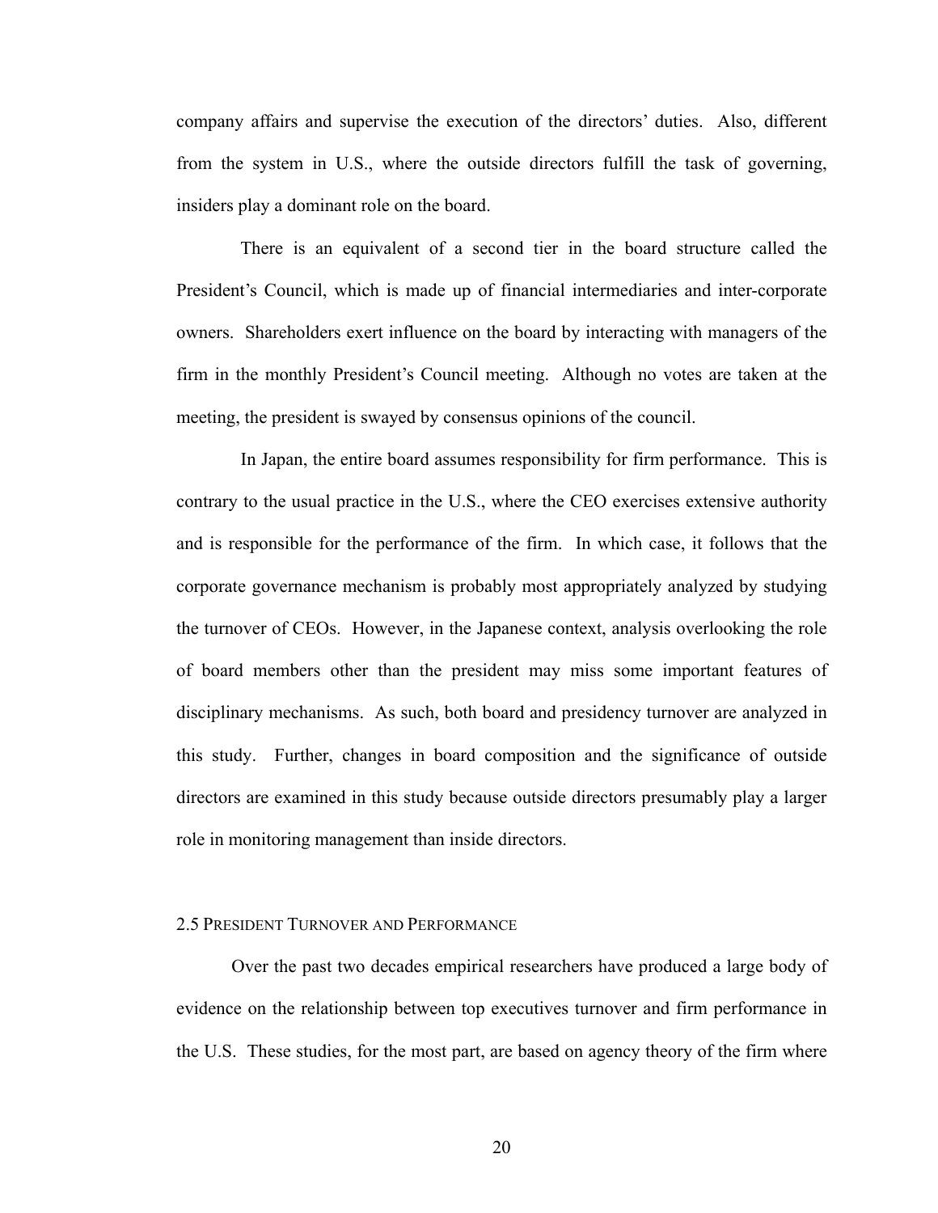company affairs and supervise the execution of the directors' duties. Also, different from the system in U.S., where the outside directors fulfill the task of governing, insiders play a dominant role on the board.

There is an equivalent of a second tier in the board structure called the President's Council, which is made up of financial intermediaries and inter-corporate owners. Shareholders exert influence on the board by interacting with managers of the firm in the monthly President's Council meeting. Although no votes are taken at the meeting, the president is swayed by consensus opinions of the council.

In Japan, the entire board assumes responsibility for firm performance. This is contrary to the usual practice in the U.S., where the CEO exercises extensive authority and is responsible for the performance of the firm. In which case, it follows that the corporate governance mechanism is probably most appropriately analyzed by studying the turnover of CEOs. However, in the Japanese context, analysis overlooking the role of board members other than the president may miss some important features of disciplinary mechanisms. As such, both board and presidency turnover are analyzed in this study. Further, changes in board composition and the significance of outside directors are examined in this study because outside directors presumably play a larger role in monitoring management than inside directors.

### 2.5 President Turnover and Performance

Over the past two decades empirical researchers have produced a large body of evidence on the relationship between top executives turnover and firm performance in the U.S. These studies, for the most part, are based on agency theory of the firm where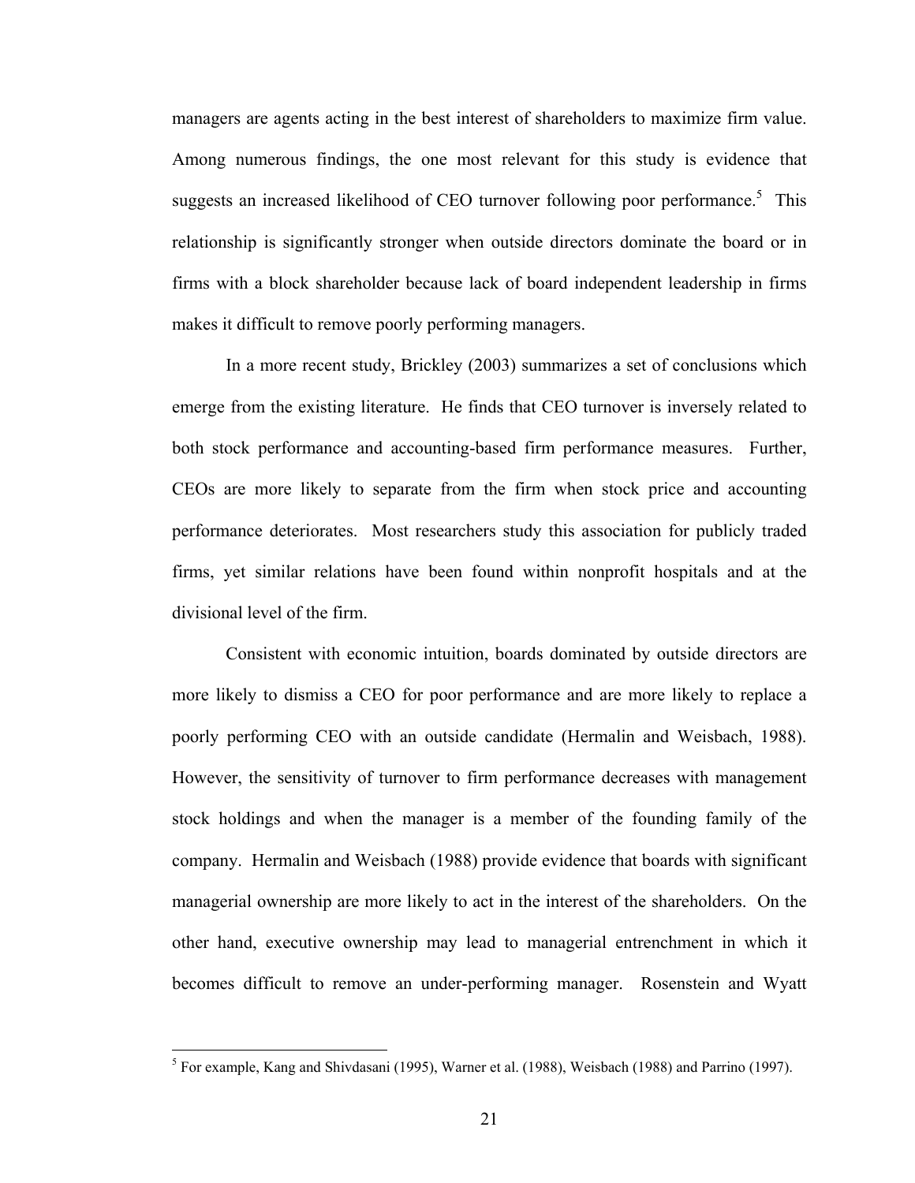managers are agents acting in the best interest of shareholders to maximize firm value. Among numerous findings, the one most relevant for this study is evidence that suggests an increased likelihood of CEO turnover following poor performance.[5] This relationship is significantly stronger when outside directors dominate the board or in firms with a block shareholder because lack of board independent leadership in firms makes it difficult to remove poorly performing managers.

In a more recent study, Brickley (2003) summarizes a set of conclusions which emerge from the existing literature. He finds that CEO turnover is inversely related to both stock performance and accounting-based firm performance measures. Further, CEOs are more likely to separate from the firm when stock price and accounting performance deteriorates. Most researchers study this association for publicly traded firms, yet similar relations have been found within nonprofit hospitals and at the divisional level of the firm.

Consistent with economic intuition, boards dominated by outside directors are more likely to dismiss a CEO for poor performance and are more likely to replace a poorly performing CEO with an outside candidate (Hermalin and Weisbach, 1988). However, the sensitivity of turnover to firm performance decreases with management stock holdings and when the manager is a member of the founding family of the company. Hermalin and Weisbach (1988) provide evidence that boards with significant managerial ownership are more likely to act in the interest of the shareholders. On the other hand, executive ownership may lead to managerial entrenchment in which it becomes difficult to remove an under-performing manager. Rosenstein and Wyatt

[5] For example, Kang and Shivdasani (1995), Warner et al. (1988), Weisbach (1988) and Parrino (1997).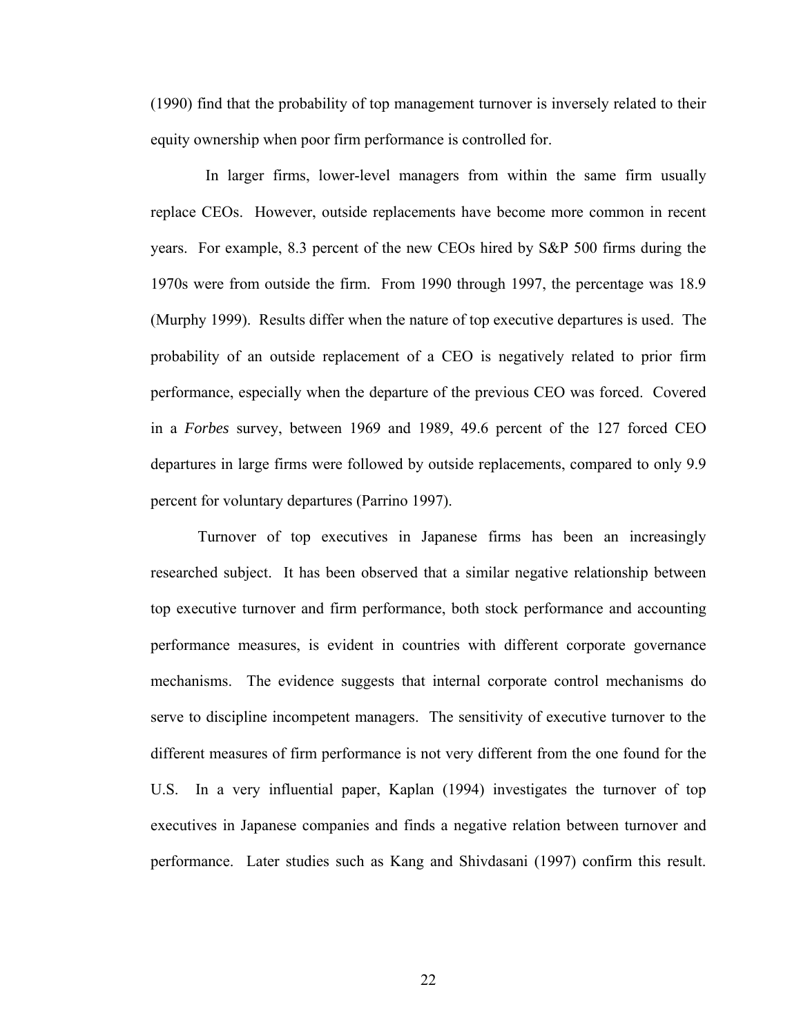(1990) find that the probability of top management turnover is inversely related to their equity ownership when poor firm performance is controlled for.

In larger firms, lower-level managers from within the same firm usually replace CEOs. However, outside replacements have become more common in recent years. For example, 8.3 percent of the new CEOs hired by S&P 500 firms during the 1970s were from outside the firm. From 1990 through 1997, the percentage was 18.9 (Murphy 1999). Results differ when the nature of top executive departures is used. The probability of an outside replacement of a CEO is negatively related to prior firm performance, especially when the departure of the previous CEO was forced. Covered in a *Forbes* survey, between 1969 and 1989, 49.6 percent of the 127 forced CEO departures in large firms were followed by outside replacements, compared to only 9.9 percent for voluntary departures (Parrino 1997).

Turnover of top executives in Japanese firms has been an increasingly researched subject. It has been observed that a similar negative relationship between top executive turnover and firm performance, both stock performance and accounting performance measures, is evident in countries with different corporate governance mechanisms. The evidence suggests that internal corporate control mechanisms do serve to discipline incompetent managers. The sensitivity of executive turnover to the different measures of firm performance is not very different from the one found for the U.S. In a very influential paper, Kaplan (1994) investigates the turnover of top executives in Japanese companies and finds a negative relation between turnover and performance. Later studies such as Kang and Shivdasani (1997) confirm this result.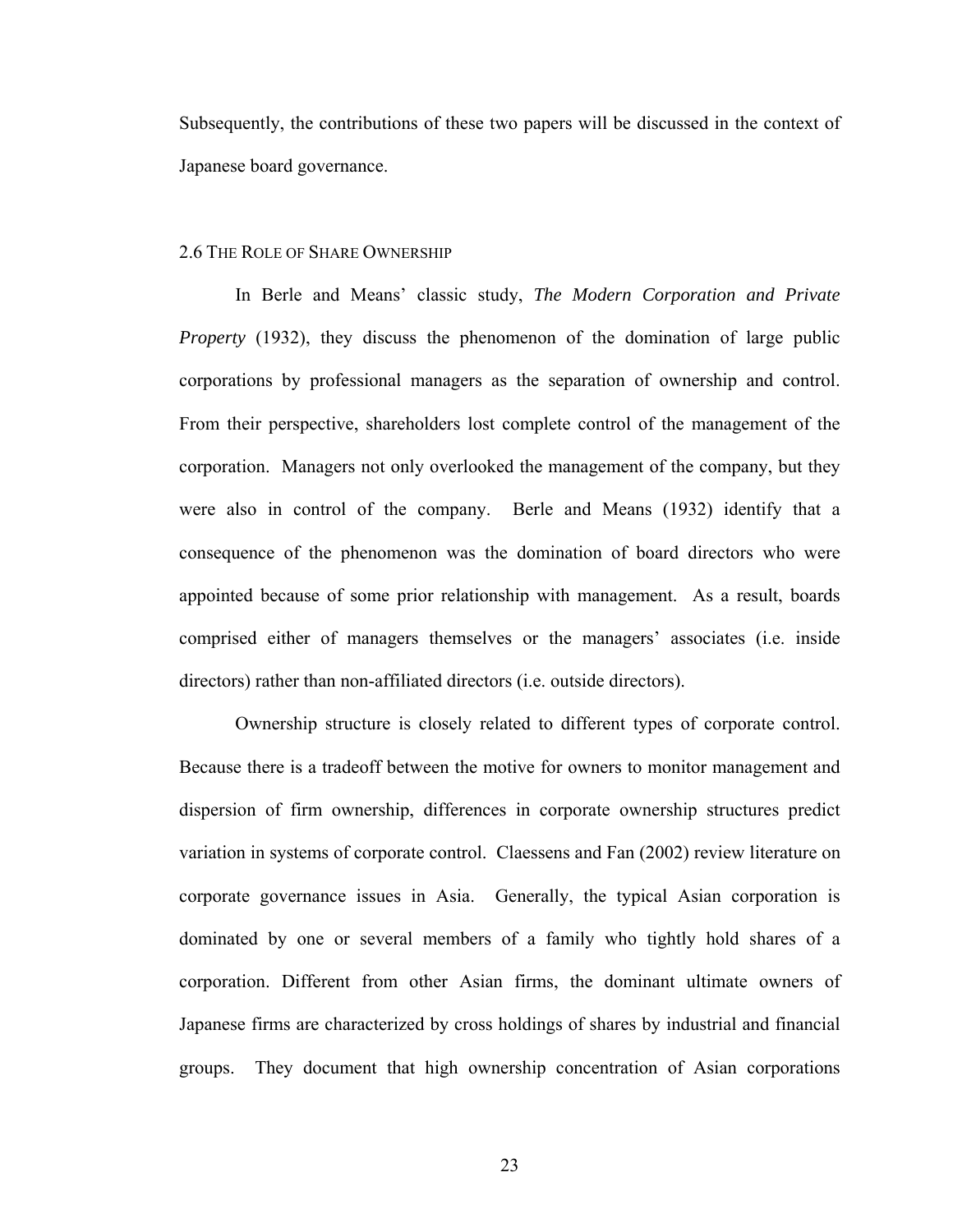Subsequently, the contributions of these two papers will be discussed in the context of Japanese board governance.

## 2.6 The Role of Share Ownership

In Berle and Means' classic study, *The Modern Corporation and Private Property* (1932), they discuss the phenomenon of the domination of large public corporations by professional managers as the separation of ownership and control. From their perspective, shareholders lost complete control of the management of the corporation. Managers not only overlooked the management of the company, but they were also in control of the company. Berle and Means (1932) identify that a consequence of the phenomenon was the domination of board directors who were appointed because of some prior relationship with management. As a result, boards comprised either of managers themselves or the managers' associates (i.e. inside directors) rather than non-affiliated directors (i.e. outside directors).

Ownership structure is closely related to different types of corporate control. Because there is a tradeoff between the motive for owners to monitor management and dispersion of firm ownership, differences in corporate ownership structures predict variation in systems of corporate control. Claessens and Fan (2002) review literature on corporate governance issues in Asia. Generally, the typical Asian corporation is dominated by one or several members of a family who tightly hold shares of a corporation. Different from other Asian firms, the dominant ultimate owners of Japanese firms are characterized by cross holdings of shares by industrial and financial groups. They document that high ownership concentration of Asian corporations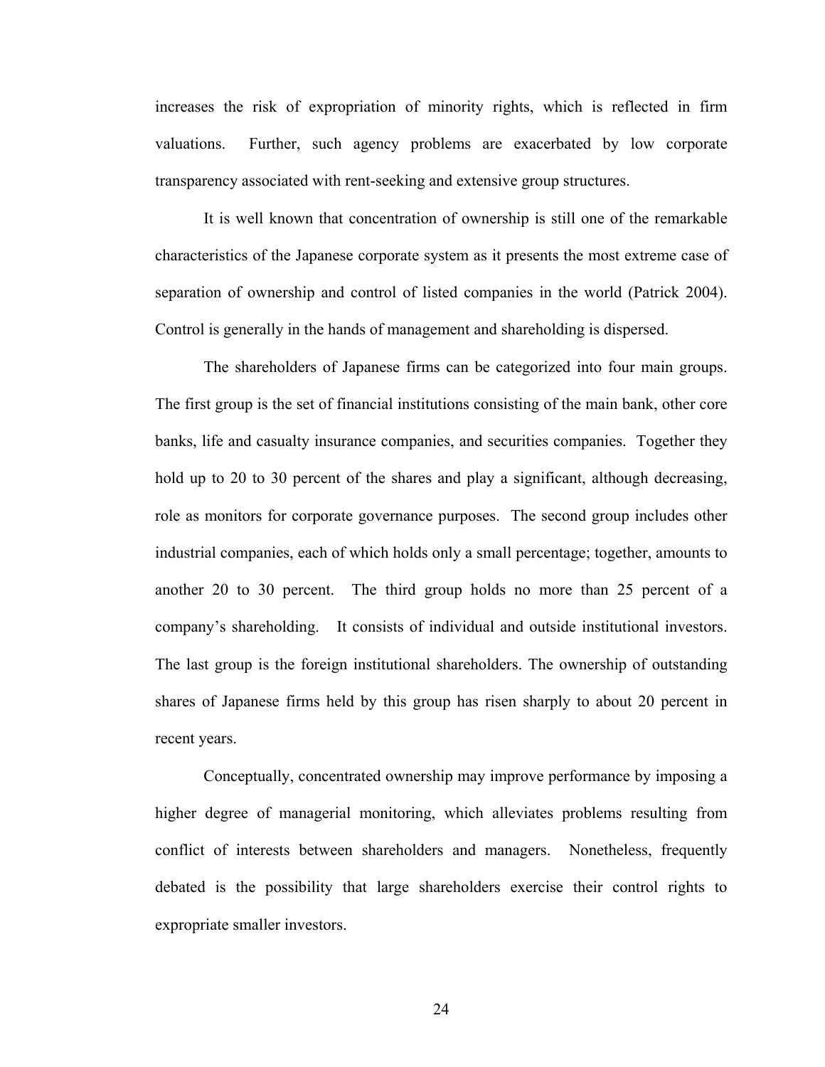increases the risk of expropriation of minority rights, which is reflected in firm valuations. Further, such agency problems are exacerbated by low corporate transparency associated with rent-seeking and extensive group structures.

It is well known that concentration of ownership is still one of the remarkable characteristics of the Japanese corporate system as it presents the most extreme case of separation of ownership and control of listed companies in the world (Patrick 2004). Control is generally in the hands of management and shareholding is dispersed.

The shareholders of Japanese firms can be categorized into four main groups. The first group is the set of financial institutions consisting of the main bank, other core banks, life and casualty insurance companies, and securities companies. Together they hold up to 20 to 30 percent of the shares and play a significant, although decreasing, role as monitors for corporate governance purposes. The second group includes other industrial companies, each of which holds only a small percentage; together, amounts to another 20 to 30 percent. The third group holds no more than 25 percent of a company's shareholding. It consists of individual and outside institutional investors. The last group is the foreign institutional shareholders. The ownership of outstanding shares of Japanese firms held by this group has risen sharply to about 20 percent in recent years.

Conceptually, concentrated ownership may improve performance by imposing a higher degree of managerial monitoring, which alleviates problems resulting from conflict of interests between shareholders and managers. Nonetheless, frequently debated is the possibility that large shareholders exercise their control rights to expropriate smaller investors.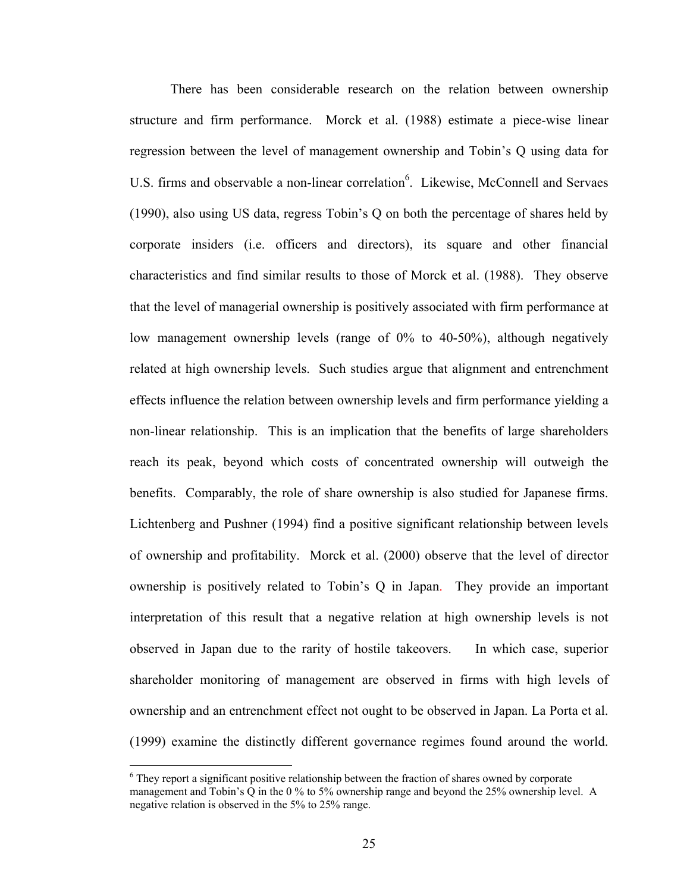There has been considerable research on the relation between ownership structure and firm performance. Morck et al. (1988) estimate a piece-wise linear regression between the level of management ownership and Tobin's Q using data for U.S. firms and observable a non-linear correlation[6]. Likewise, McConnell and Servaes (1990), also using US data, regress Tobin's Q on both the percentage of shares held by corporate insiders (i.e. officers and directors), its square and other financial characteristics and find similar results to those of Morck et al. (1988). They observe that the level of managerial ownership is positively associated with firm performance at low management ownership levels (range of 0% to 40-50%), although negatively related at high ownership levels. Such studies argue that alignment and entrenchment effects influence the relation between ownership levels and firm performance yielding a non-linear relationship. This is an implication that the benefits of large shareholders reach its peak, beyond which costs of concentrated ownership will outweigh the benefits. Comparably, the role of share ownership is also studied for Japanese firms. Lichtenberg and Pushner (1994) find a positive significant relationship between levels of ownership and profitability. Morck et al. (2000) observe that the level of director ownership is positively related to Tobin's Q in Japan. They provide an important interpretation of this result that a negative relation at high ownership levels is not observed in Japan due to the rarity of hostile takeovers. In which case, superior shareholder monitoring of management are observed in firms with high levels of ownership and an entrenchment effect not ought to be observed in Japan. La Porta et al. (1999) examine the distinctly different governance regimes found around the world.

[6] They report a significant positive relationship between the fraction of shares owned by corporate management and Tobin's Q in the 0 % to 5% ownership range and beyond the 25% ownership level. A negative relation is observed in the 5% to 25% range.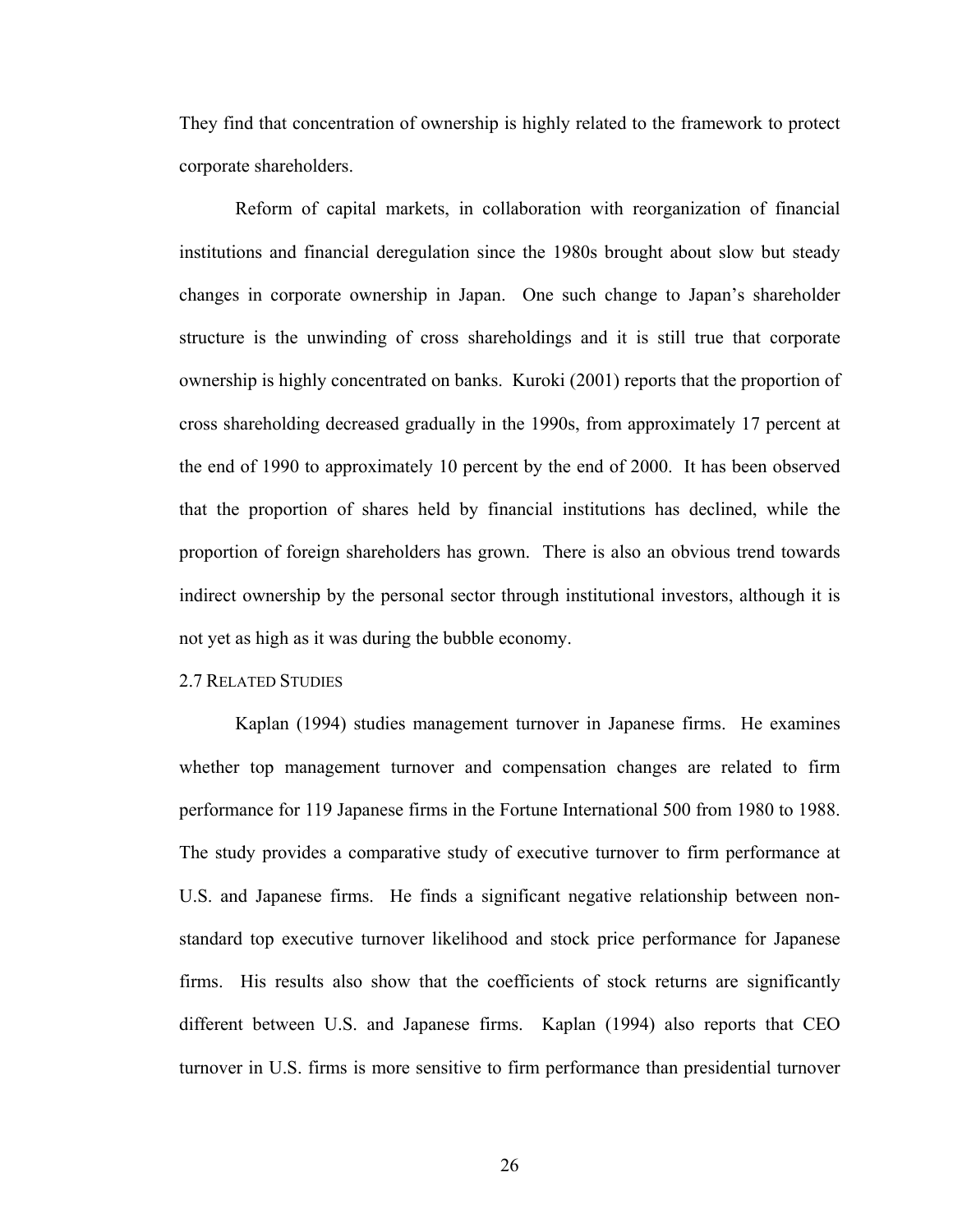They find that concentration of ownership is highly related to the framework to protect corporate shareholders.

Reform of capital markets, in collaboration with reorganization of financial institutions and financial deregulation since the 1980s brought about slow but steady changes in corporate ownership in Japan. One such change to Japan's shareholder structure is the unwinding of cross shareholdings and it is still true that corporate ownership is highly concentrated on banks. Kuroki (2001) reports that the proportion of cross shareholding decreased gradually in the 1990s, from approximately 17 percent at the end of 1990 to approximately 10 percent by the end of 2000. It has been observed that the proportion of shares held by financial institutions has declined, while the proportion of foreign shareholders has grown. There is also an obvious trend towards indirect ownership by the personal sector through institutional investors, although it is not yet as high as it was during the bubble economy.

## 2.7 Related Studies

Kaplan (1994) studies management turnover in Japanese firms. He examines whether top management turnover and compensation changes are related to firm performance for 119 Japanese firms in the Fortune International 500 from 1980 to 1988. The study provides a comparative study of executive turnover to firm performance at U.S. and Japanese firms. He finds a significant negative relationship between non-standard top executive turnover likelihood and stock price performance for Japanese firms. His results also show that the coefficients of stock returns are significantly different between U.S. and Japanese firms. Kaplan (1994) also reports that CEO turnover in U.S. firms is more sensitive to firm performance than presidential turnover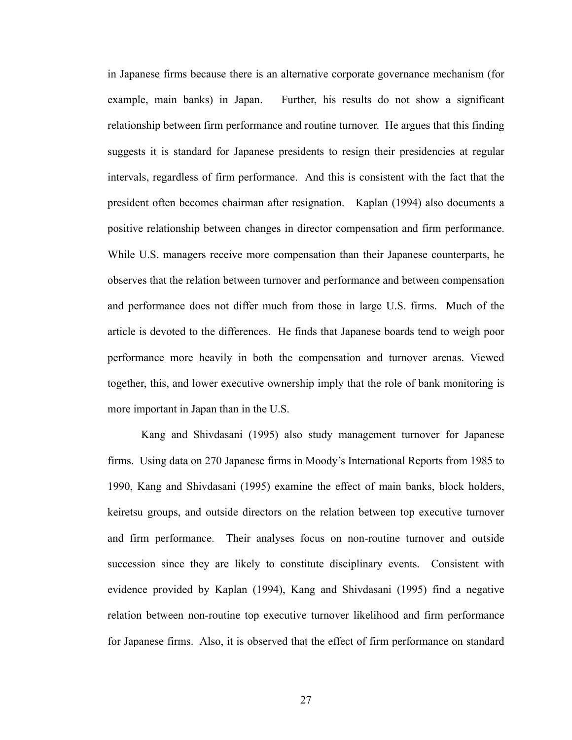in Japanese firms because there is an alternative corporate governance mechanism (for example, main banks) in Japan. Further, his results do not show a significant relationship between firm performance and routine turnover. He argues that this finding suggests it is standard for Japanese presidents to resign their presidencies at regular intervals, regardless of firm performance. And this is consistent with the fact that the president often becomes chairman after resignation. Kaplan (1994) also documents a positive relationship between changes in director compensation and firm performance. While U.S. managers receive more compensation than their Japanese counterparts, he observes that the relation between turnover and performance and between compensation and performance does not differ much from those in large U.S. firms. Much of the article is devoted to the differences. He finds that Japanese boards tend to weigh poor performance more heavily in both the compensation and turnover arenas. Viewed together, this, and lower executive ownership imply that the role of bank monitoring is more important in Japan than in the U.S.

Kang and Shivdasani (1995) also study management turnover for Japanese firms. Using data on 270 Japanese firms in Moody's International Reports from 1985 to 1990, Kang and Shivdasani (1995) examine the effect of main banks, block holders, keiretsu groups, and outside directors on the relation between top executive turnover and firm performance. Their analyses focus on non-routine turnover and outside succession since they are likely to constitute disciplinary events. Consistent with evidence provided by Kaplan (1994), Kang and Shivdasani (1995) find a negative relation between non-routine top executive turnover likelihood and firm performance for Japanese firms. Also, it is observed that the effect of firm performance on standard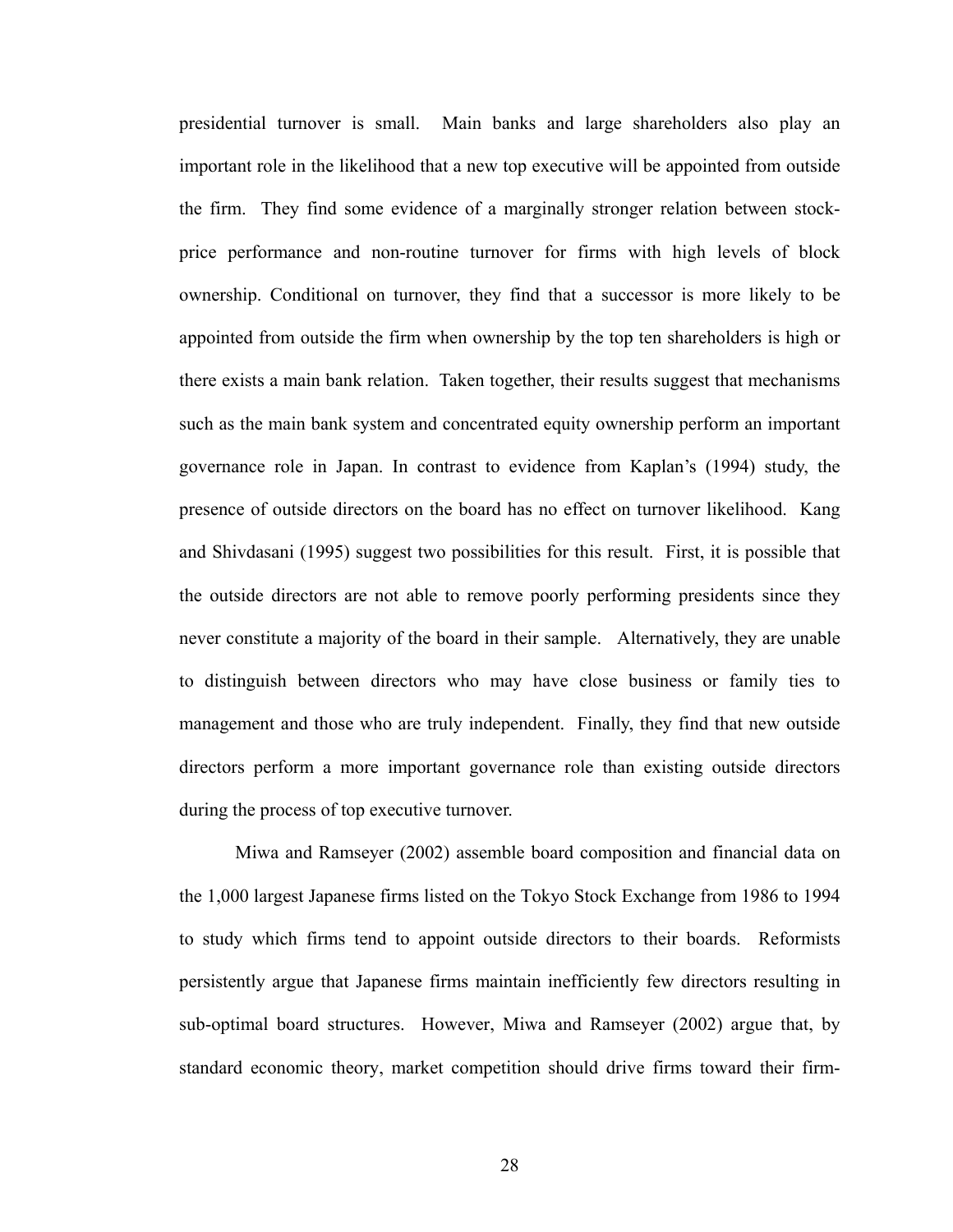presidential turnover is small. Main banks and large shareholders also play an important role in the likelihood that a new top executive will be appointed from outside the firm. They find some evidence of a marginally stronger relation between stock-price performance and non-routine turnover for firms with high levels of block ownership. Conditional on turnover, they find that a successor is more likely to be appointed from outside the firm when ownership by the top ten shareholders is high or there exists a main bank relation. Taken together, their results suggest that mechanisms such as the main bank system and concentrated equity ownership perform an important governance role in Japan. In contrast to evidence from Kaplan's (1994) study, the presence of outside directors on the board has no effect on turnover likelihood. Kang and Shivdasani (1995) suggest two possibilities for this result. First, it is possible that the outside directors are not able to remove poorly performing presidents since they never constitute a majority of the board in their sample. Alternatively, they are unable to distinguish between directors who may have close business or family ties to management and those who are truly independent. Finally, they find that new outside directors perform a more important governance role than existing outside directors during the process of top executive turnover.

Miwa and Ramseyer (2002) assemble board composition and financial data on the 1,000 largest Japanese firms listed on the Tokyo Stock Exchange from 1986 to 1994 to study which firms tend to appoint outside directors to their boards. Reformists persistently argue that Japanese firms maintain inefficiently few directors resulting in sub-optimal board structures. However, Miwa and Ramseyer (2002) argue that, by standard economic theory, market competition should drive firms toward their firm-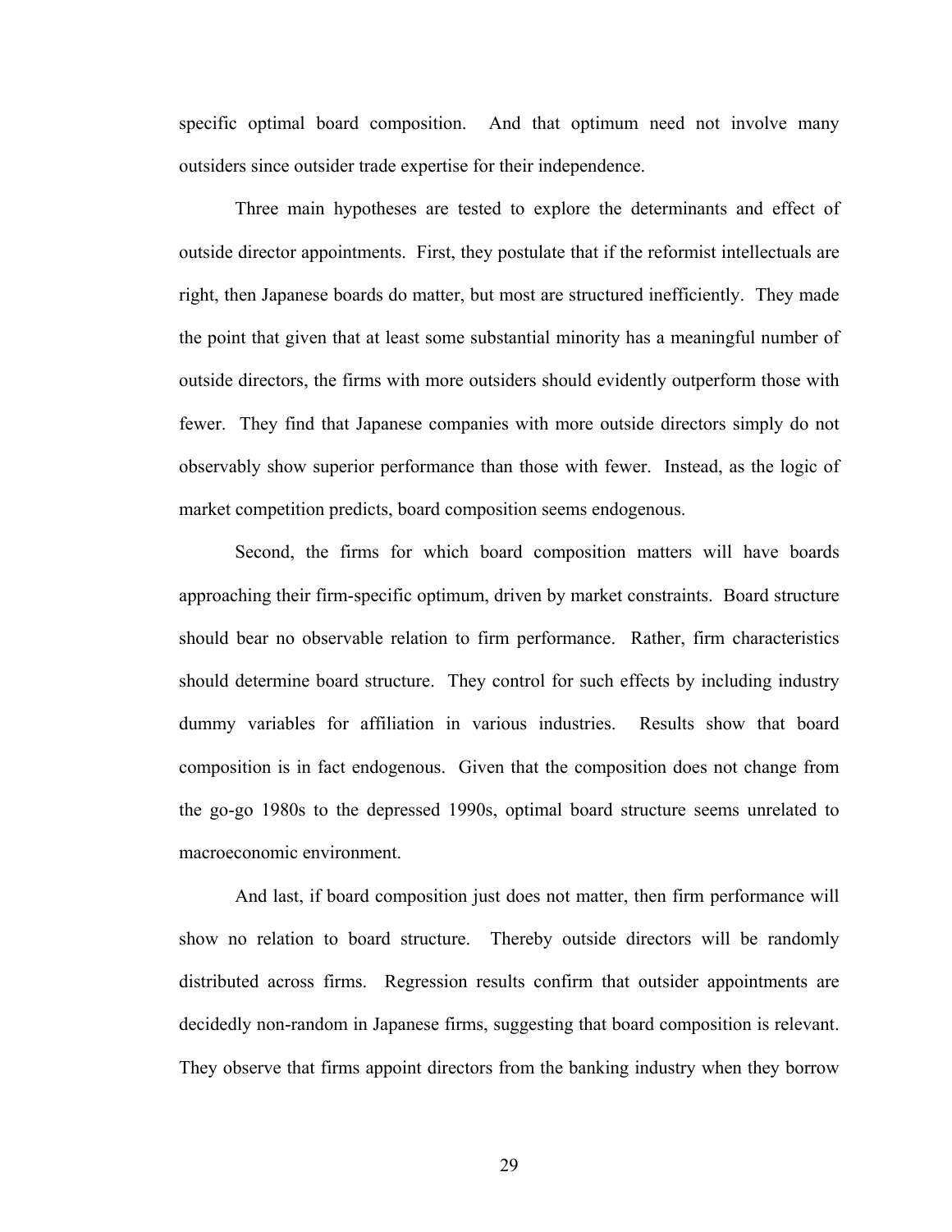specific optimal board composition. And that optimum need not involve many outsiders since outsider trade expertise for their independence.

Three main hypotheses are tested to explore the determinants and effect of outside director appointments. First, they postulate that if the reformist intellectuals are right, then Japanese boards do matter, but most are structured inefficiently. They made the point that given that at least some substantial minority has a meaningful number of outside directors, the firms with more outsiders should evidently outperform those with fewer. They find that Japanese companies with more outside directors simply do not observably show superior performance than those with fewer. Instead, as the logic of market competition predicts, board composition seems endogenous.

Second, the firms for which board composition matters will have boards approaching their firm-specific optimum, driven by market constraints. Board structure should bear no observable relation to firm performance. Rather, firm characteristics should determine board structure. They control for such effects by including industry dummy variables for affiliation in various industries. Results show that board composition is in fact endogenous. Given that the composition does not change from the go-go 1980s to the depressed 1990s, optimal board structure seems unrelated to macroeconomic environment.

And last, if board composition just does not matter, then firm performance will show no relation to board structure. Thereby outside directors will be randomly distributed across firms. Regression results confirm that outsider appointments are decidedly non-random in Japanese firms, suggesting that board composition is relevant. They observe that firms appoint directors from the banking industry when they borrow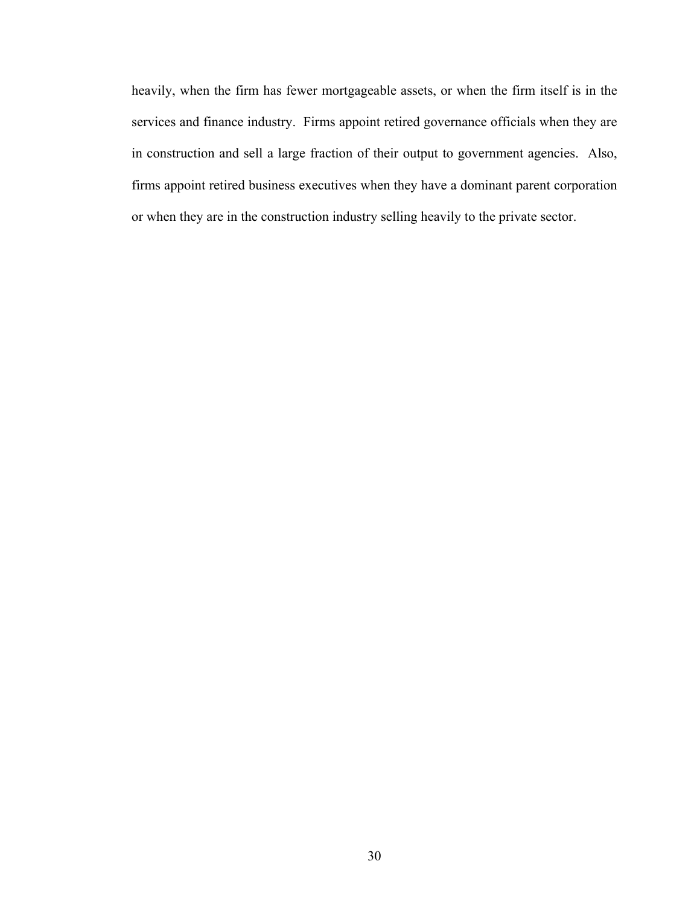heavily, when the firm has fewer mortgageable assets, or when the firm itself is in the services and finance industry. Firms appoint retired governance officials when they are in construction and sell a large fraction of their output to government agencies. Also, firms appoint retired business executives when they have a dominant parent corporation or when they are in the construction industry selling heavily to the private sector.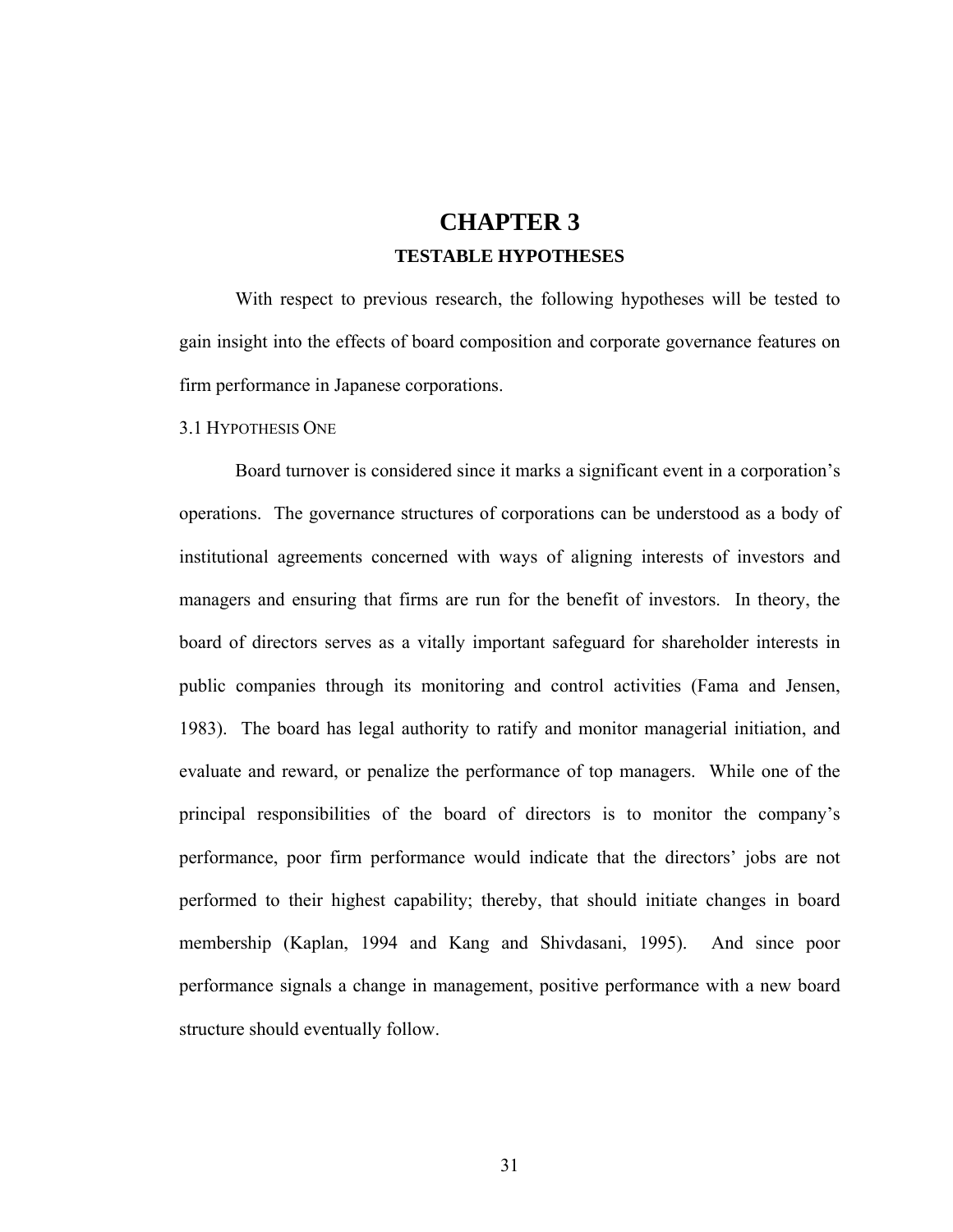# CHAPTER 3

## TESTABLE HYPOTHESES

With respect to previous research, the following hypotheses will be tested to gain insight into the effects of board composition and corporate governance features on firm performance in Japanese corporations.

### 3.1 Hypothesis One

Board turnover is considered since it marks a significant event in a corporation's operations. The governance structures of corporations can be understood as a body of institutional agreements concerned with ways of aligning interests of investors and managers and ensuring that firms are run for the benefit of investors. In theory, the board of directors serves as a vitally important safeguard for shareholder interests in public companies through its monitoring and control activities (Fama and Jensen, 1983). The board has legal authority to ratify and monitor managerial initiation, and evaluate and reward, or penalize the performance of top managers. While one of the principal responsibilities of the board of directors is to monitor the company's performance, poor firm performance would indicate that the directors' jobs are not performed to their highest capability; thereby, that should initiate changes in board membership (Kaplan, 1994 and Kang and Shivdasani, 1995). And since poor performance signals a change in management, positive performance with a new board structure should eventually follow.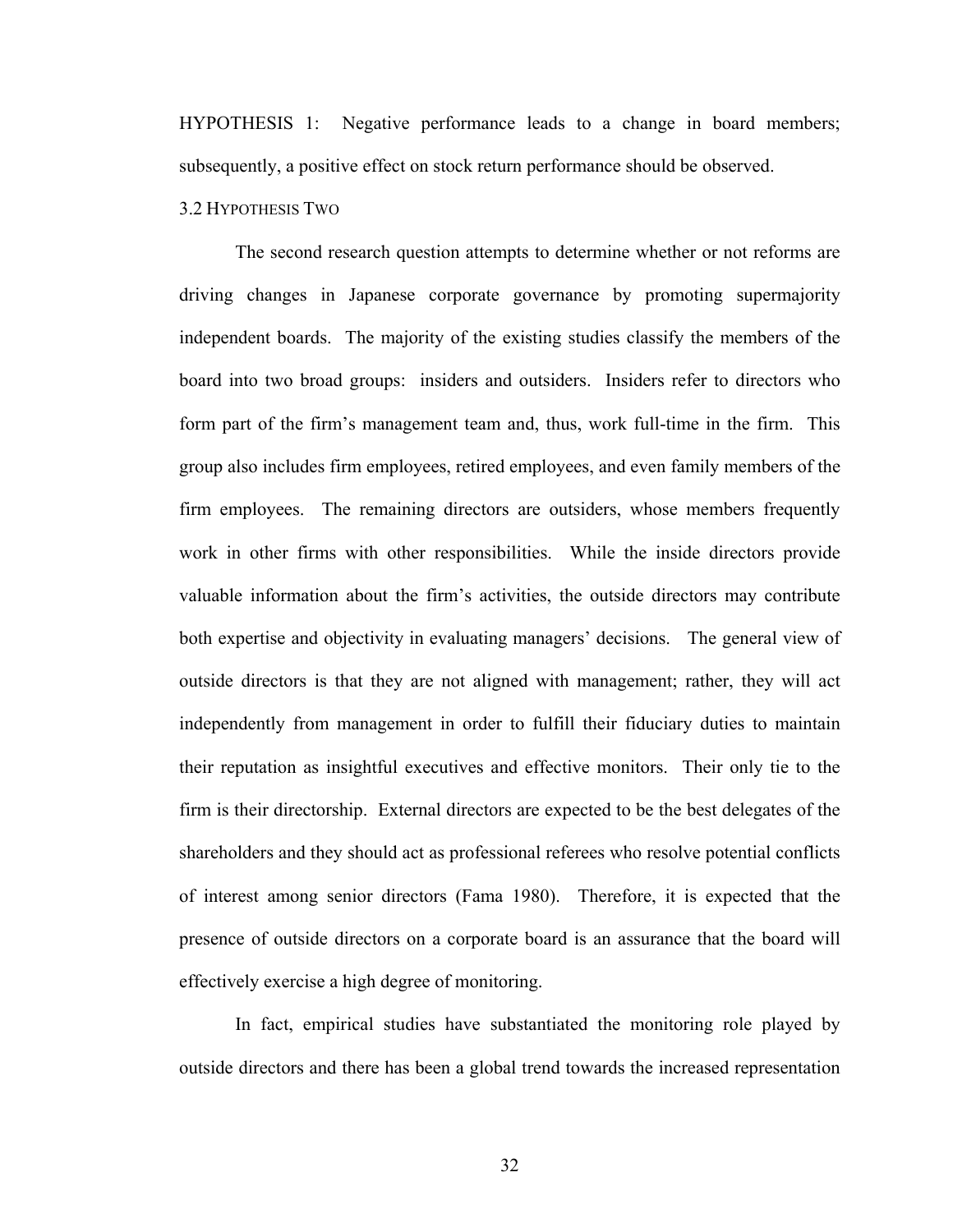HYPOTHESIS 1: Negative performance leads to a change in board members; subsequently, a positive effect on stock return performance should be observed.

### 3.2 Hypothesis Two

The second research question attempts to determine whether or not reforms are driving changes in Japanese corporate governance by promoting supermajority independent boards. The majority of the existing studies classify the members of the board into two broad groups: insiders and outsiders. Insiders refer to directors who form part of the firm's management team and, thus, work full-time in the firm. This group also includes firm employees, retired employees, and even family members of the firm employees. The remaining directors are outsiders, whose members frequently work in other firms with other responsibilities. While the inside directors provide valuable information about the firm's activities, the outside directors may contribute both expertise and objectivity in evaluating managers' decisions. The general view of outside directors is that they are not aligned with management; rather, they will act independently from management in order to fulfill their fiduciary duties to maintain their reputation as insightful executives and effective monitors. Their only tie to the firm is their directorship. External directors are expected to be the best delegates of the shareholders and they should act as professional referees who resolve potential conflicts of interest among senior directors (Fama 1980). Therefore, it is expected that the presence of outside directors on a corporate board is an assurance that the board will effectively exercise a high degree of monitoring.

In fact, empirical studies have substantiated the monitoring role played by outside directors and there has been a global trend towards the increased representation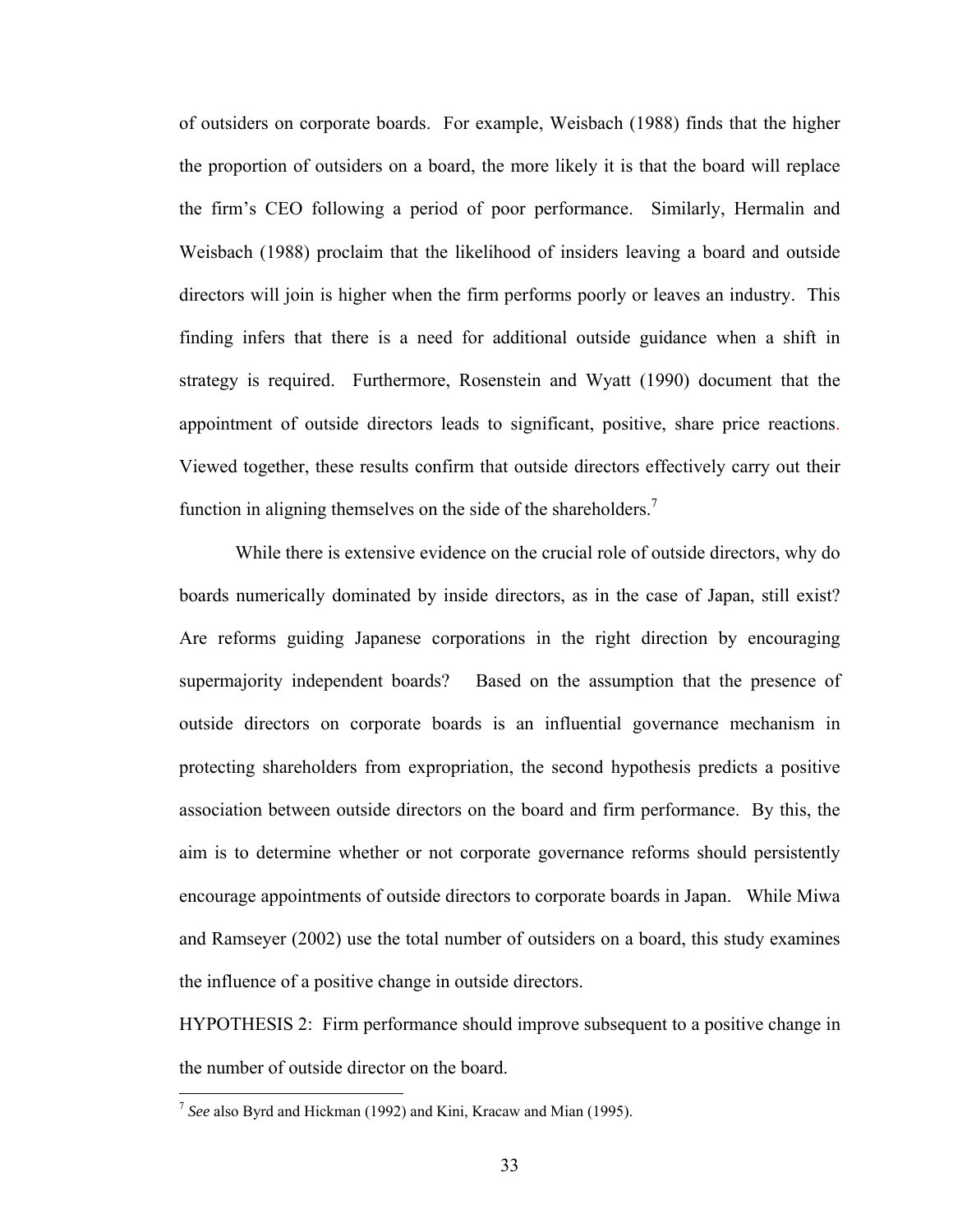of outsiders on corporate boards. For example, Weisbach (1988) finds that the higher the proportion of outsiders on a board, the more likely it is that the board will replace the firm's CEO following a period of poor performance. Similarly, Hermalin and Weisbach (1988) proclaim that the likelihood of insiders leaving a board and outside directors will join is higher when the firm performs poorly or leaves an industry. This finding infers that there is a need for additional outside guidance when a shift in strategy is required. Furthermore, Rosenstein and Wyatt (1990) document that the appointment of outside directors leads to significant, positive, share price reactions. Viewed together, these results confirm that outside directors effectively carry out their function in aligning themselves on the side of the shareholders.[7]

While there is extensive evidence on the crucial role of outside directors, why do boards numerically dominated by inside directors, as in the case of Japan, still exist? Are reforms guiding Japanese corporations in the right direction by encouraging supermajority independent boards? Based on the assumption that the presence of outside directors on corporate boards is an influential governance mechanism in protecting shareholders from expropriation, the second hypothesis predicts a positive association between outside directors on the board and firm performance. By this, the aim is to determine whether or not corporate governance reforms should persistently encourage appointments of outside directors to corporate boards in Japan. While Miwa and Ramseyer (2002) use the total number of outsiders on a board, this study examines the influence of a positive change in outside directors.

HYPOTHESIS 2: Firm performance should improve subsequent to a positive change in the number of outside director on the board.

---

[7] *See* also Byrd and Hickman (1992) and Kini, Kracaw and Mian (1995).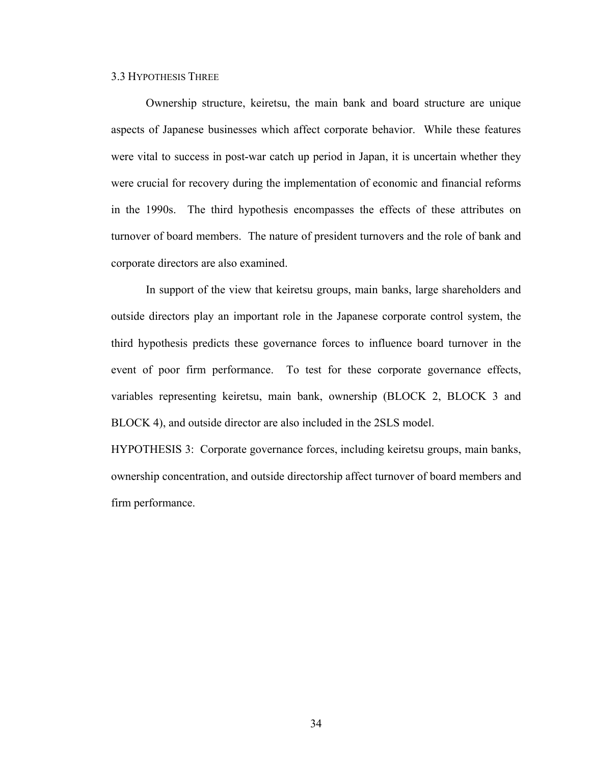### 3.3 Hypothesis Three

Ownership structure, keiretsu, the main bank and board structure are unique aspects of Japanese businesses which affect corporate behavior. While these features were vital to success in post-war catch up period in Japan, it is uncertain whether they were crucial for recovery during the implementation of economic and financial reforms in the 1990s. The third hypothesis encompasses the effects of these attributes on turnover of board members. The nature of president turnovers and the role of bank and corporate directors are also examined.

In support of the view that keiretsu groups, main banks, large shareholders and outside directors play an important role in the Japanese corporate control system, the third hypothesis predicts these governance forces to influence board turnover in the event of poor firm performance. To test for these corporate governance effects, variables representing keiretsu, main bank, ownership (BLOCK 2, BLOCK 3 and BLOCK 4), and outside director are also included in the 2SLS model.

HYPOTHESIS 3: Corporate governance forces, including keiretsu groups, main banks, ownership concentration, and outside directorship affect turnover of board members and firm performance.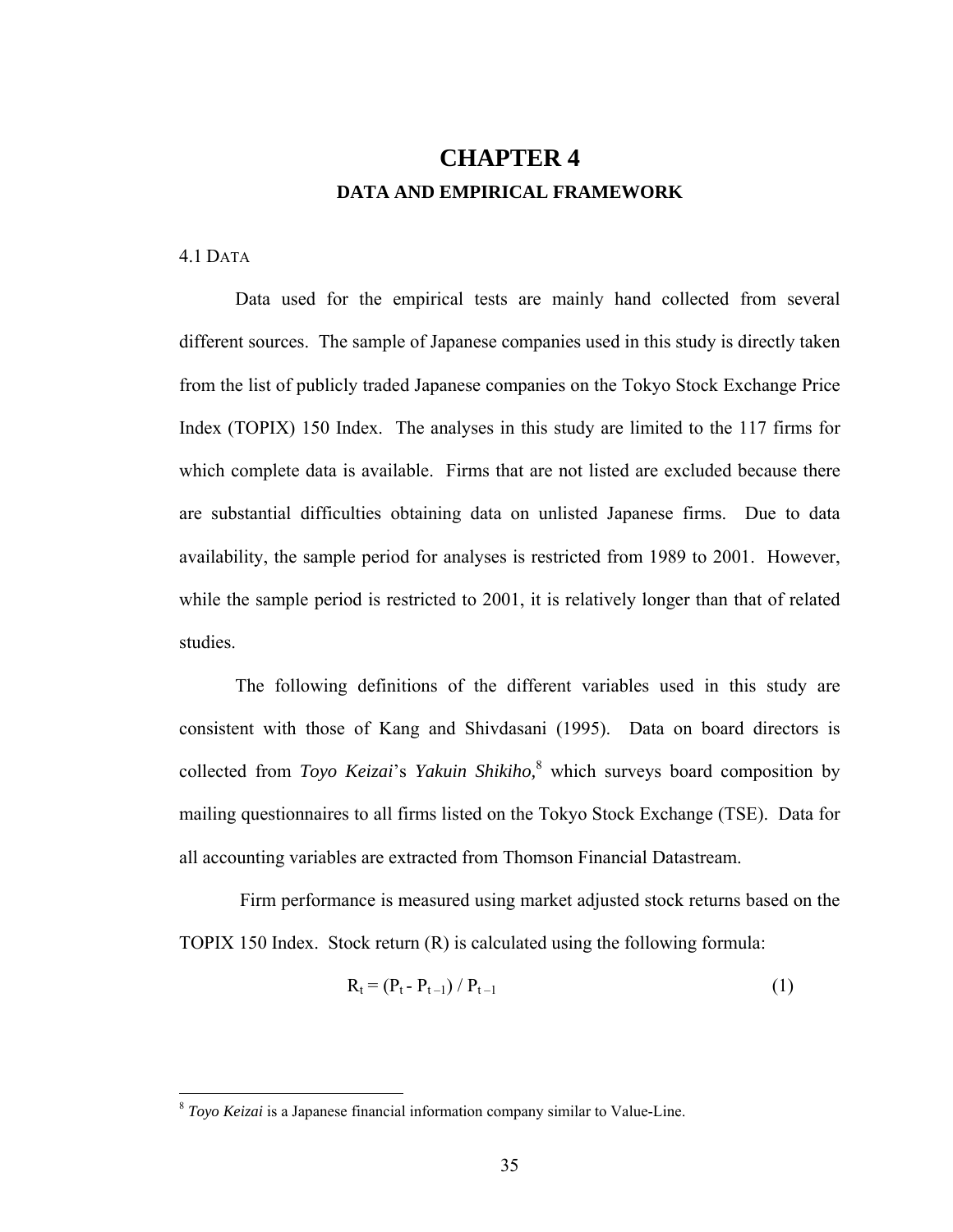# CHAPTER 4

## DATA AND EMPIRICAL FRAMEWORK

### 4.1 DATA

Data used for the empirical tests are mainly hand collected from several different sources. The sample of Japanese companies used in this study is directly taken from the list of publicly traded Japanese companies on the Tokyo Stock Exchange Price Index (TOPIX) 150 Index. The analyses in this study are limited to the 117 firms for which complete data is available. Firms that are not listed are excluded because there are substantial difficulties obtaining data on unlisted Japanese firms. Due to data availability, the sample period for analyses is restricted from 1989 to 2001. However, while the sample period is restricted to 2001, it is relatively longer than that of related studies.

The following definitions of the different variables used in this study are consistent with those of Kang and Shivdasani (1995). Data on board directors is collected from *Toyo Keizai*'s *Yakuin Shikiho,*[8] which surveys board composition by mailing questionnaires to all firms listed on the Tokyo Stock Exchange (TSE). Data for all accounting variables are extracted from Thomson Financial Datastream.

Firm performance is measured using market adjusted stock returns based on the TOPIX 150 Index. Stock return (R) is calculated using the following formula:

$$R_t = (P_t - P_{t-1}) / P_{t-1} \qquad (1)$$

---

[8] *Toyo Keizai* is a Japanese financial information company similar to Value-Line.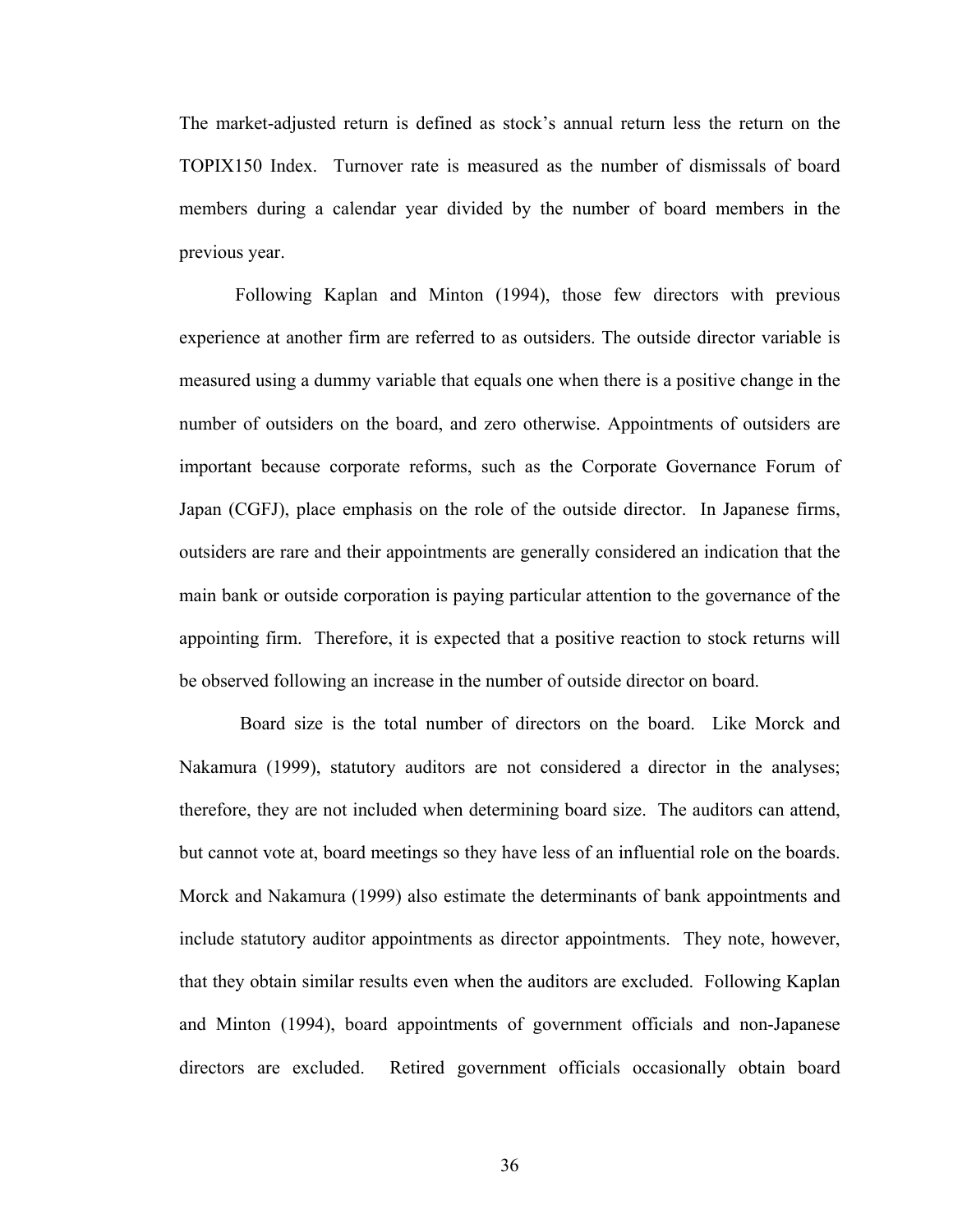The market-adjusted return is defined as stock's annual return less the return on the TOPIX150 Index. Turnover rate is measured as the number of dismissals of board members during a calendar year divided by the number of board members in the previous year.

Following Kaplan and Minton (1994), those few directors with previous experience at another firm are referred to as outsiders. The outside director variable is measured using a dummy variable that equals one when there is a positive change in the number of outsiders on the board, and zero otherwise. Appointments of outsiders are important because corporate reforms, such as the Corporate Governance Forum of Japan (CGFJ), place emphasis on the role of the outside director. In Japanese firms, outsiders are rare and their appointments are generally considered an indication that the main bank or outside corporation is paying particular attention to the governance of the appointing firm. Therefore, it is expected that a positive reaction to stock returns will be observed following an increase in the number of outside director on board.

Board size is the total number of directors on the board. Like Morck and Nakamura (1999), statutory auditors are not considered a director in the analyses; therefore, they are not included when determining board size. The auditors can attend, but cannot vote at, board meetings so they have less of an influential role on the boards. Morck and Nakamura (1999) also estimate the determinants of bank appointments and include statutory auditor appointments as director appointments. They note, however, that they obtain similar results even when the auditors are excluded. Following Kaplan and Minton (1994), board appointments of government officials and non-Japanese directors are excluded. Retired government officials occasionally obtain board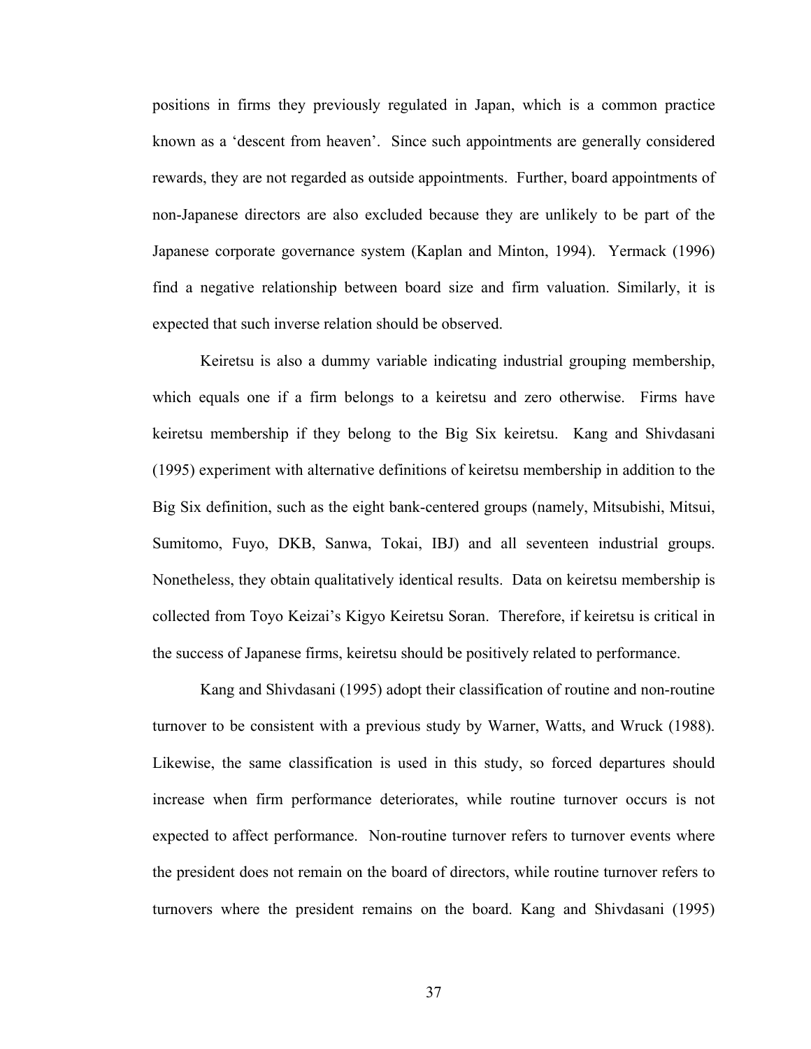positions in firms they previously regulated in Japan, which is a common practice known as a 'descent from heaven'. Since such appointments are generally considered rewards, they are not regarded as outside appointments. Further, board appointments of non-Japanese directors are also excluded because they are unlikely to be part of the Japanese corporate governance system (Kaplan and Minton, 1994). Yermack (1996) find a negative relationship between board size and firm valuation. Similarly, it is expected that such inverse relation should be observed.

Keiretsu is also a dummy variable indicating industrial grouping membership, which equals one if a firm belongs to a keiretsu and zero otherwise. Firms have keiretsu membership if they belong to the Big Six keiretsu. Kang and Shivdasani (1995) experiment with alternative definitions of keiretsu membership in addition to the Big Six definition, such as the eight bank-centered groups (namely, Mitsubishi, Mitsui, Sumitomo, Fuyo, DKB, Sanwa, Tokai, IBJ) and all seventeen industrial groups. Nonetheless, they obtain qualitatively identical results. Data on keiretsu membership is collected from Toyo Keizai's Kigyo Keiretsu Soran. Therefore, if keiretsu is critical in the success of Japanese firms, keiretsu should be positively related to performance.

Kang and Shivdasani (1995) adopt their classification of routine and non-routine turnover to be consistent with a previous study by Warner, Watts, and Wruck (1988). Likewise, the same classification is used in this study, so forced departures should increase when firm performance deteriorates, while routine turnover occurs is not expected to affect performance. Non-routine turnover refers to turnover events where the president does not remain on the board of directors, while routine turnover refers to turnovers where the president remains on the board. Kang and Shivdasani (1995)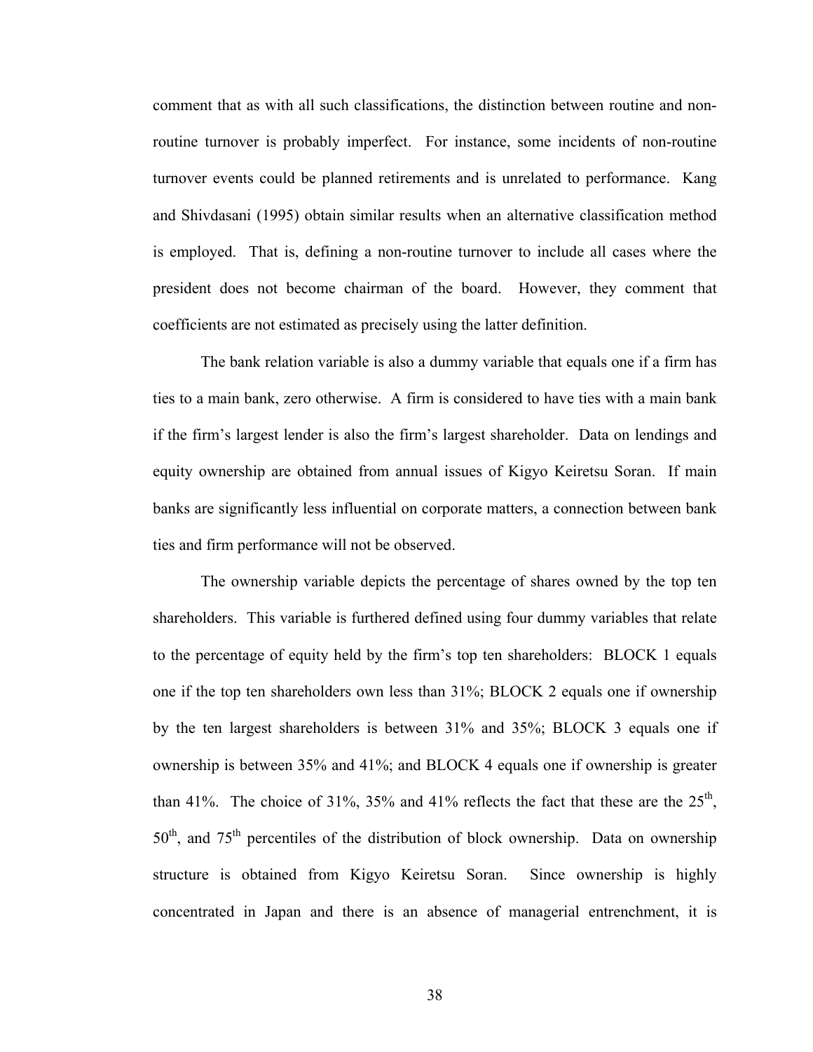comment that as with all such classifications, the distinction between routine and non-routine turnover is probably imperfect. For instance, some incidents of non-routine turnover events could be planned retirements and is unrelated to performance. Kang and Shivdasani (1995) obtain similar results when an alternative classification method is employed. That is, defining a non-routine turnover to include all cases where the president does not become chairman of the board. However, they comment that coefficients are not estimated as precisely using the latter definition.

The bank relation variable is also a dummy variable that equals one if a firm has ties to a main bank, zero otherwise. A firm is considered to have ties with a main bank if the firm's largest lender is also the firm's largest shareholder. Data on lendings and equity ownership are obtained from annual issues of Kigyo Keiretsu Soran. If main banks are significantly less influential on corporate matters, a connection between bank ties and firm performance will not be observed.

The ownership variable depicts the percentage of shares owned by the top ten shareholders. This variable is furthered defined using four dummy variables that relate to the percentage of equity held by the firm's top ten shareholders: BLOCK 1 equals one if the top ten shareholders own less than 31%; BLOCK 2 equals one if ownership by the ten largest shareholders is between 31% and 35%; BLOCK 3 equals one if ownership is between 35% and 41%; and BLOCK 4 equals one if ownership is greater than 41%. The choice of 31%, 35% and 41% reflects the fact that these are the 25th, 50th, and 75th percentiles of the distribution of block ownership. Data on ownership structure is obtained from Kigyo Keiretsu Soran. Since ownership is highly concentrated in Japan and there is an absence of managerial entrenchment, it is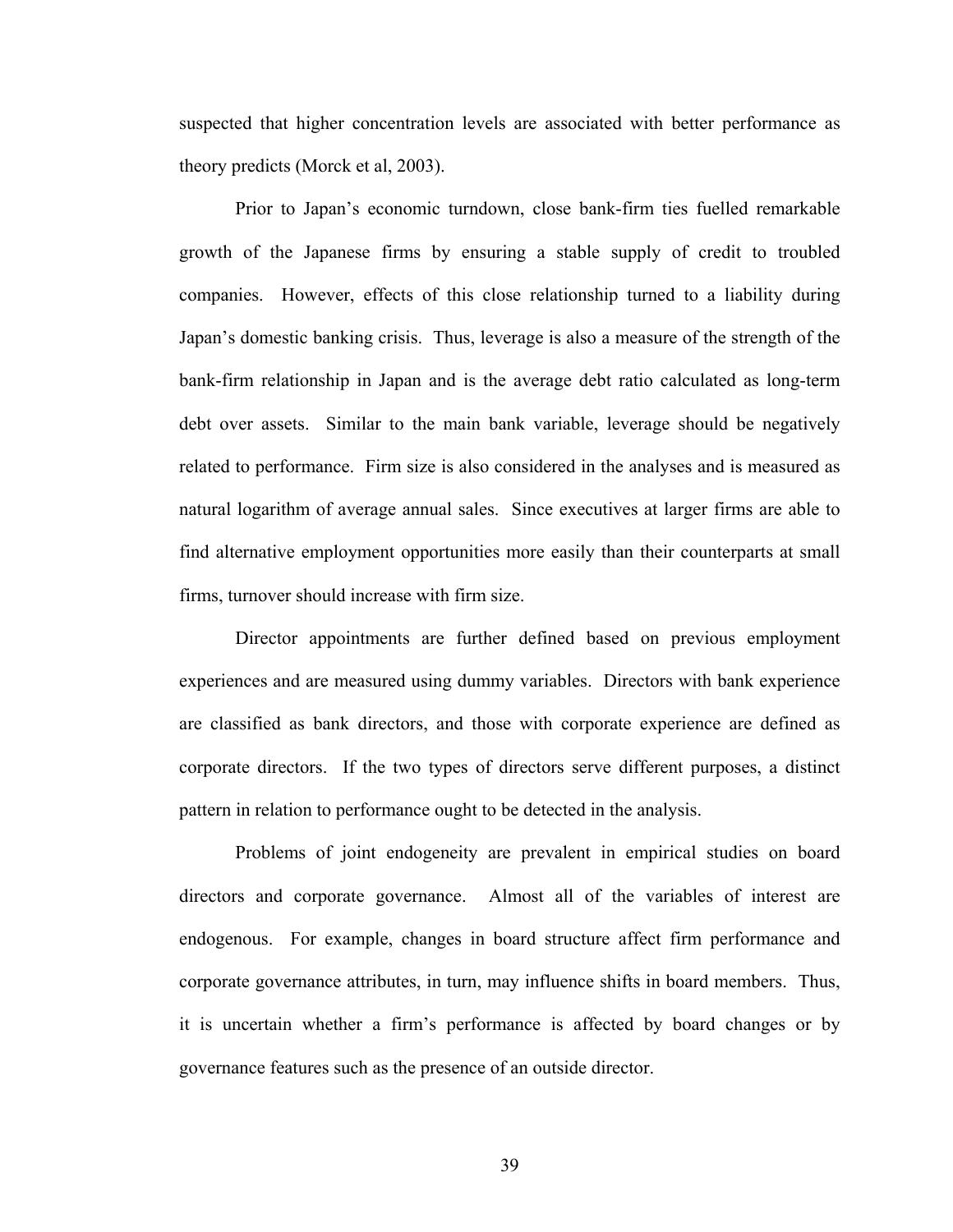suspected that higher concentration levels are associated with better performance as theory predicts (Morck et al, 2003).

Prior to Japan's economic turndown, close bank-firm ties fuelled remarkable growth of the Japanese firms by ensuring a stable supply of credit to troubled companies. However, effects of this close relationship turned to a liability during Japan's domestic banking crisis. Thus, leverage is also a measure of the strength of the bank-firm relationship in Japan and is the average debt ratio calculated as long-term debt over assets. Similar to the main bank variable, leverage should be negatively related to performance. Firm size is also considered in the analyses and is measured as natural logarithm of average annual sales. Since executives at larger firms are able to find alternative employment opportunities more easily than their counterparts at small firms, turnover should increase with firm size.

Director appointments are further defined based on previous employment experiences and are measured using dummy variables. Directors with bank experience are classified as bank directors, and those with corporate experience are defined as corporate directors. If the two types of directors serve different purposes, a distinct pattern in relation to performance ought to be detected in the analysis.

Problems of joint endogeneity are prevalent in empirical studies on board directors and corporate governance. Almost all of the variables of interest are endogenous. For example, changes in board structure affect firm performance and corporate governance attributes, in turn, may influence shifts in board members. Thus, it is uncertain whether a firm's performance is affected by board changes or by governance features such as the presence of an outside director.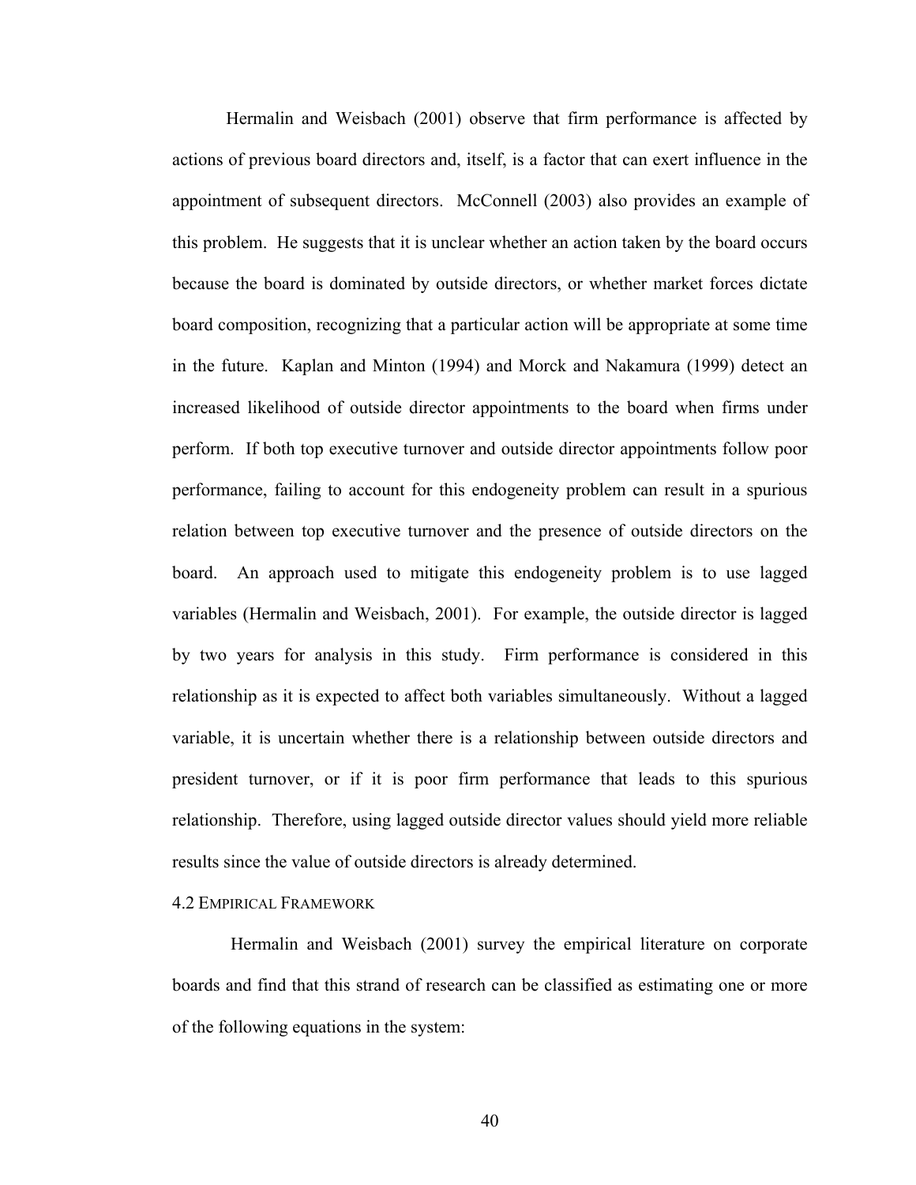Hermalin and Weisbach (2001) observe that firm performance is affected by actions of previous board directors and, itself, is a factor that can exert influence in the appointment of subsequent directors. McConnell (2003) also provides an example of this problem. He suggests that it is unclear whether an action taken by the board occurs because the board is dominated by outside directors, or whether market forces dictate board composition, recognizing that a particular action will be appropriate at some time in the future. Kaplan and Minton (1994) and Morck and Nakamura (1999) detect an increased likelihood of outside director appointments to the board when firms under perform. If both top executive turnover and outside director appointments follow poor performance, failing to account for this endogeneity problem can result in a spurious relation between top executive turnover and the presence of outside directors on the board. An approach used to mitigate this endogeneity problem is to use lagged variables (Hermalin and Weisbach, 2001). For example, the outside director is lagged by two years for analysis in this study. Firm performance is considered in this relationship as it is expected to affect both variables simultaneously. Without a lagged variable, it is uncertain whether there is a relationship between outside directors and president turnover, or if it is poor firm performance that leads to this spurious relationship. Therefore, using lagged outside director values should yield more reliable results since the value of outside directors is already determined.

## 4.2 Empirical Framework

Hermalin and Weisbach (2001) survey the empirical literature on corporate boards and find that this strand of research can be classified as estimating one or more of the following equations in the system: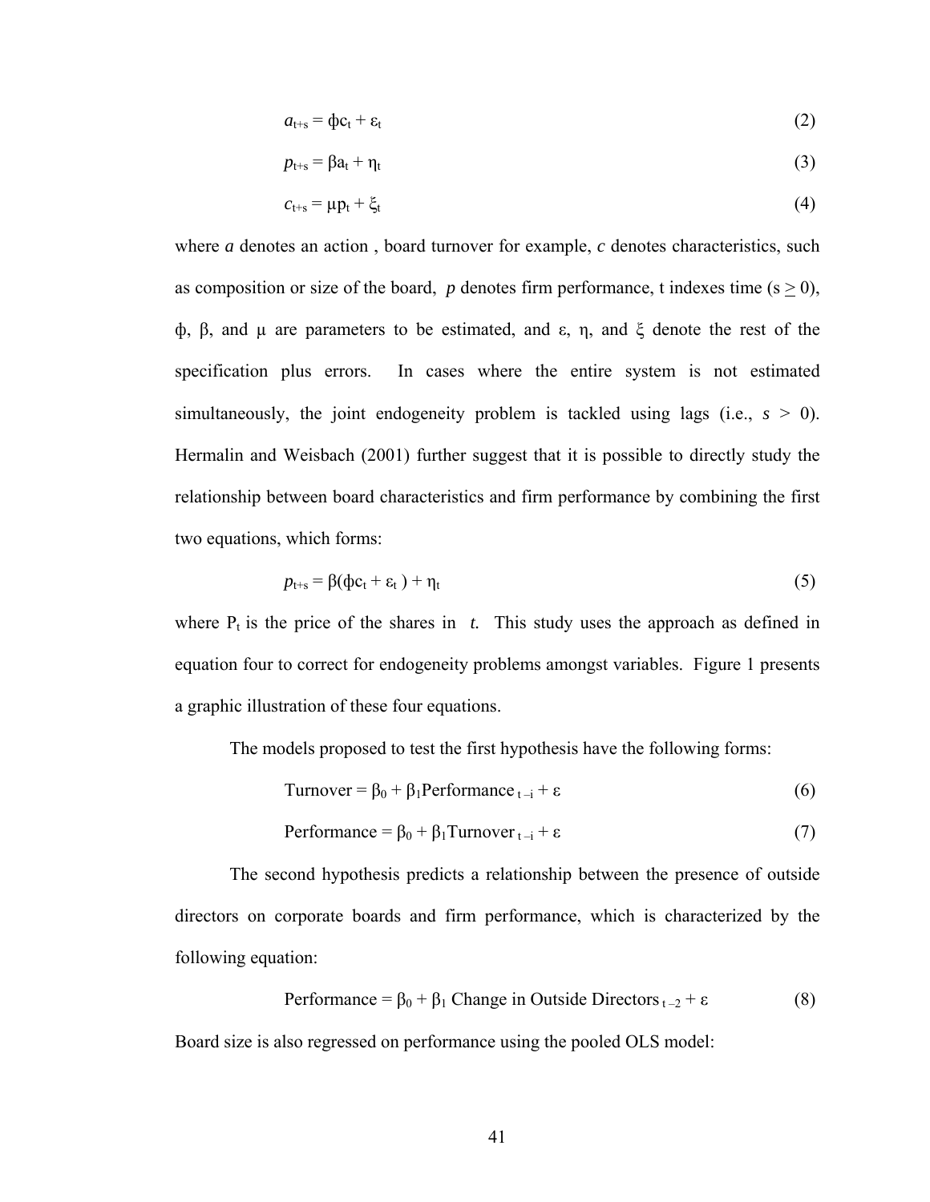$$a_{t+s} = \phi c_t + \varepsilon_t \tag{2}$$

$$p_{t+s} = \beta a_t + \eta_t \tag{3}$$

$$c_{t+s} = \mu p_t + \xi_t \tag{4}$$

where *a* denotes an action , board turnover for example, *c* denotes characteristics, such as composition or size of the board, *p* denotes firm performance, t indexes time ($s \geq 0$), $\phi$, $\beta$, and $\mu$ are parameters to be estimated, and $\varepsilon$, $\eta$, and $\xi$ denote the rest of the specification plus errors. In cases where the entire system is not estimated simultaneously, the joint endogeneity problem is tackled using lags (i.e., $s > 0$). Hermalin and Weisbach (2001) further suggest that it is possible to directly study the relationship between board characteristics and firm performance by combining the first two equations, which forms:

$$p_{t+s} = \beta(\phi c_t + \varepsilon_t) + \eta_t \tag{5}$$

where $P_t$ is the price of the shares in *t.* This study uses the approach as defined in equation four to correct for endogeneity problems amongst variables. Figure 1 presents a graphic illustration of these four equations.

The models proposed to test the first hypothesis have the following forms:

$$\text{Turnover} = \beta_0 + \beta_1 \text{Performance}_{t-i} + \varepsilon \tag{6}$$

$$\text{Performance} = \beta_0 + \beta_1 \text{Turnover}_{t-i} + \varepsilon \tag{7}$$

The second hypothesis predicts a relationship between the presence of outside directors on corporate boards and firm performance, which is characterized by the following equation:

$$\text{Performance} = \beta_0 + \beta_1 \text{ Change in Outside Directors}_{t-2} + \varepsilon \tag{8}$$

Board size is also regressed on performance using the pooled OLS model: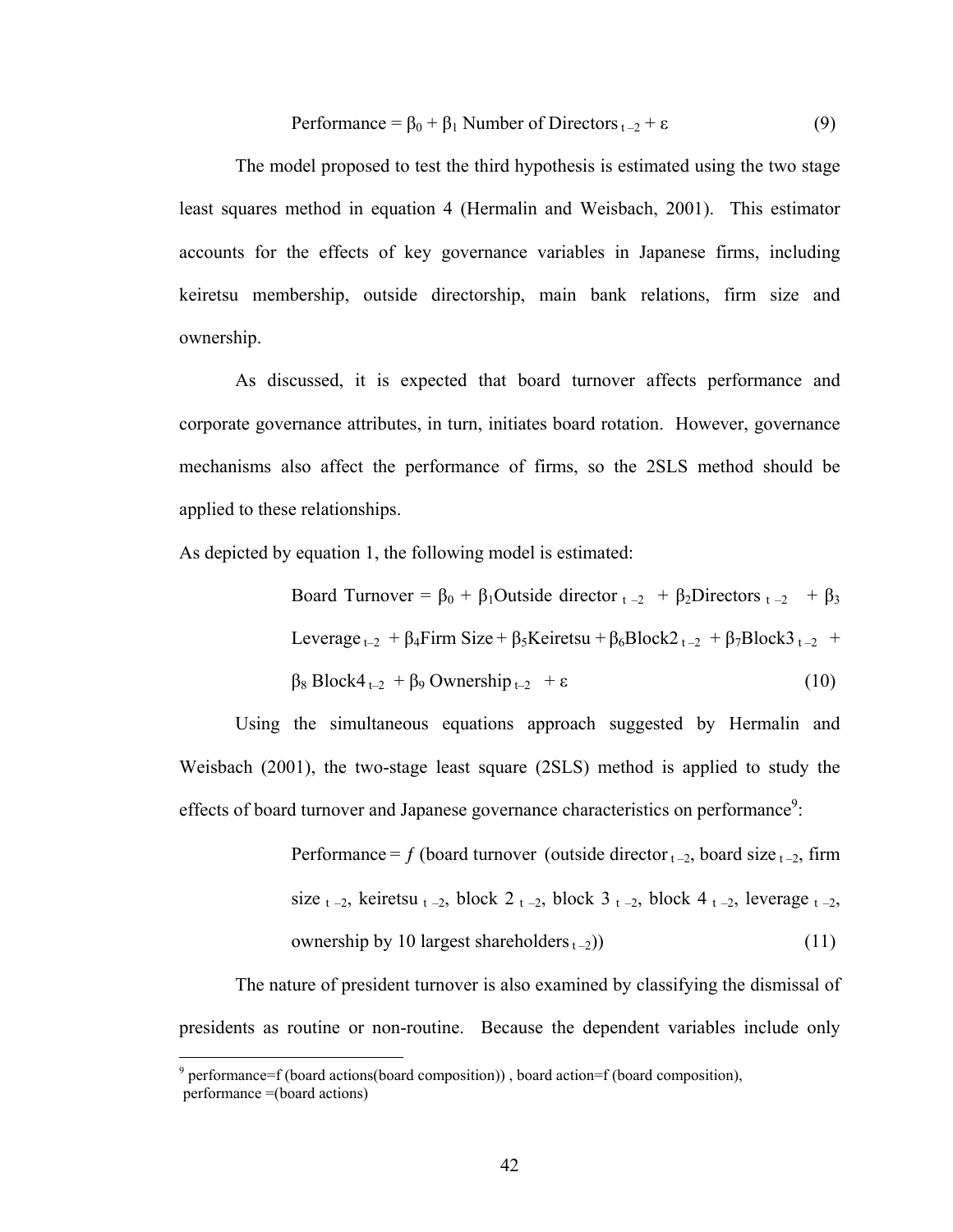$$\text{Performance} = \beta_0 + \beta_1 \text{ Number of Directors}_{t-2} + \varepsilon \tag{9}$$

The model proposed to test the third hypothesis is estimated using the two stage least squares method in equation 4 (Hermalin and Weisbach, 2001). This estimator accounts for the effects of key governance variables in Japanese firms, including keiretsu membership, outside directorship, main bank relations, firm size and ownership.

As discussed, it is expected that board turnover affects performance and corporate governance attributes, in turn, initiates board rotation. However, governance mechanisms also affect the performance of firms, so the 2SLS method should be applied to these relationships.

As depicted by equation 1, the following model is estimated:

$$\text{Board Turnover} = \beta_0 + \beta_1\text{Outside director}_{t-2} + \beta_2\text{Directors}_{t-2} + \beta_3\text{Leverage}_{t-2} + \beta_4\text{Firm Size} + \beta_5\text{Keiretsu} + \beta_6\text{Block2}_{t-2} + \beta_7\text{Block3}_{t-2} + \beta_8\text{ Block4}_{t-2} + \beta_9\text{ Ownership}_{t-2} + \varepsilon \tag{10}$$

Using the simultaneous equations approach suggested by Hermalin and Weisbach (2001), the two-stage least square (2SLS) method is applied to study the effects of board turnover and Japanese governance characteristics on performance[9]:

$$\text{Performance} = f\,(\text{board turnover }(\text{outside director}_{t-2}, \text{board size}_{t-2}, \text{firm size}_{t-2}, \text{keiretsu}_{t-2}, \text{block 2}_{t-2}, \text{block 3}_{t-2}, \text{block 4}_{t-2}, \text{leverage}_{t-2}, \text{ownership by 10 largest shareholders}_{t-2})) \tag{11}$$

The nature of president turnover is also examined by classifying the dismissal of presidents as routine or non-routine. Because the dependent variables include only

[9] performance=f (board actions(board composition)) , board action=f (board composition), performance =(board actions)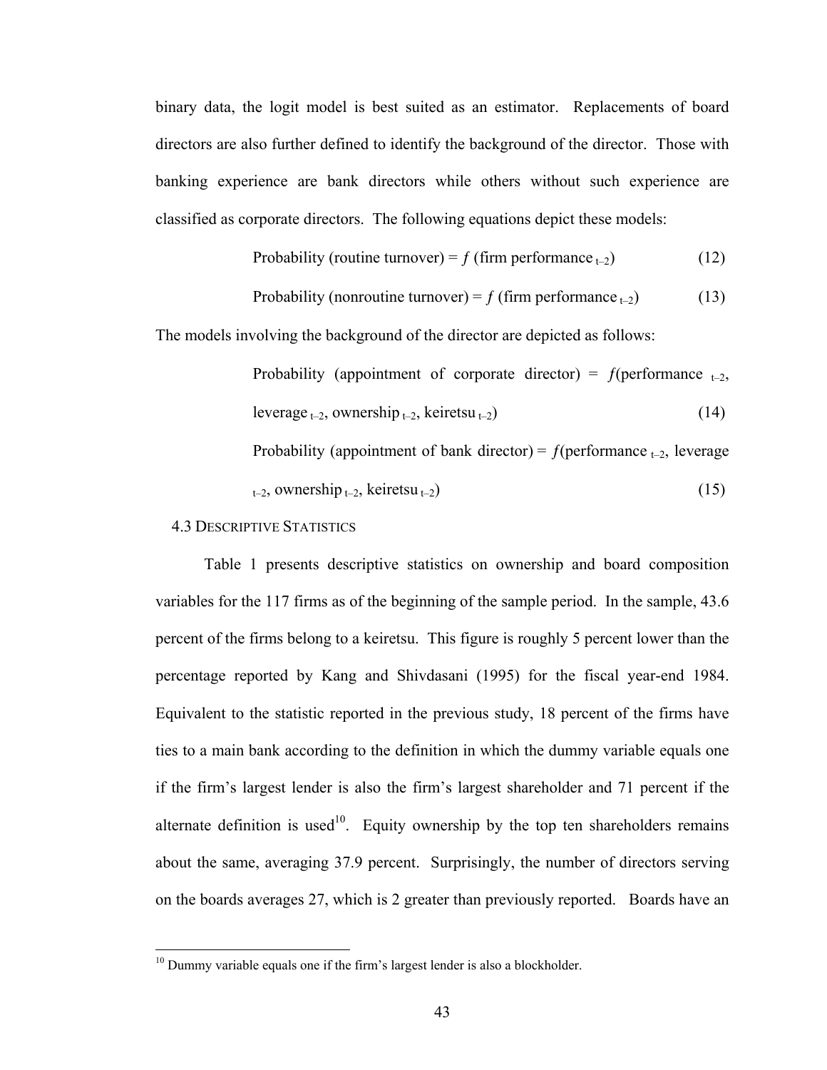binary data, the logit model is best suited as an estimator. Replacements of board directors are also further defined to identify the background of the director. Those with banking experience are bank directors while others without such experience are classified as corporate directors. The following equations depict these models:

$$\text{Probability (routine turnover)} = f\,(\text{firm performance}_{t-2}) \tag{12}$$

$$\text{Probability (nonroutine turnover)} = f\,(\text{firm performance}_{t-2}) \tag{13}$$

The models involving the background of the director are depicted as follows:

$$\text{Probability (appointment of corporate director)} = f(\text{performance}_{t-2}, \text{leverage}_{t-2}, \text{ownership}_{t-2}, \text{keiretsu}_{t-2}) \tag{14}$$

$$\text{Probability (appointment of bank director)} = f(\text{performance}_{t-2}, \text{leverage}_{t-2}, \text{ownership}_{t-2}, \text{keiretsu}_{t-2}) \tag{15}$$

### 4.3 Descriptive Statistics

Table 1 presents descriptive statistics on ownership and board composition variables for the 117 firms as of the beginning of the sample period. In the sample, 43.6 percent of the firms belong to a keiretsu. This figure is roughly 5 percent lower than the percentage reported by Kang and Shivdasani (1995) for the fiscal year-end 1984. Equivalent to the statistic reported in the previous study, 18 percent of the firms have ties to a main bank according to the definition in which the dummy variable equals one if the firm's largest lender is also the firm's largest shareholder and 71 percent if the alternate definition is used[10]. Equity ownership by the top ten shareholders remains about the same, averaging 37.9 percent. Surprisingly, the number of directors serving on the boards averages 27, which is 2 greater than previously reported. Boards have an

[10] Dummy variable equals one if the firm's largest lender is also a blockholder.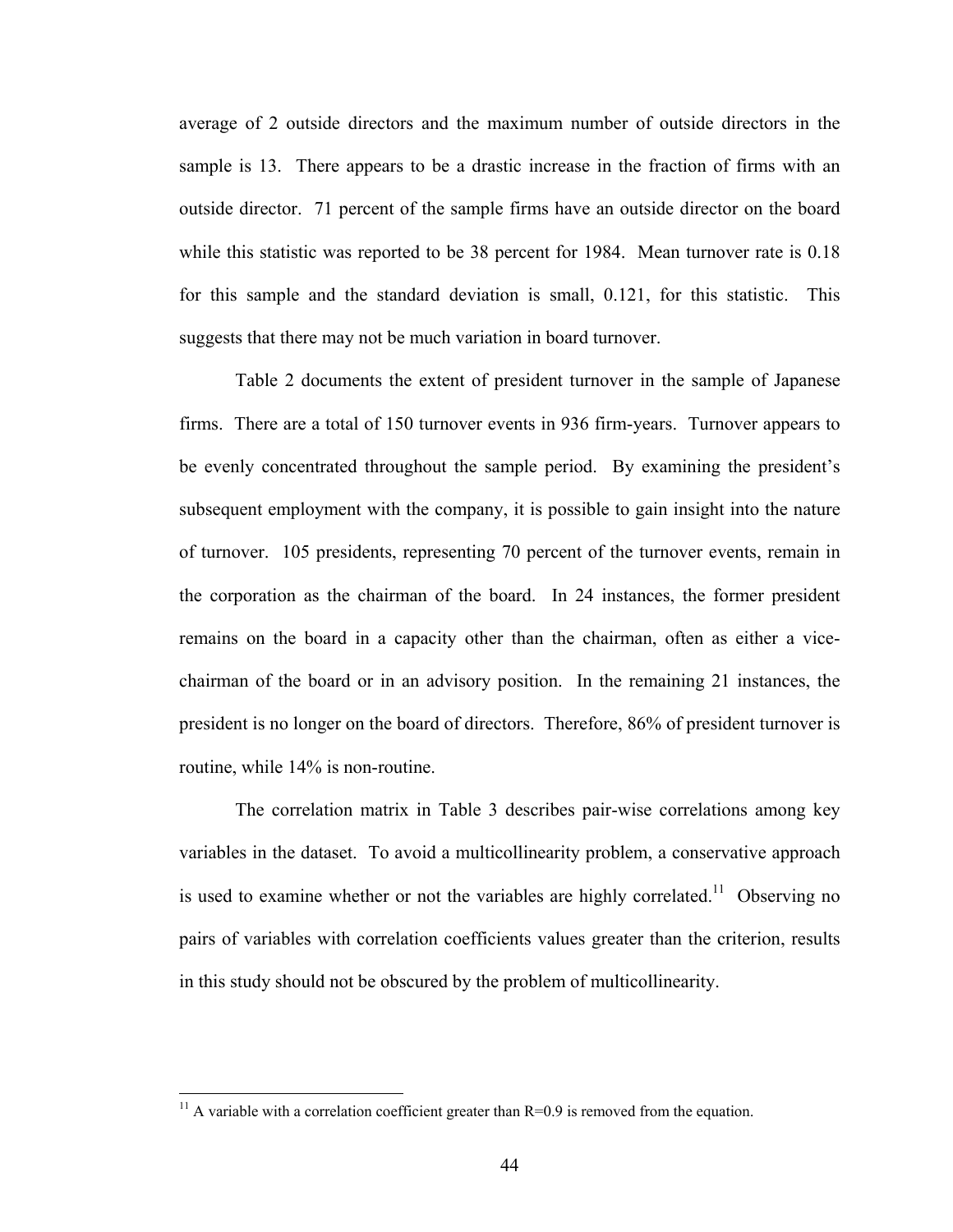average of 2 outside directors and the maximum number of outside directors in the sample is 13. There appears to be a drastic increase in the fraction of firms with an outside director. 71 percent of the sample firms have an outside director on the board while this statistic was reported to be 38 percent for 1984. Mean turnover rate is 0.18 for this sample and the standard deviation is small, 0.121, for this statistic. This suggests that there may not be much variation in board turnover.

Table 2 documents the extent of president turnover in the sample of Japanese firms. There are a total of 150 turnover events in 936 firm-years. Turnover appears to be evenly concentrated throughout the sample period. By examining the president's subsequent employment with the company, it is possible to gain insight into the nature of turnover. 105 presidents, representing 70 percent of the turnover events, remain in the corporation as the chairman of the board. In 24 instances, the former president remains on the board in a capacity other than the chairman, often as either a vice-chairman of the board or in an advisory position. In the remaining 21 instances, the president is no longer on the board of directors. Therefore, 86% of president turnover is routine, while 14% is non-routine.

The correlation matrix in Table 3 describes pair-wise correlations among key variables in the dataset. To avoid a multicollinearity problem, a conservative approach is used to examine whether or not the variables are highly correlated.[11] Observing no pairs of variables with correlation coefficients values greater than the criterion, results in this study should not be obscured by the problem of multicollinearity.

---

[11] A variable with a correlation coefficient greater than R=0.9 is removed from the equation.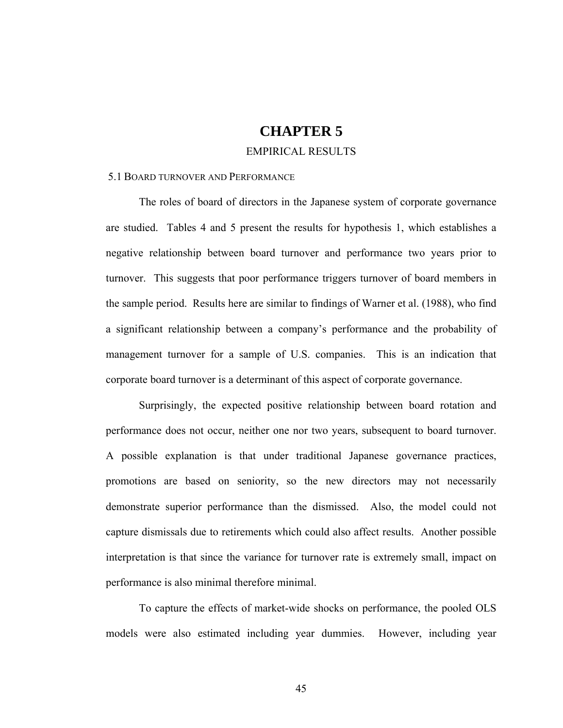# CHAPTER 5

## EMPIRICAL RESULTS

### 5.1 Board turnover and Performance

The roles of board of directors in the Japanese system of corporate governance are studied. Tables 4 and 5 present the results for hypothesis 1, which establishes a negative relationship between board turnover and performance two years prior to turnover. This suggests that poor performance triggers turnover of board members in the sample period. Results here are similar to findings of Warner et al. (1988), who find a significant relationship between a company's performance and the probability of management turnover for a sample of U.S. companies. This is an indication that corporate board turnover is a determinant of this aspect of corporate governance.

Surprisingly, the expected positive relationship between board rotation and performance does not occur, neither one nor two years, subsequent to board turnover. A possible explanation is that under traditional Japanese governance practices, promotions are based on seniority, so the new directors may not necessarily demonstrate superior performance than the dismissed. Also, the model could not capture dismissals due to retirements which could also affect results. Another possible interpretation is that since the variance for turnover rate is extremely small, impact on performance is also minimal therefore minimal.

To capture the effects of market-wide shocks on performance, the pooled OLS models were also estimated including year dummies. However, including year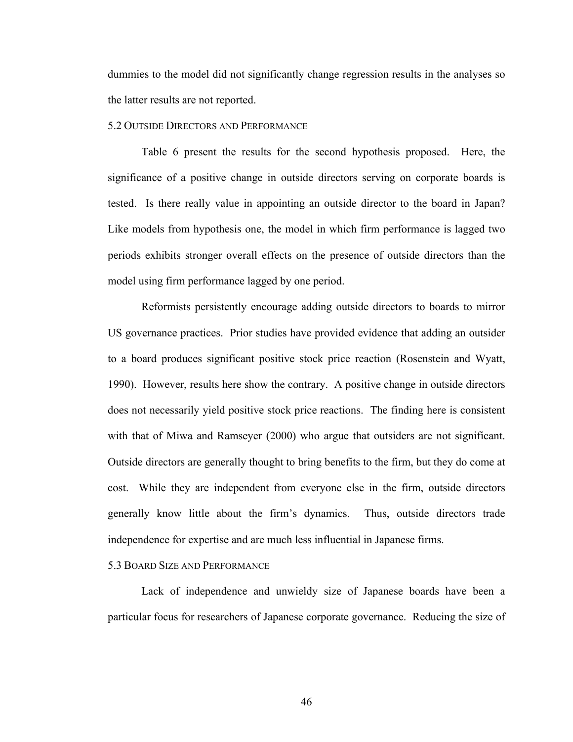dummies to the model did not significantly change regression results in the analyses so the latter results are not reported.

### 5.2 Outside Directors and Performance

Table 6 present the results for the second hypothesis proposed. Here, the significance of a positive change in outside directors serving on corporate boards is tested. Is there really value in appointing an outside director to the board in Japan? Like models from hypothesis one, the model in which firm performance is lagged two periods exhibits stronger overall effects on the presence of outside directors than the model using firm performance lagged by one period.

Reformists persistently encourage adding outside directors to boards to mirror US governance practices. Prior studies have provided evidence that adding an outsider to a board produces significant positive stock price reaction (Rosenstein and Wyatt, 1990). However, results here show the contrary. A positive change in outside directors does not necessarily yield positive stock price reactions. The finding here is consistent with that of Miwa and Ramseyer (2000) who argue that outsiders are not significant. Outside directors are generally thought to bring benefits to the firm, but they do come at cost. While they are independent from everyone else in the firm, outside directors generally know little about the firm's dynamics. Thus, outside directors trade independence for expertise and are much less influential in Japanese firms.

### 5.3 Board Size and Performance

Lack of independence and unwieldy size of Japanese boards have been a particular focus for researchers of Japanese corporate governance. Reducing the size of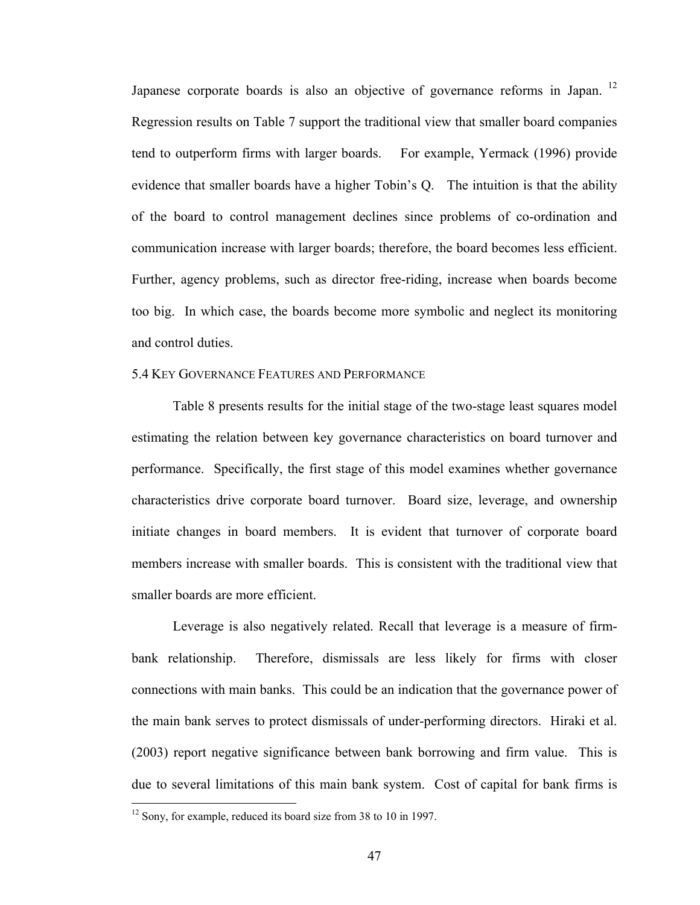Japanese corporate boards is also an objective of governance reforms in Japan. [12] Regression results on Table 7 support the traditional view that smaller board companies tend to outperform firms with larger boards. For example, Yermack (1996) provide evidence that smaller boards have a higher Tobin's Q. The intuition is that the ability of the board to control management declines since problems of co-ordination and communication increase with larger boards; therefore, the board becomes less efficient. Further, agency problems, such as director free-riding, increase when boards become too big. In which case, the boards become more symbolic and neglect its monitoring and control duties.

### 5.4 Key Governance Features and Performance

Table 8 presents results for the initial stage of the two-stage least squares model estimating the relation between key governance characteristics on board turnover and performance. Specifically, the first stage of this model examines whether governance characteristics drive corporate board turnover. Board size, leverage, and ownership initiate changes in board members. It is evident that turnover of corporate board members increase with smaller boards. This is consistent with the traditional view that smaller boards are more efficient.

Leverage is also negatively related. Recall that leverage is a measure of firm-bank relationship. Therefore, dismissals are less likely for firms with closer connections with main banks. This could be an indication that the governance power of the main bank serves to protect dismissals of under-performing directors. Hiraki et al. (2003) report negative significance between bank borrowing and firm value. This is due to several limitations of this main bank system. Cost of capital for bank firms is

[12] Sony, for example, reduced its board size from 38 to 10 in 1997.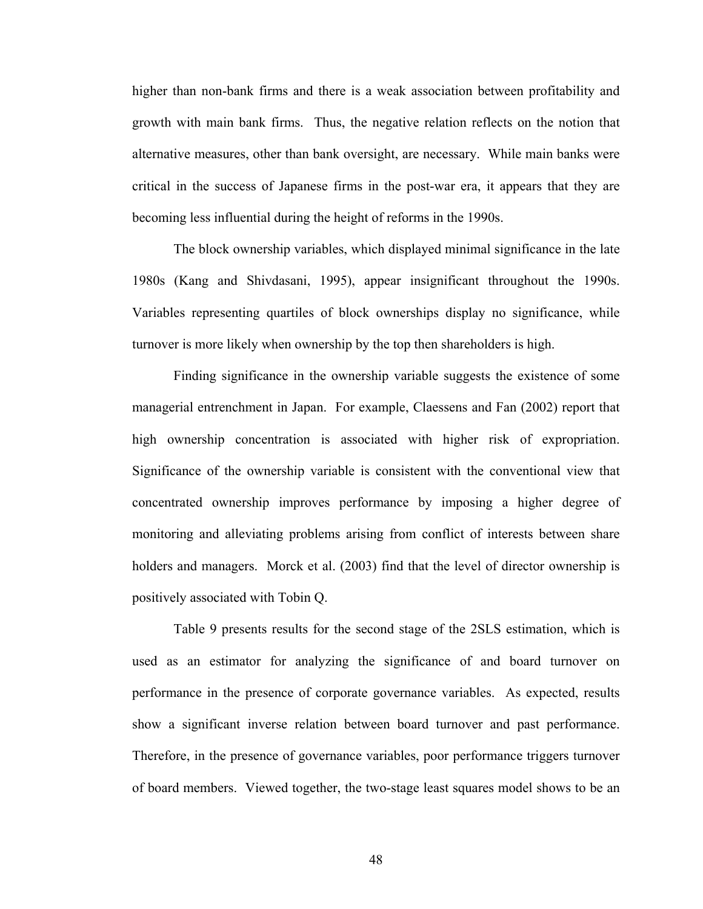higher than non-bank firms and there is a weak association between profitability and growth with main bank firms. Thus, the negative relation reflects on the notion that alternative measures, other than bank oversight, are necessary. While main banks were critical in the success of Japanese firms in the post-war era, it appears that they are becoming less influential during the height of reforms in the 1990s.

The block ownership variables, which displayed minimal significance in the late 1980s (Kang and Shivdasani, 1995), appear insignificant throughout the 1990s. Variables representing quartiles of block ownerships display no significance, while turnover is more likely when ownership by the top then shareholders is high.

Finding significance in the ownership variable suggests the existence of some managerial entrenchment in Japan. For example, Claessens and Fan (2002) report that high ownership concentration is associated with higher risk of expropriation. Significance of the ownership variable is consistent with the conventional view that concentrated ownership improves performance by imposing a higher degree of monitoring and alleviating problems arising from conflict of interests between share holders and managers. Morck et al. (2003) find that the level of director ownership is positively associated with Tobin Q.

Table 9 presents results for the second stage of the 2SLS estimation, which is used as an estimator for analyzing the significance of and board turnover on performance in the presence of corporate governance variables. As expected, results show a significant inverse relation between board turnover and past performance. Therefore, in the presence of governance variables, poor performance triggers turnover of board members. Viewed together, the two-stage least squares model shows to be an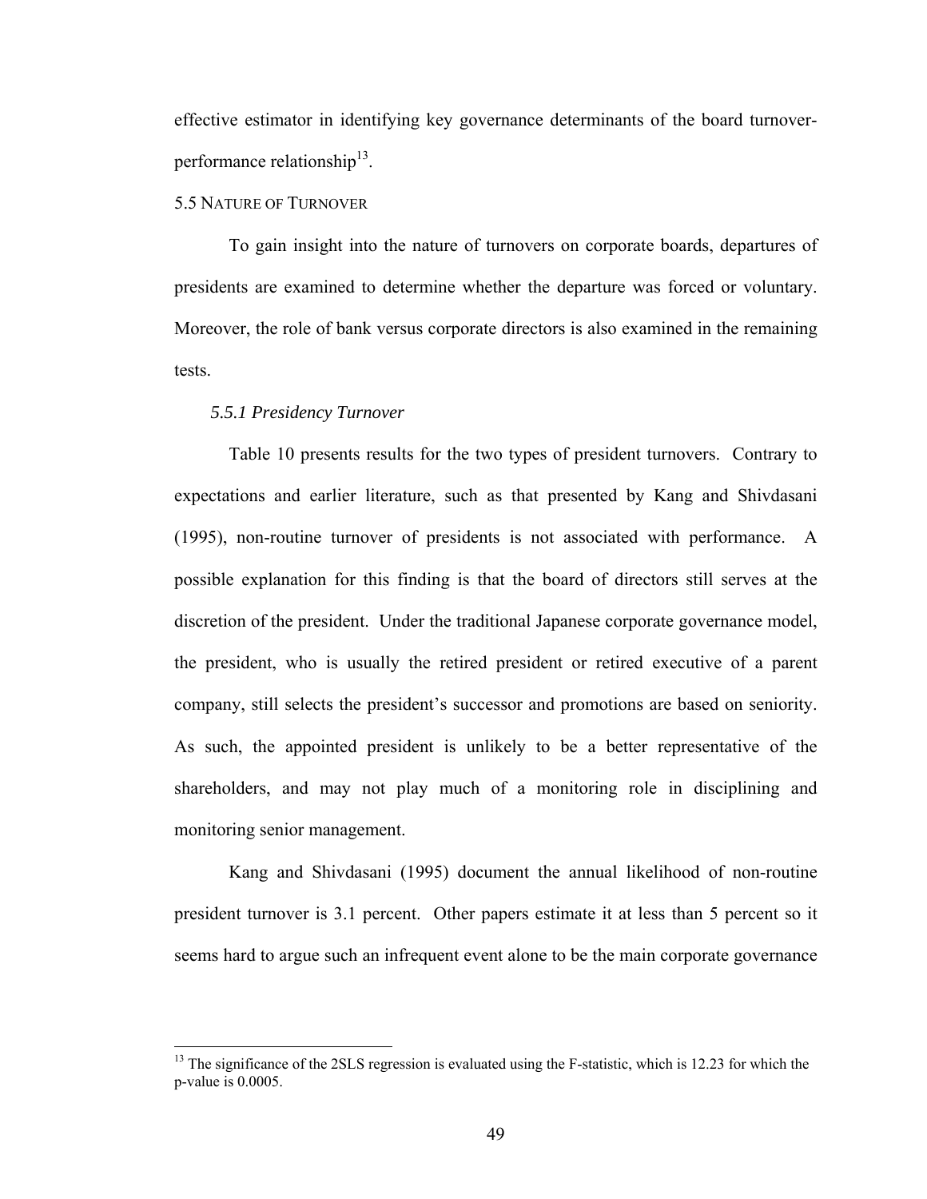effective estimator in identifying key governance determinants of the board turnover-performance relationship[13].

### 5.5 Nature of Turnover

To gain insight into the nature of turnovers on corporate boards, departures of presidents are examined to determine whether the departure was forced or voluntary. Moreover, the role of bank versus corporate directors is also examined in the remaining tests.

#### *5.5.1 Presidency Turnover*

Table 10 presents results for the two types of president turnovers. Contrary to expectations and earlier literature, such as that presented by Kang and Shivdasani (1995), non-routine turnover of presidents is not associated with performance. A possible explanation for this finding is that the board of directors still serves at the discretion of the president. Under the traditional Japanese corporate governance model, the president, who is usually the retired president or retired executive of a parent company, still selects the president's successor and promotions are based on seniority. As such, the appointed president is unlikely to be a better representative of the shareholders, and may not play much of a monitoring role in disciplining and monitoring senior management.

Kang and Shivdasani (1995) document the annual likelihood of non-routine president turnover is 3.1 percent. Other papers estimate it at less than 5 percent so it seems hard to argue such an infrequent event alone to be the main corporate governance

---

[13] The significance of the 2SLS regression is evaluated using the F-statistic, which is 12.23 for which the p-value is 0.0005.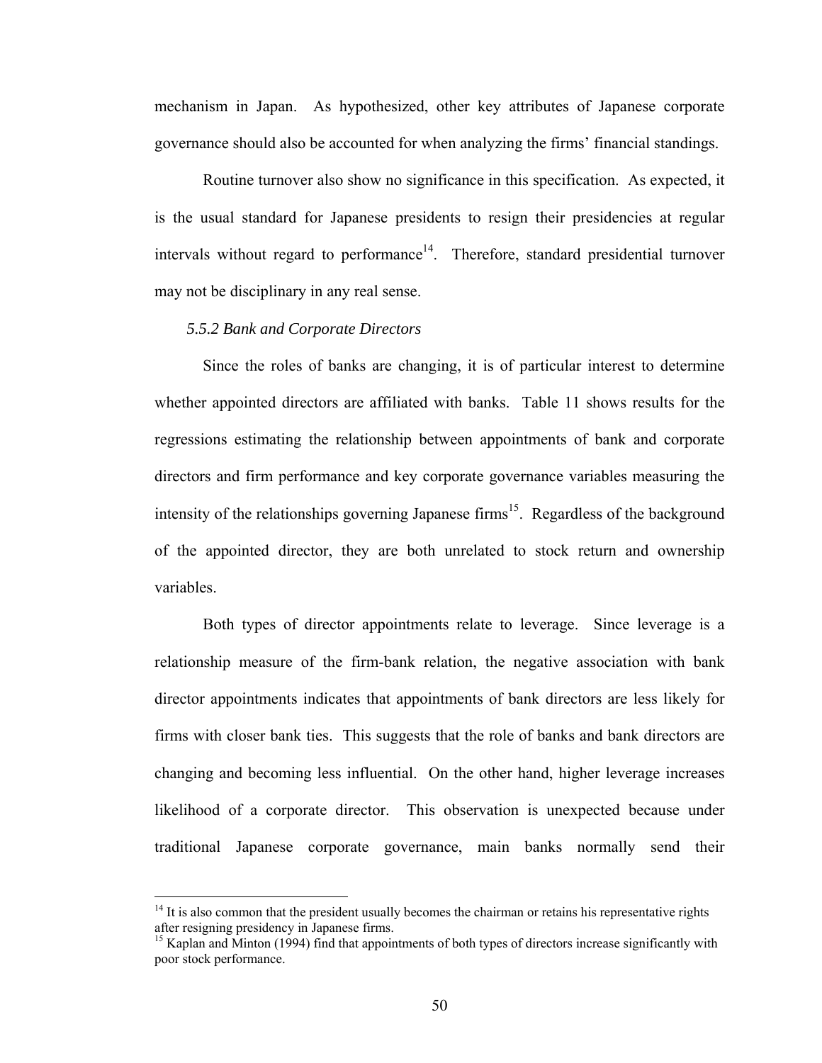mechanism in Japan. As hypothesized, other key attributes of Japanese corporate governance should also be accounted for when analyzing the firms' financial standings.

Routine turnover also show no significance in this specification. As expected, it is the usual standard for Japanese presidents to resign their presidencies at regular intervals without regard to performance[14]. Therefore, standard presidential turnover may not be disciplinary in any real sense.

#### *5.5.2 Bank and Corporate Directors*

Since the roles of banks are changing, it is of particular interest to determine whether appointed directors are affiliated with banks. Table 11 shows results for the regressions estimating the relationship between appointments of bank and corporate directors and firm performance and key corporate governance variables measuring the intensity of the relationships governing Japanese firms[15]. Regardless of the background of the appointed director, they are both unrelated to stock return and ownership variables.

Both types of director appointments relate to leverage. Since leverage is a relationship measure of the firm-bank relation, the negative association with bank director appointments indicates that appointments of bank directors are less likely for firms with closer bank ties. This suggests that the role of banks and bank directors are changing and becoming less influential. On the other hand, higher leverage increases likelihood of a corporate director. This observation is unexpected because under traditional Japanese corporate governance, main banks normally send their

---

[14] It is also common that the president usually becomes the chairman or retains his representative rights after resigning presidency in Japanese firms.

[15] Kaplan and Minton (1994) find that appointments of both types of directors increase significantly with poor stock performance.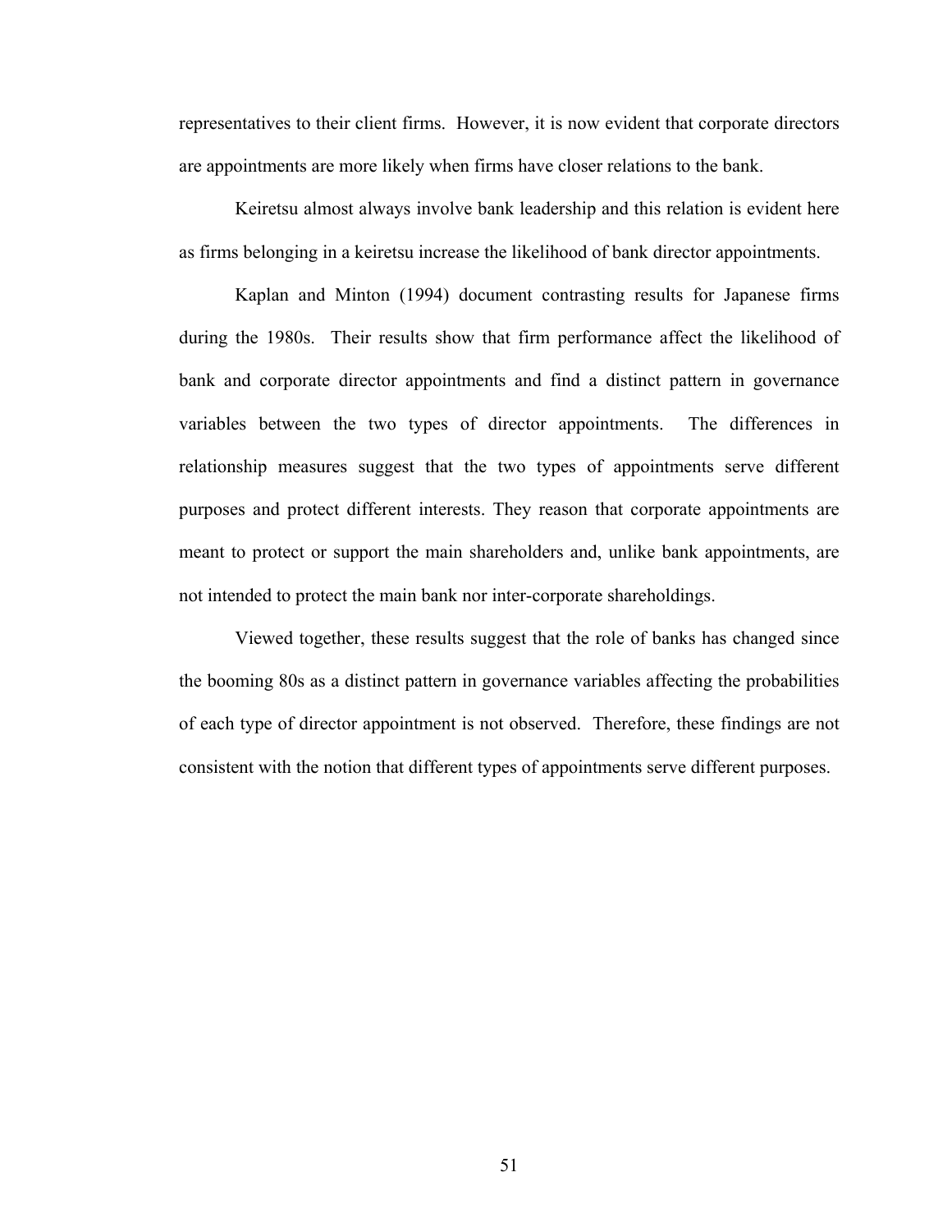representatives to their client firms. However, it is now evident that corporate directors are appointments are more likely when firms have closer relations to the bank.

Keiretsu almost always involve bank leadership and this relation is evident here as firms belonging in a keiretsu increase the likelihood of bank director appointments.

Kaplan and Minton (1994) document contrasting results for Japanese firms during the 1980s. Their results show that firm performance affect the likelihood of bank and corporate director appointments and find a distinct pattern in governance variables between the two types of director appointments. The differences in relationship measures suggest that the two types of appointments serve different purposes and protect different interests. They reason that corporate appointments are meant to protect or support the main shareholders and, unlike bank appointments, are not intended to protect the main bank nor inter-corporate shareholdings.

Viewed together, these results suggest that the role of banks has changed since the booming 80s as a distinct pattern in governance variables affecting the probabilities of each type of director appointment is not observed. Therefore, these findings are not consistent with the notion that different types of appointments serve different purposes.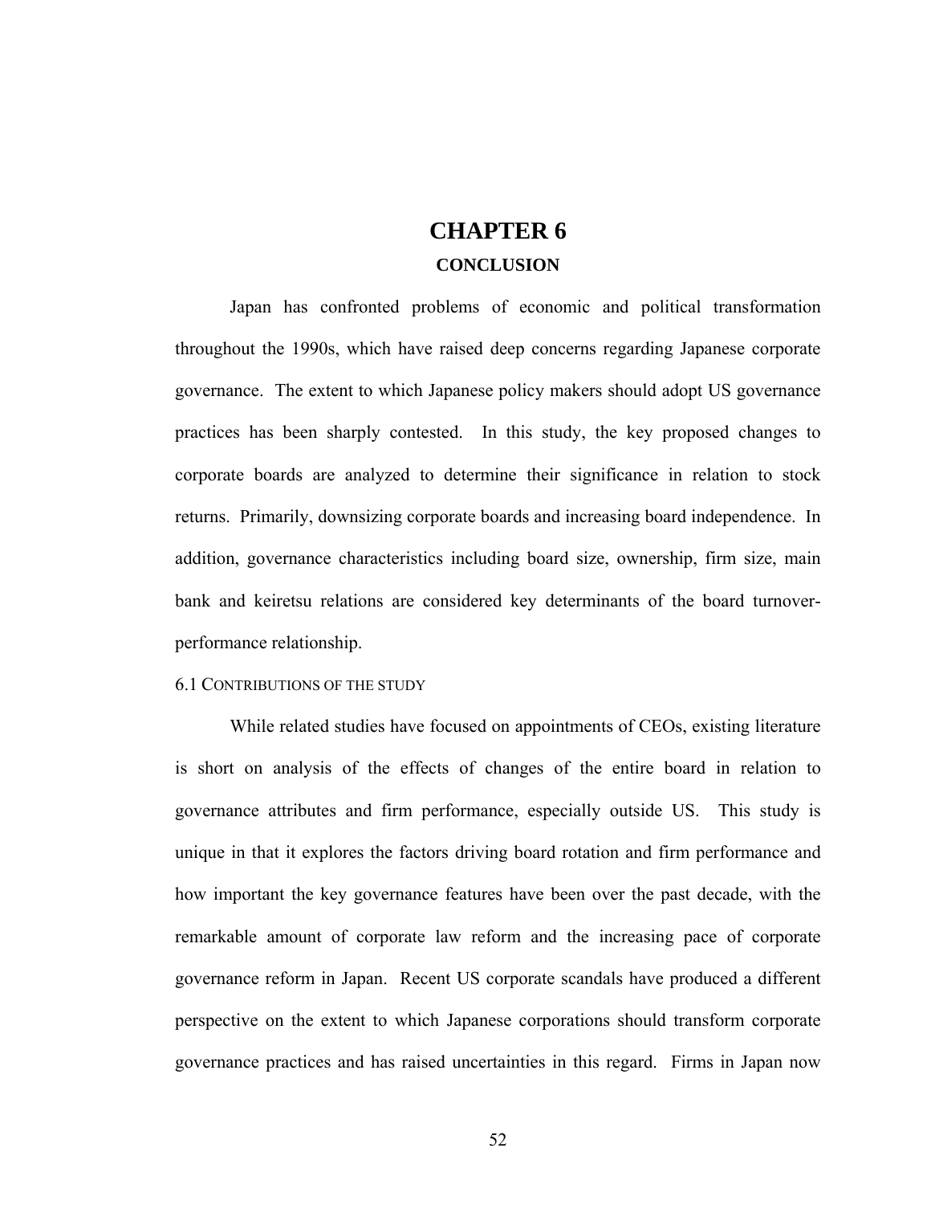# CHAPTER 6

## CONCLUSION

Japan has confronted problems of economic and political transformation throughout the 1990s, which have raised deep concerns regarding Japanese corporate governance. The extent to which Japanese policy makers should adopt US governance practices has been sharply contested. In this study, the key proposed changes to corporate boards are analyzed to determine their significance in relation to stock returns. Primarily, downsizing corporate boards and increasing board independence. In addition, governance characteristics including board size, ownership, firm size, main bank and keiretsu relations are considered key determinants of the board turnover-performance relationship.

### 6.1 Contributions of the Study

While related studies have focused on appointments of CEOs, existing literature is short on analysis of the effects of changes of the entire board in relation to governance attributes and firm performance, especially outside US. This study is unique in that it explores the factors driving board rotation and firm performance and how important the key governance features have been over the past decade, with the remarkable amount of corporate law reform and the increasing pace of corporate governance reform in Japan. Recent US corporate scandals have produced a different perspective on the extent to which Japanese corporations should transform corporate governance practices and has raised uncertainties in this regard. Firms in Japan now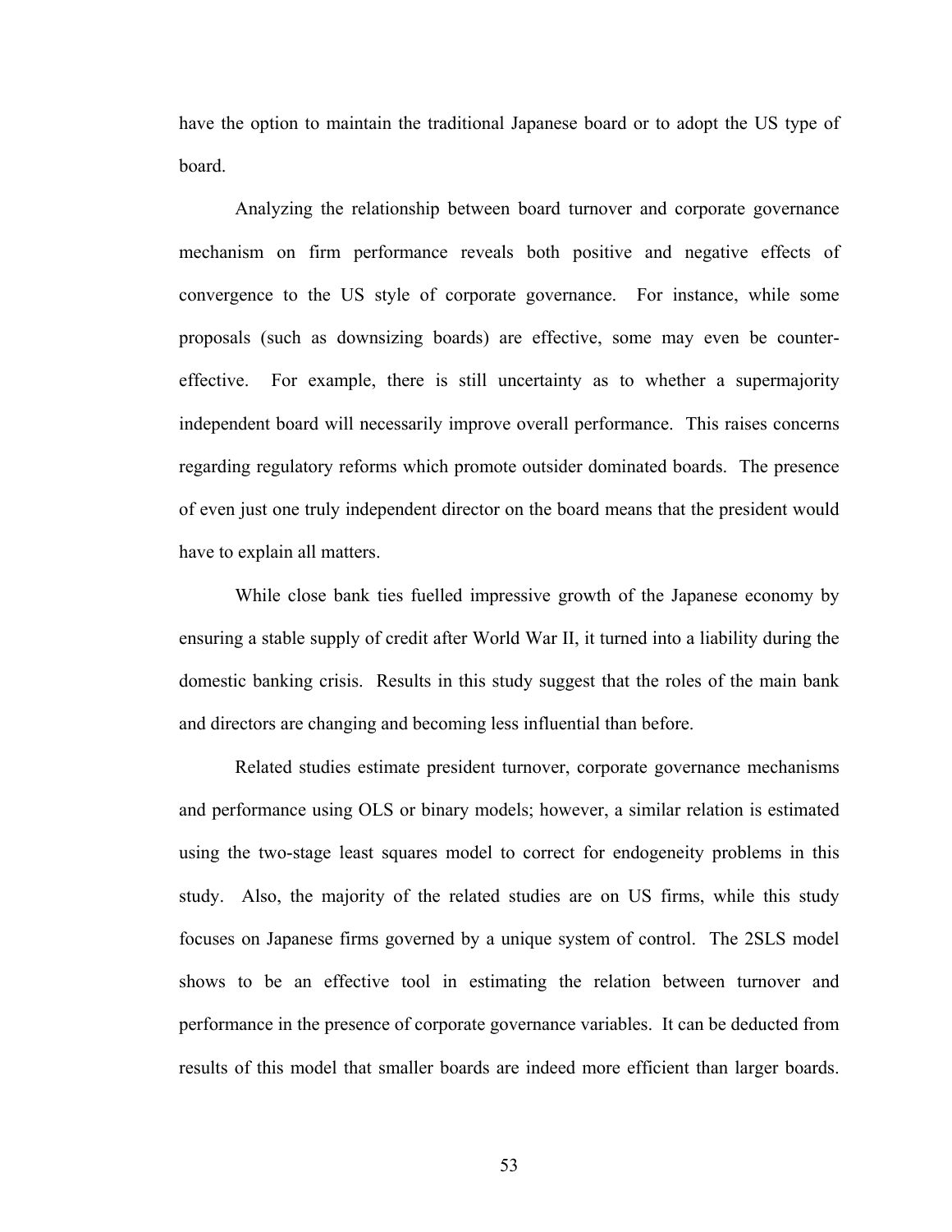have the option to maintain the traditional Japanese board or to adopt the US type of board.

Analyzing the relationship between board turnover and corporate governance mechanism on firm performance reveals both positive and negative effects of convergence to the US style of corporate governance. For instance, while some proposals (such as downsizing boards) are effective, some may even be counter-effective. For example, there is still uncertainty as to whether a supermajority independent board will necessarily improve overall performance. This raises concerns regarding regulatory reforms which promote outsider dominated boards. The presence of even just one truly independent director on the board means that the president would have to explain all matters.

While close bank ties fuelled impressive growth of the Japanese economy by ensuring a stable supply of credit after World War II, it turned into a liability during the domestic banking crisis. Results in this study suggest that the roles of the main bank and directors are changing and becoming less influential than before.

Related studies estimate president turnover, corporate governance mechanisms and performance using OLS or binary models; however, a similar relation is estimated using the two-stage least squares model to correct for endogeneity problems in this study. Also, the majority of the related studies are on US firms, while this study focuses on Japanese firms governed by a unique system of control. The 2SLS model shows to be an effective tool in estimating the relation between turnover and performance in the presence of corporate governance variables. It can be deducted from results of this model that smaller boards are indeed more efficient than larger boards.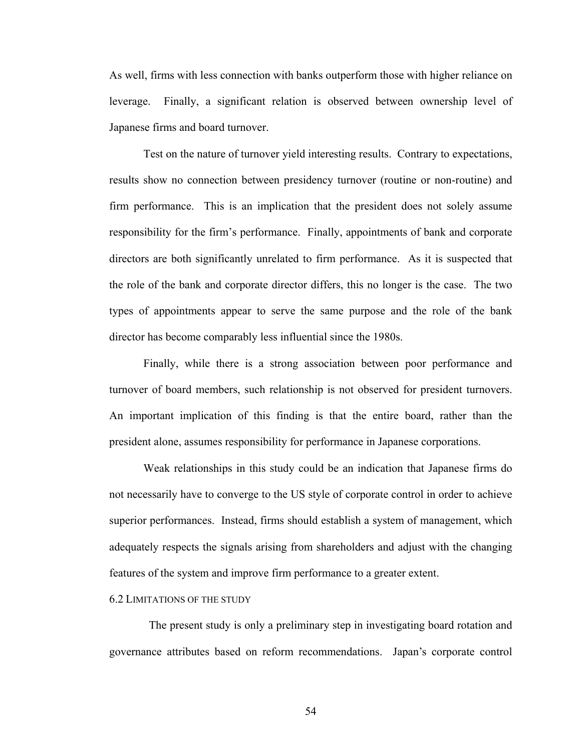As well, firms with less connection with banks outperform those with higher reliance on leverage. Finally, a significant relation is observed between ownership level of Japanese firms and board turnover.

Test on the nature of turnover yield interesting results. Contrary to expectations, results show no connection between presidency turnover (routine or non-routine) and firm performance. This is an implication that the president does not solely assume responsibility for the firm's performance. Finally, appointments of bank and corporate directors are both significantly unrelated to firm performance. As it is suspected that the role of the bank and corporate director differs, this no longer is the case. The two types of appointments appear to serve the same purpose and the role of the bank director has become comparably less influential since the 1980s.

Finally, while there is a strong association between poor performance and turnover of board members, such relationship is not observed for president turnovers. An important implication of this finding is that the entire board, rather than the president alone, assumes responsibility for performance in Japanese corporations.

Weak relationships in this study could be an indication that Japanese firms do not necessarily have to converge to the US style of corporate control in order to achieve superior performances. Instead, firms should establish a system of management, which adequately respects the signals arising from shareholders and adjust with the changing features of the system and improve firm performance to a greater extent.

### 6.2 Limitations of the Study

The present study is only a preliminary step in investigating board rotation and governance attributes based on reform recommendations. Japan's corporate control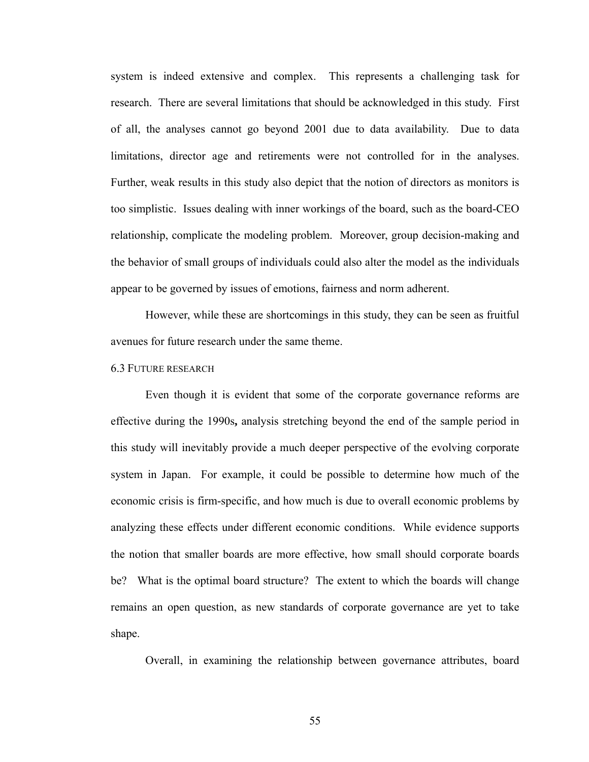system is indeed extensive and complex. This represents a challenging task for research. There are several limitations that should be acknowledged in this study. First of all, the analyses cannot go beyond 2001 due to data availability. Due to data limitations, director age and retirements were not controlled for in the analyses. Further, weak results in this study also depict that the notion of directors as monitors is too simplistic. Issues dealing with inner workings of the board, such as the board-CEO relationship, complicate the modeling problem. Moreover, group decision-making and the behavior of small groups of individuals could also alter the model as the individuals appear to be governed by issues of emotions, fairness and norm adherent.

However, while these are shortcomings in this study, they can be seen as fruitful avenues for future research under the same theme.

### 6.3 Future research

Even though it is evident that some of the corporate governance reforms are effective during the 1990s**,** analysis stretching beyond the end of the sample period in this study will inevitably provide a much deeper perspective of the evolving corporate system in Japan. For example, it could be possible to determine how much of the economic crisis is firm-specific, and how much is due to overall economic problems by analyzing these effects under different economic conditions. While evidence supports the notion that smaller boards are more effective, how small should corporate boards be? What is the optimal board structure? The extent to which the boards will change remains an open question, as new standards of corporate governance are yet to take shape.

Overall, in examining the relationship between governance attributes, board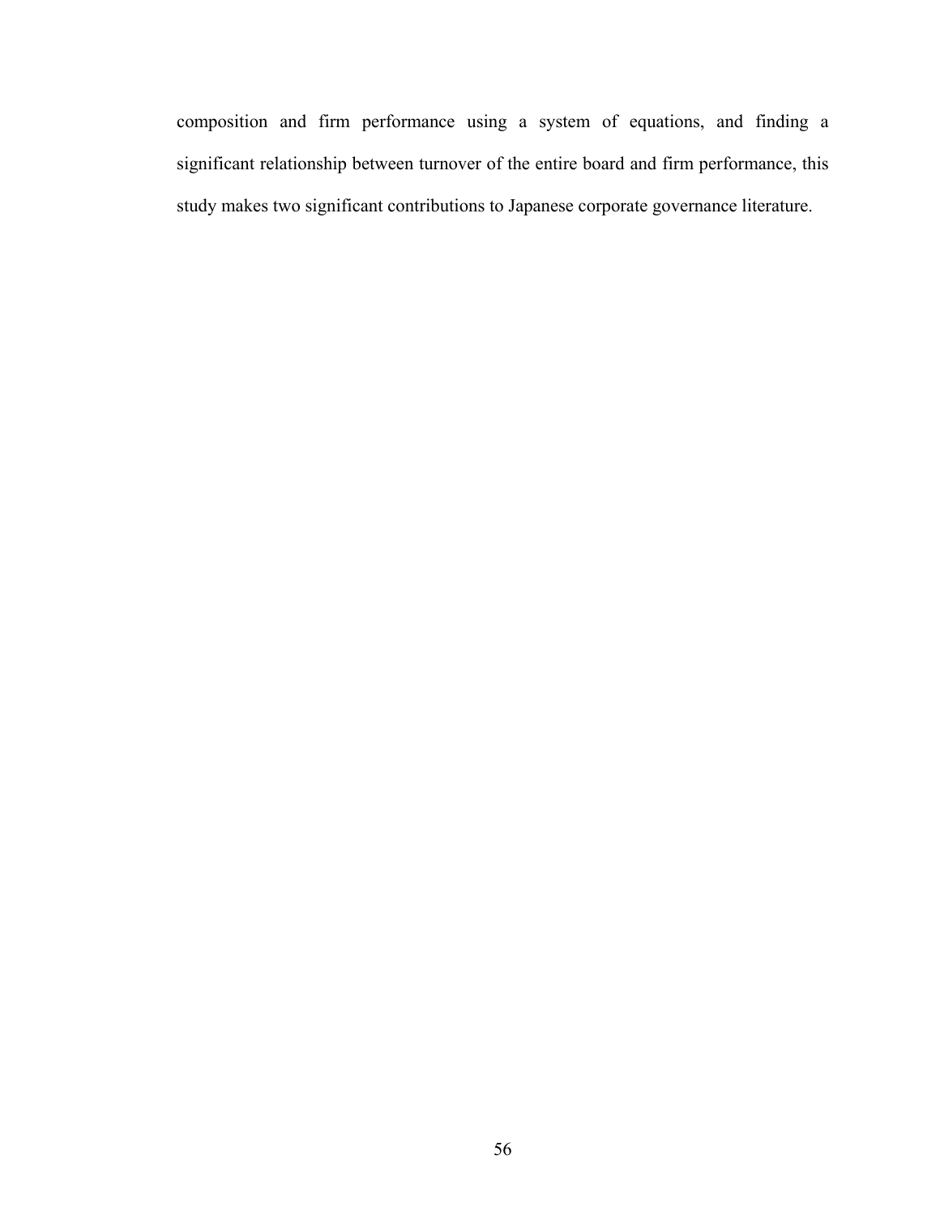composition and firm performance using a system of equations, and finding a significant relationship between turnover of the entire board and firm performance, this study makes two significant contributions to Japanese corporate governance literature.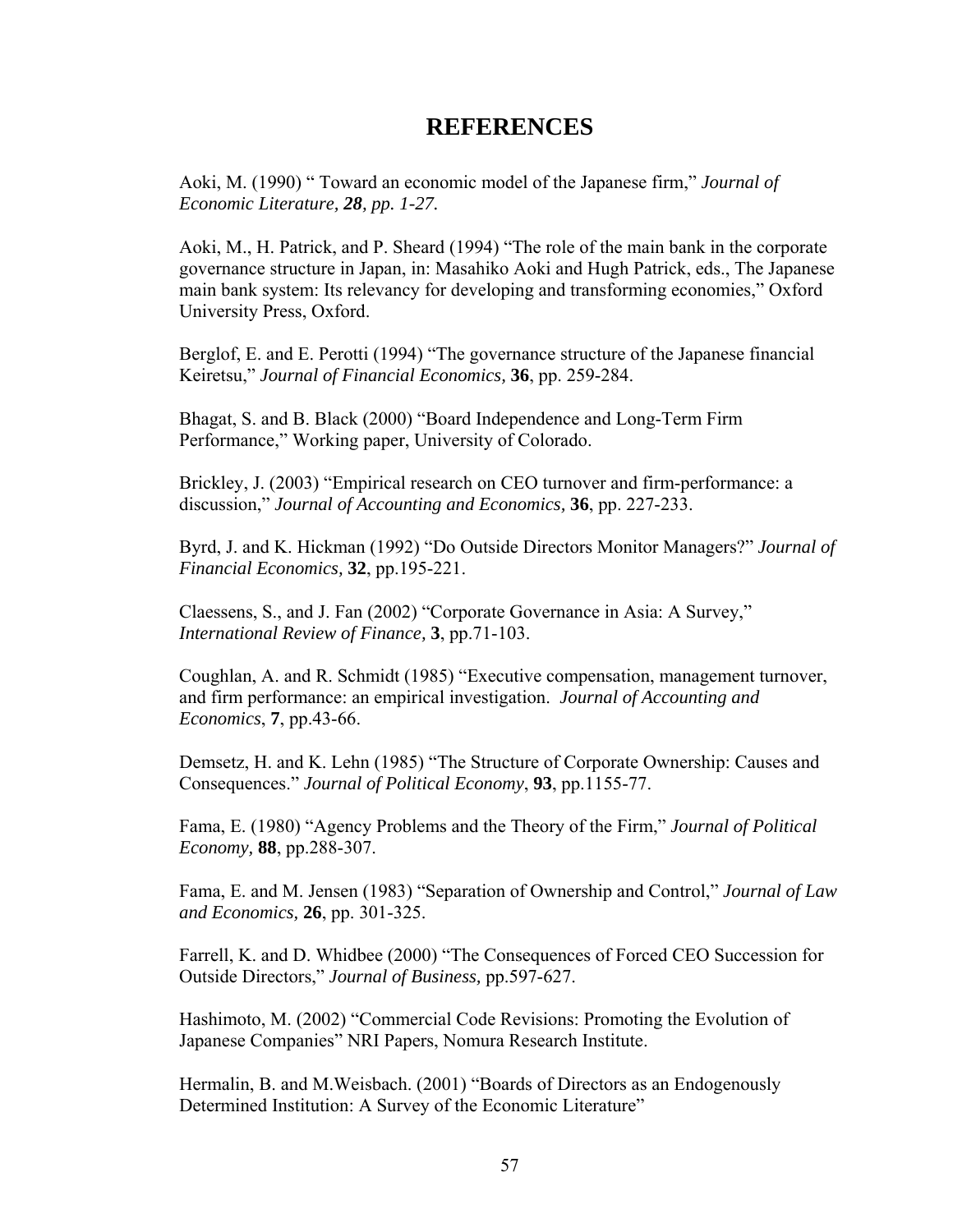# REFERENCES

Aoki, M. (1990) " Toward an economic model of the Japanese firm," *Journal of Economic Literature, **28**, pp. 1-27.*

Aoki, M., H. Patrick, and P. Sheard (1994) "The role of the main bank in the corporate governance structure in Japan, in: Masahiko Aoki and Hugh Patrick, eds., The Japanese main bank system: Its relevancy for developing and transforming economies," Oxford University Press, Oxford.

Berglof, E. and E. Perotti (1994) "The governance structure of the Japanese financial Keiretsu," *Journal of Financial Economics,* **36**, pp. 259-284.

Bhagat, S. and B. Black (2000) "Board Independence and Long-Term Firm Performance," Working paper, University of Colorado.

Brickley, J. (2003) "Empirical research on CEO turnover and firm-performance: a discussion," *Journal of Accounting and Economics,* **36**, pp. 227-233.

Byrd, J. and K. Hickman (1992) "Do Outside Directors Monitor Managers?" *Journal of Financial Economics,* **32**, pp.195-221.

Claessens, S., and J. Fan (2002) "Corporate Governance in Asia: A Survey," *International Review of Finance,* **3**, pp.71-103.

Coughlan, A. and R. Schmidt (1985) "Executive compensation, management turnover, and firm performance: an empirical investigation. *Journal of Accounting and Economics*, **7**, pp.43-66.

Demsetz, H. and K. Lehn (1985) "The Structure of Corporate Ownership: Causes and Consequences." *Journal of Political Economy*, **93**, pp.1155-77.

Fama, E. (1980) "Agency Problems and the Theory of the Firm," *Journal of Political Economy,* **88**, pp.288-307.

Fama, E. and M. Jensen (1983) "Separation of Ownership and Control," *Journal of Law and Economics,* **26**, pp. 301-325.

Farrell, K. and D. Whidbee (2000) "The Consequences of Forced CEO Succession for Outside Directors," *Journal of Business,* pp.597-627.

Hashimoto, M. (2002) "Commercial Code Revisions: Promoting the Evolution of Japanese Companies" NRI Papers, Nomura Research Institute.

Hermalin, B. and M.Weisbach. (2001) "Boards of Directors as an Endogenously Determined Institution: A Survey of the Economic Literature"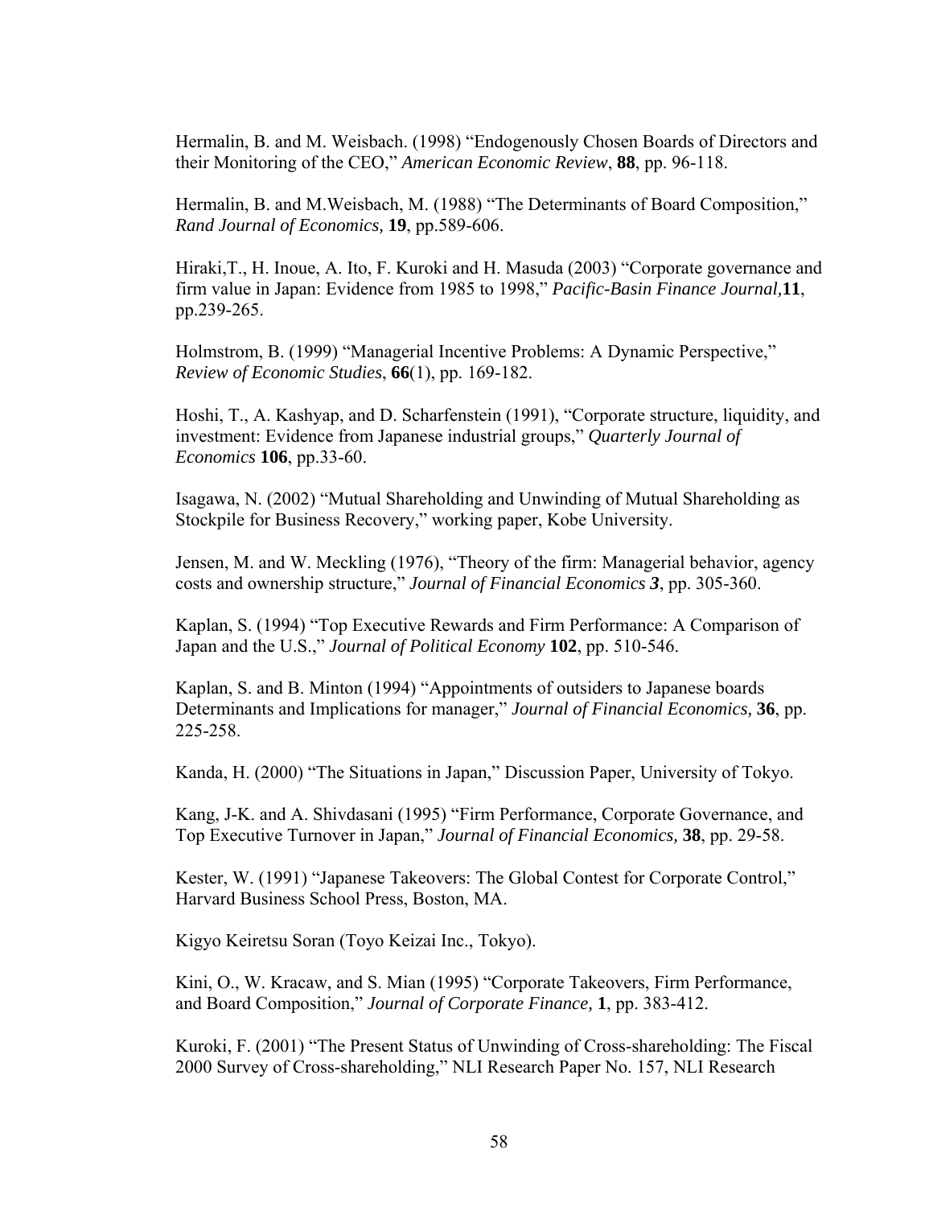Hermalin, B. and M. Weisbach. (1998) “Endogenously Chosen Boards of Directors and their Monitoring of the CEO,” *American Economic Review*, **88**, pp. 96-118.

Hermalin, B. and M.Weisbach, M. (1988) “The Determinants of Board Composition,” *Rand Journal of Economics,* **19**, pp.589-606.

Hiraki,T., H. Inoue, A. Ito, F. Kuroki and H. Masuda (2003) “Corporate governance and firm value in Japan: Evidence from 1985 to 1998,” *Pacific-Basin Finance Journal,***11**, pp.239-265.

Holmstrom, B. (1999) “Managerial Incentive Problems: A Dynamic Perspective,” *Review of Economic Studies*, **66**(1), pp. 169-182.

Hoshi, T., A. Kashyap, and D. Scharfenstein (1991), “Corporate structure, liquidity, and investment: Evidence from Japanese industrial groups,” *Quarterly Journal of Economics* **106**, pp.33-60.

Isagawa, N. (2002) “Mutual Shareholding and Unwinding of Mutual Shareholding as Stockpile for Business Recovery,” working paper, Kobe University.

Jensen, M. and W. Meckling (1976), “Theory of the firm: Managerial behavior, agency costs and ownership structure,” *Journal of Financial Economics **3***, pp. 305-360.

Kaplan, S. (1994) “Top Executive Rewards and Firm Performance: A Comparison of Japan and the U.S.,” *Journal of Political Economy* **102**, pp. 510-546.

Kaplan, S. and B. Minton (1994) “Appointments of outsiders to Japanese boards Determinants and Implications for manager,” *Journal of Financial Economics,* **36**, pp. 225-258.

Kanda, H. (2000) “The Situations in Japan,” Discussion Paper, University of Tokyo.

Kang, J-K. and A. Shivdasani (1995) “Firm Performance, Corporate Governance, and Top Executive Turnover in Japan,” *Journal of Financial Economics,* **38**, pp. 29-58.

Kester, W. (1991) “Japanese Takeovers: The Global Contest for Corporate Control,” Harvard Business School Press, Boston, MA.

Kigyo Keiretsu Soran (Toyo Keizai Inc., Tokyo).

Kini, O., W. Kracaw, and S. Mian (1995) “Corporate Takeovers, Firm Performance, and Board Composition,” *Journal of Corporate Finance,* **1**, pp. 383-412.

Kuroki, F. (2001) “The Present Status of Unwinding of Cross-shareholding: The Fiscal 2000 Survey of Cross-shareholding,” NLI Research Paper No. 157, NLI Research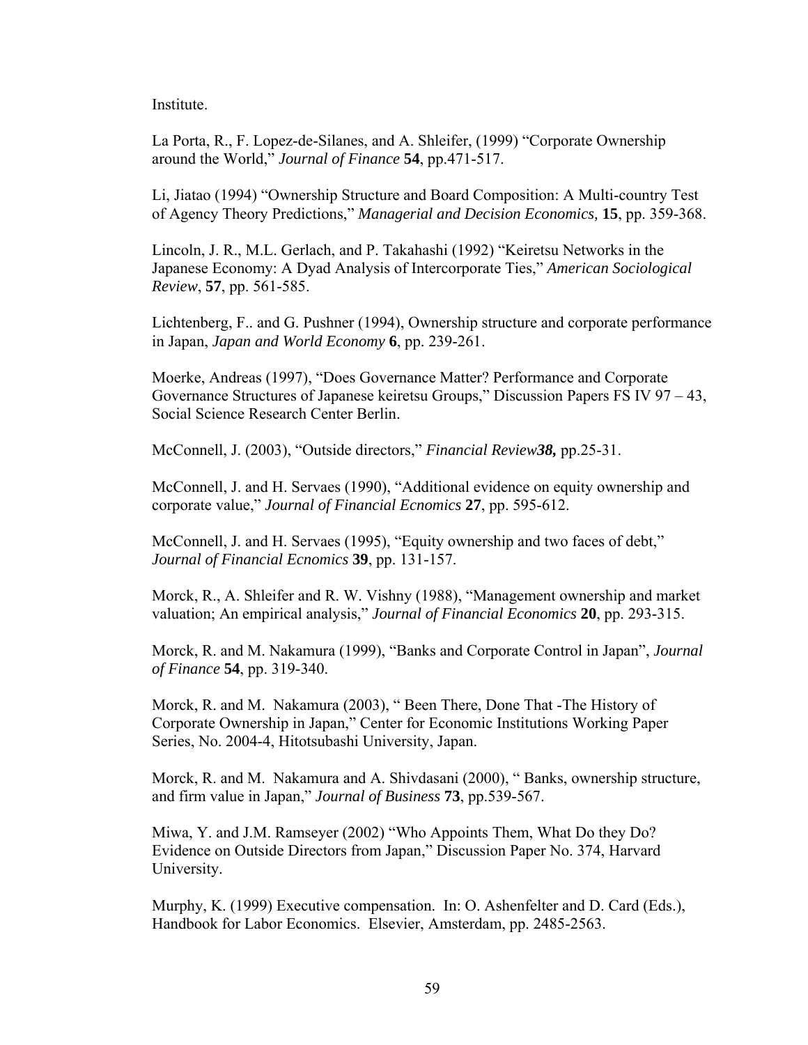Institute.

La Porta, R., F. Lopez-de-Silanes, and A. Shleifer, (1999) "Corporate Ownership around the World," *Journal of Finance* **54**, pp.471-517.

Li, Jiatao (1994) "Ownership Structure and Board Composition: A Multi-country Test of Agency Theory Predictions," *Managerial and Decision Economics,* **15**, pp. 359-368.

Lincoln, J. R., M.L. Gerlach, and P. Takahashi (1992) "Keiretsu Networks in the Japanese Economy: A Dyad Analysis of Intercorporate Ties," *American Sociological Review*, **57**, pp. 561-585.

Lichtenberg, F.. and G. Pushner (1994), Ownership structure and corporate performance in Japan, *Japan and World Economy* **6**, pp. 239-261.

Moerke, Andreas (1997), "Does Governance Matter? Performance and Corporate Governance Structures of Japanese keiretsu Groups," Discussion Papers FS IV 97 – 43, Social Science Research Center Berlin.

McConnell, J. (2003), "Outside directors," *Financial Review**38,*** pp.25-31.

McConnell, J. and H. Servaes (1990), "Additional evidence on equity ownership and corporate value," *Journal of Financial Ecnomics* **27**, pp. 595-612.

McConnell, J. and H. Servaes (1995), "Equity ownership and two faces of debt," *Journal of Financial Ecnomics* **39**, pp. 131-157.

Morck, R., A. Shleifer and R. W. Vishny (1988), "Management ownership and market valuation; An empirical analysis," *Journal of Financial Economics* **20**, pp. 293-315.

Morck, R. and M. Nakamura (1999), "Banks and Corporate Control in Japan", *Journal of Finance* **54**, pp. 319-340.

Morck, R. and M. Nakamura (2003), " Been There, Done That -The History of Corporate Ownership in Japan," Center for Economic Institutions Working Paper Series, No. 2004-4, Hitotsubashi University, Japan.

Morck, R. and M. Nakamura and A. Shivdasani (2000), " Banks, ownership structure, and firm value in Japan," *Journal of Business* **73**, pp.539-567.

Miwa, Y. and J.M. Ramseyer (2002) "Who Appoints Them, What Do they Do? Evidence on Outside Directors from Japan," Discussion Paper No. 374, Harvard University.

Murphy, K. (1999) Executive compensation. In: O. Ashenfelter and D. Card (Eds.), Handbook for Labor Economics. Elsevier, Amsterdam, pp. 2485-2563.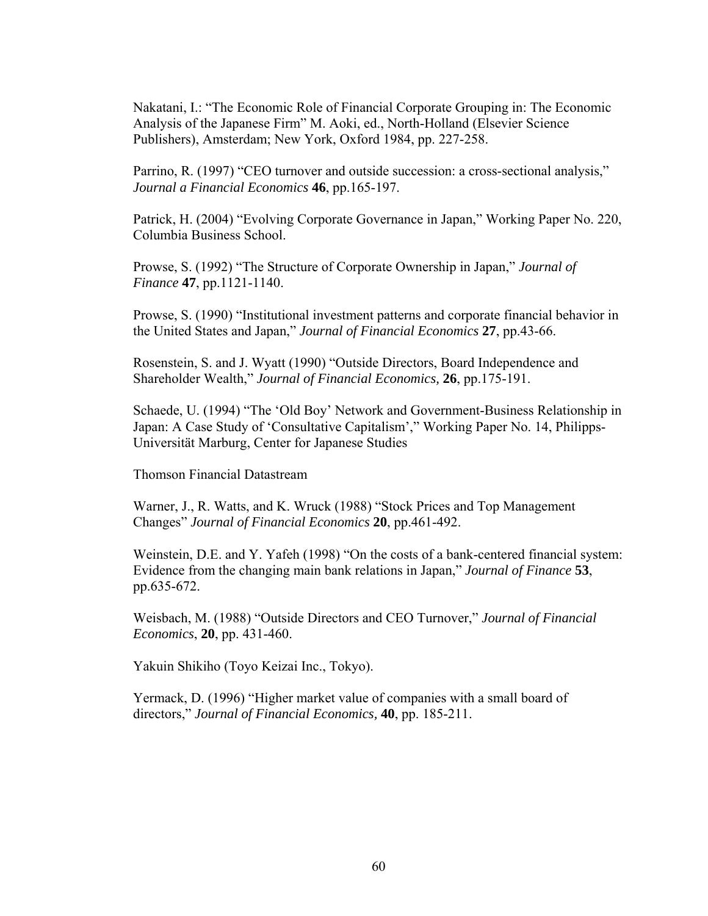Nakatani, I.: "The Economic Role of Financial Corporate Grouping in: The Economic Analysis of the Japanese Firm" M. Aoki, ed., North-Holland (Elsevier Science Publishers), Amsterdam; New York, Oxford 1984, pp. 227-258.

Parrino, R. (1997) "CEO turnover and outside succession: a cross-sectional analysis," *Journal a Financial Economics* **46**, pp.165-197.

Patrick, H. (2004) "Evolving Corporate Governance in Japan," Working Paper No. 220, Columbia Business School.

Prowse, S. (1992) "The Structure of Corporate Ownership in Japan," *Journal of Finance* **47**, pp.1121-1140.

Prowse, S. (1990) "Institutional investment patterns and corporate financial behavior in the United States and Japan," *Journal of Financial Economics* **27**, pp.43-66.

Rosenstein, S. and J. Wyatt (1990) "Outside Directors, Board Independence and Shareholder Wealth," *Journal of Financial Economics,* **26**, pp.175-191.

Schaede, U. (1994) "The 'Old Boy' Network and Government-Business Relationship in Japan: A Case Study of 'Consultative Capitalism'," Working Paper No. 14, Philipps-Universität Marburg, Center for Japanese Studies

Thomson Financial Datastream

Warner, J., R. Watts, and K. Wruck (1988) "Stock Prices and Top Management Changes" *Journal of Financial Economics* **20**, pp.461-492.

Weinstein, D.E. and Y. Yafeh (1998) "On the costs of a bank-centered financial system: Evidence from the changing main bank relations in Japan," *Journal of Finance* **53**, pp.635-672.

Weisbach, M. (1988) "Outside Directors and CEO Turnover," *Journal of Financial Economics*, **20**, pp. 431-460.

Yakuin Shikiho (Toyo Keizai Inc., Tokyo).

Yermack, D. (1996) "Higher market value of companies with a small board of directors," *Journal of Financial Economics,* **40**, pp. 185-211.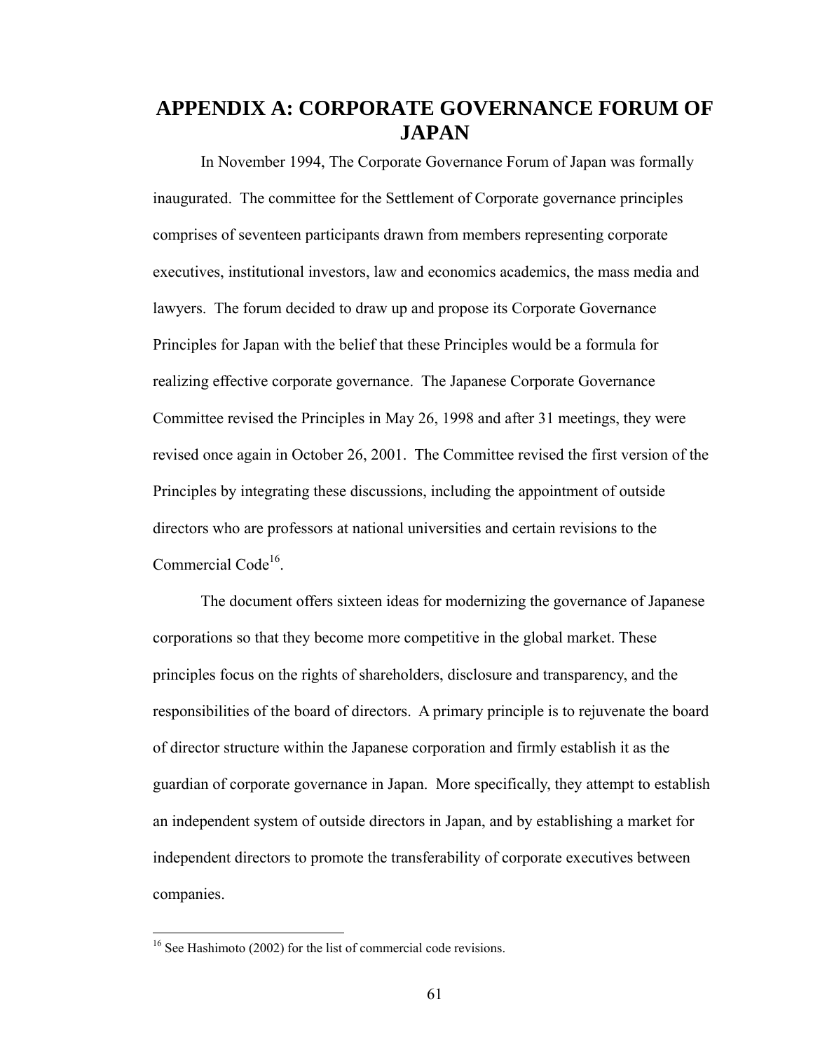# APPENDIX A: CORPORATE GOVERNANCE FORUM OF JAPAN

In November 1994, The Corporate Governance Forum of Japan was formally inaugurated. The committee for the Settlement of Corporate governance principles comprises of seventeen participants drawn from members representing corporate executives, institutional investors, law and economics academics, the mass media and lawyers. The forum decided to draw up and propose its Corporate Governance Principles for Japan with the belief that these Principles would be a formula for realizing effective corporate governance. The Japanese Corporate Governance Committee revised the Principles in May 26, 1998 and after 31 meetings, they were revised once again in October 26, 2001. The Committee revised the first version of the Principles by integrating these discussions, including the appointment of outside directors who are professors at national universities and certain revisions to the Commercial Code[16].

The document offers sixteen ideas for modernizing the governance of Japanese corporations so that they become more competitive in the global market. These principles focus on the rights of shareholders, disclosure and transparency, and the responsibilities of the board of directors. A primary principle is to rejuvenate the board of director structure within the Japanese corporation and firmly establish it as the guardian of corporate governance in Japan. More specifically, they attempt to establish an independent system of outside directors in Japan, and by establishing a market for independent directors to promote the transferability of corporate executives between companies.

[16] See Hashimoto (2002) for the list of commercial code revisions.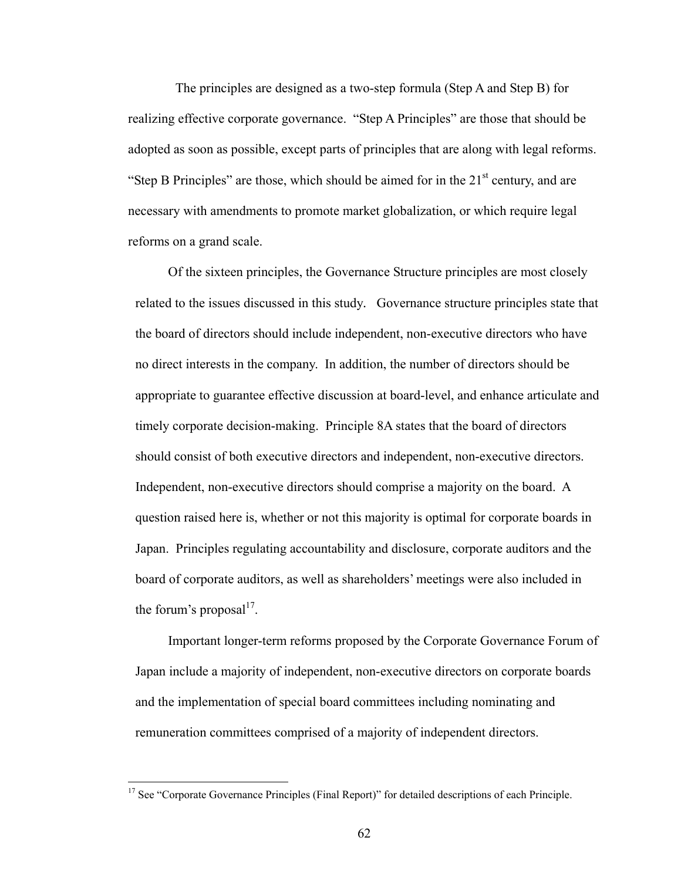The principles are designed as a two-step formula (Step A and Step B) for realizing effective corporate governance. "Step A Principles" are those that should be adopted as soon as possible, except parts of principles that are along with legal reforms. "Step B Principles" are those, which should be aimed for in the 21st century, and are necessary with amendments to promote market globalization, or which require legal reforms on a grand scale.

Of the sixteen principles, the Governance Structure principles are most closely related to the issues discussed in this study. Governance structure principles state that the board of directors should include independent, non-executive directors who have no direct interests in the company. In addition, the number of directors should be appropriate to guarantee effective discussion at board-level, and enhance articulate and timely corporate decision-making. Principle 8A states that the board of directors should consist of both executive directors and independent, non-executive directors. Independent, non-executive directors should comprise a majority on the board. A question raised here is, whether or not this majority is optimal for corporate boards in Japan. Principles regulating accountability and disclosure, corporate auditors and the board of corporate auditors, as well as shareholders' meetings were also included in the forum's proposal[17].

Important longer-term reforms proposed by the Corporate Governance Forum of Japan include a majority of independent, non-executive directors on corporate boards and the implementation of special board committees including nominating and remuneration committees comprised of a majority of independent directors.

---

[17] See "Corporate Governance Principles (Final Report)" for detailed descriptions of each Principle.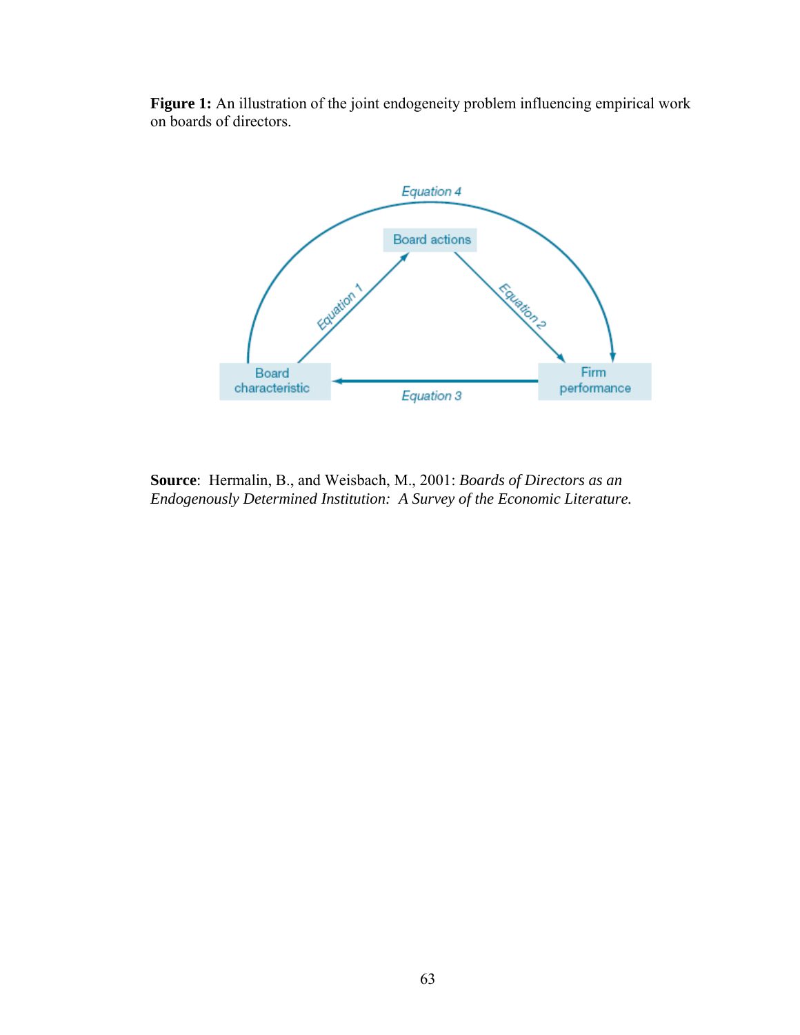**Figure 1:** An illustration of the joint endogeneity problem influencing empirical work on boards of directors.

**Source**: Hermalin, B., and Weisbach, M., 2001: *Boards of Directors as an Endogenously Determined Institution: A Survey of the Economic Literature.*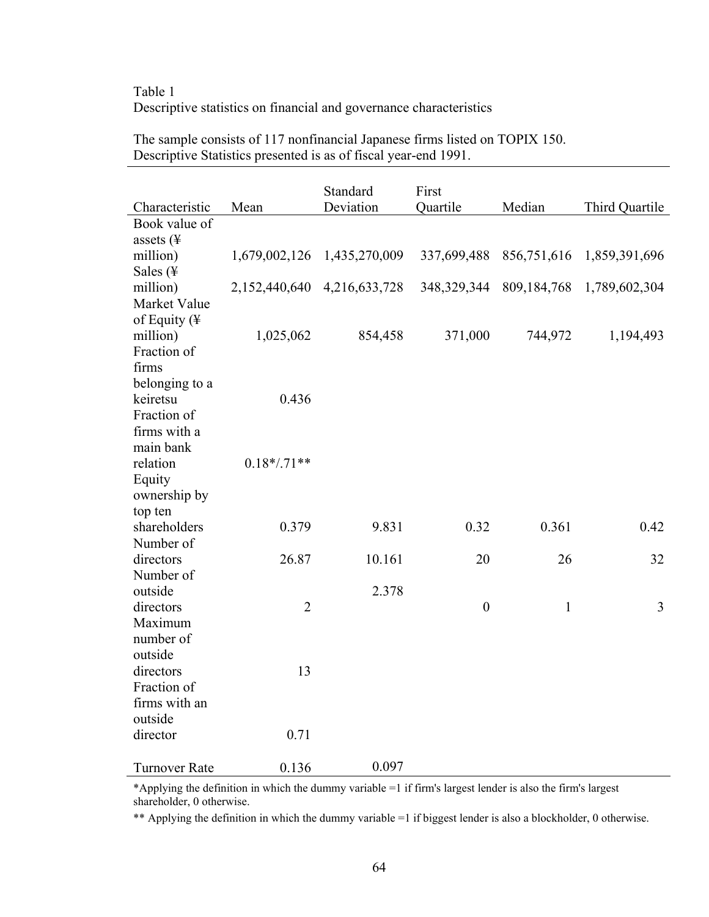Table 1
Descriptive statistics on financial and governance characteristics

The sample consists of 117 nonfinancial Japanese firms listed on TOPIX 150.
Descriptive Statistics presented is as of fiscal year-end 1991.

| Characteristic | Mean | Standard Deviation | First Quartile | Median | Third Quartile |
|---|---|---|---|---|---|
| Book value of assets (¥ million) | 1,679,002,126 | 1,435,270,009 | 337,699,488 | 856,751,616 | 1,859,391,696 |
| Sales (¥ million) | 2,152,440,640 | 4,216,633,728 | 348,329,344 | 809,184,768 | 1,789,602,304 |
| Market Value of Equity (¥ million) | 1,025,062 | 854,458 | 371,000 | 744,972 | 1,194,493 |
| Fraction of firms belonging to a keiretsu | 0.436 | | | | |
| Fraction of firms with a main bank relation | 0.18*/.71** | | | | |
| Equity ownership by top ten shareholders | 0.379 | 9.831 | 0.32 | 0.361 | 0.42 |
| Number of directors | 26.87 | 10.161 | 20 | 26 | 32 |
| Number of outside directors | 2 | 2.378 | 0 | 1 | 3 |
| Maximum number of outside directors | 13 | | | | |
| Fraction of firms with an outside director | 0.71 | | | | |
| Turnover Rate | 0.136 | 0.097 | | | |

*Applying the definition in which the dummy variable =1 if firm's largest lender is also the firm's largest shareholder, 0 otherwise.

** Applying the definition in which the dummy variable =1 if biggest lender is also a blockholder, 0 otherwise.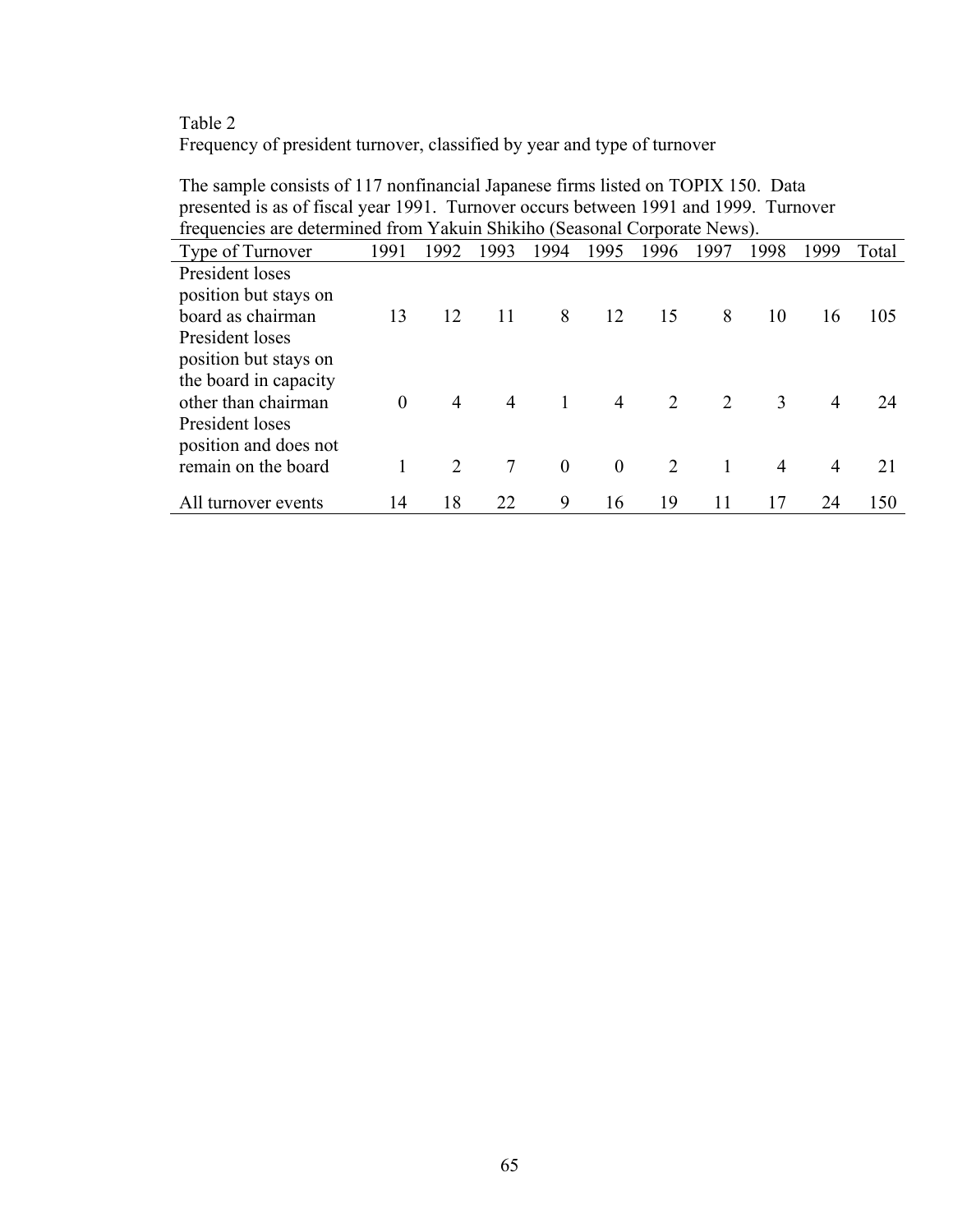Table 2

Frequency of president turnover, classified by year and type of turnover

The sample consists of 117 nonfinancial Japanese firms listed on TOPIX 150. Data presented is as of fiscal year 1991. Turnover occurs between 1991 and 1999. Turnover frequencies are determined from Yakuin Shikiho (Seasonal Corporate News).

| Type of Turnover | 1991 | 1992 | 1993 | 1994 | 1995 | 1996 | 1997 | 1998 | 1999 | Total |
|---|---|---|---|---|---|---|---|---|---|---|
| President loses position but stays on board as chairman | 13 | 12 | 11 | 8 | 12 | 15 | 8 | 10 | 16 | 105 |
| President loses position but stays on the board in capacity other than chairman | 0 | 4 | 4 | 1 | 4 | 2 | 2 | 3 | 4 | 24 |
| President loses position and does not remain on the board | 1 | 2 | 7 | 0 | 0 | 2 | 1 | 4 | 4 | 21 |
| All turnover events | 14 | 18 | 22 | 9 | 16 | 19 | 11 | 17 | 24 | 150 |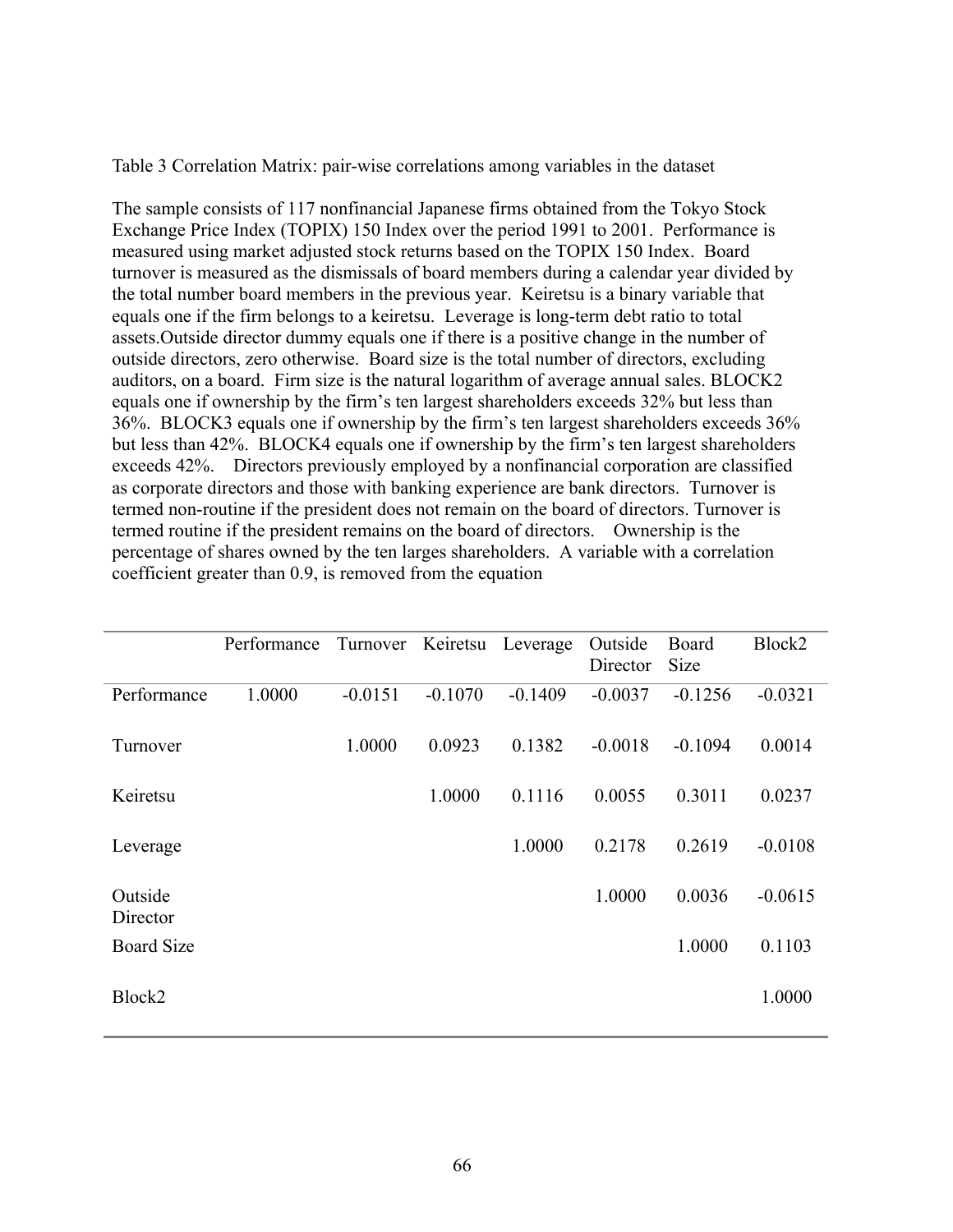Table 3 Correlation Matrix: pair-wise correlations among variables in the dataset

The sample consists of 117 nonfinancial Japanese firms obtained from the Tokyo Stock Exchange Price Index (TOPIX) 150 Index over the period 1991 to 2001. Performance is measured using market adjusted stock returns based on the TOPIX 150 Index. Board turnover is measured as the dismissals of board members during a calendar year divided by the total number board members in the previous year. Keiretsu is a binary variable that equals one if the firm belongs to a keiretsu. Leverage is long-term debt ratio to total assets.Outside director dummy equals one if there is a positive change in the number of outside directors, zero otherwise. Board size is the total number of directors, excluding auditors, on a board. Firm size is the natural logarithm of average annual sales. BLOCK2 equals one if ownership by the firm's ten largest shareholders exceeds 32% but less than 36%. BLOCK3 equals one if ownership by the firm's ten largest shareholders exceeds 36% but less than 42%. BLOCK4 equals one if ownership by the firm's ten largest shareholders exceeds 42%. Directors previously employed by a nonfinancial corporation are classified as corporate directors and those with banking experience are bank directors. Turnover is termed non-routine if the president does not remain on the board of directors. Turnover is termed routine if the president remains on the board of directors. Ownership is the percentage of shares owned by the ten larges shareholders. A variable with a correlation coefficient greater than 0.9, is removed from the equation

| | Performance | Turnover | Keiretsu | Leverage | Outside Director | Board Size | Block2 |
|---|---|---|---|---|---|---|---|
| Performance | 1.0000 | -0.0151 | -0.1070 | -0.1409 | -0.0037 | -0.1256 | -0.0321 |
| Turnover | | 1.0000 | 0.0923 | 0.1382 | -0.0018 | -0.1094 | 0.0014 |
| Keiretsu | | | 1.0000 | 0.1116 | 0.0055 | 0.3011 | 0.0237 |
| Leverage | | | | 1.0000 | 0.2178 | 0.2619 | -0.0108 |
| Outside Director | | | | | 1.0000 | 0.0036 | -0.0615 |
| Board Size | | | | | | 1.0000 | 0.1103 |
| Block2 | | | | | | | 1.0000 |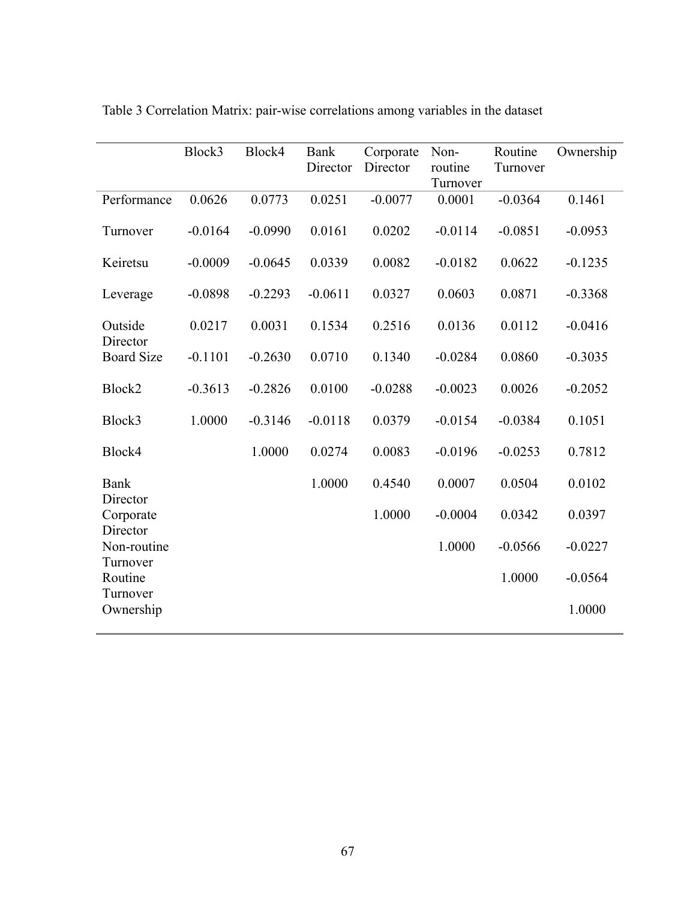Table 3 Correlation Matrix: pair-wise correlations among variables in the dataset

| | Block3 | Block4 | Bank Director | Corporate Director | Non-routine Turnover | Routine Turnover | Ownership |
|---|---|---|---|---|---|---|---|
| Performance | 0.0626 | 0.0773 | 0.0251 | -0.0077 | 0.0001 | -0.0364 | 0.1461 |
| Turnover | -0.0164 | -0.0990 | 0.0161 | 0.0202 | -0.0114 | -0.0851 | -0.0953 |
| Keiretsu | -0.0009 | -0.0645 | 0.0339 | 0.0082 | -0.0182 | 0.0622 | -0.1235 |
| Leverage | -0.0898 | -0.2293 | -0.0611 | 0.0327 | 0.0603 | 0.0871 | -0.3368 |
| Outside Director | 0.0217 | 0.0031 | 0.1534 | 0.2516 | 0.0136 | 0.0112 | -0.0416 |
| Board Size | -0.1101 | -0.2630 | 0.0710 | 0.1340 | -0.0284 | 0.0860 | -0.3035 |
| Block2 | -0.3613 | -0.2826 | 0.0100 | -0.0288 | -0.0023 | 0.0026 | -0.2052 |
| Block3 | 1.0000 | -0.3146 | -0.0118 | 0.0379 | -0.0154 | -0.0384 | 0.1051 |
| Block4 | | 1.0000 | 0.0274 | 0.0083 | -0.0196 | -0.0253 | 0.7812 |
| Bank Director | | | 1.0000 | 0.4540 | 0.0007 | 0.0504 | 0.0102 |
| Corporate Director | | | | 1.0000 | -0.0004 | 0.0342 | 0.0397 |
| Non-routine Turnover | | | | | 1.0000 | -0.0566 | -0.0227 |
| Routine Turnover | | | | | | 1.0000 | -0.0564 |
| Ownership | | | | | | | 1.0000 |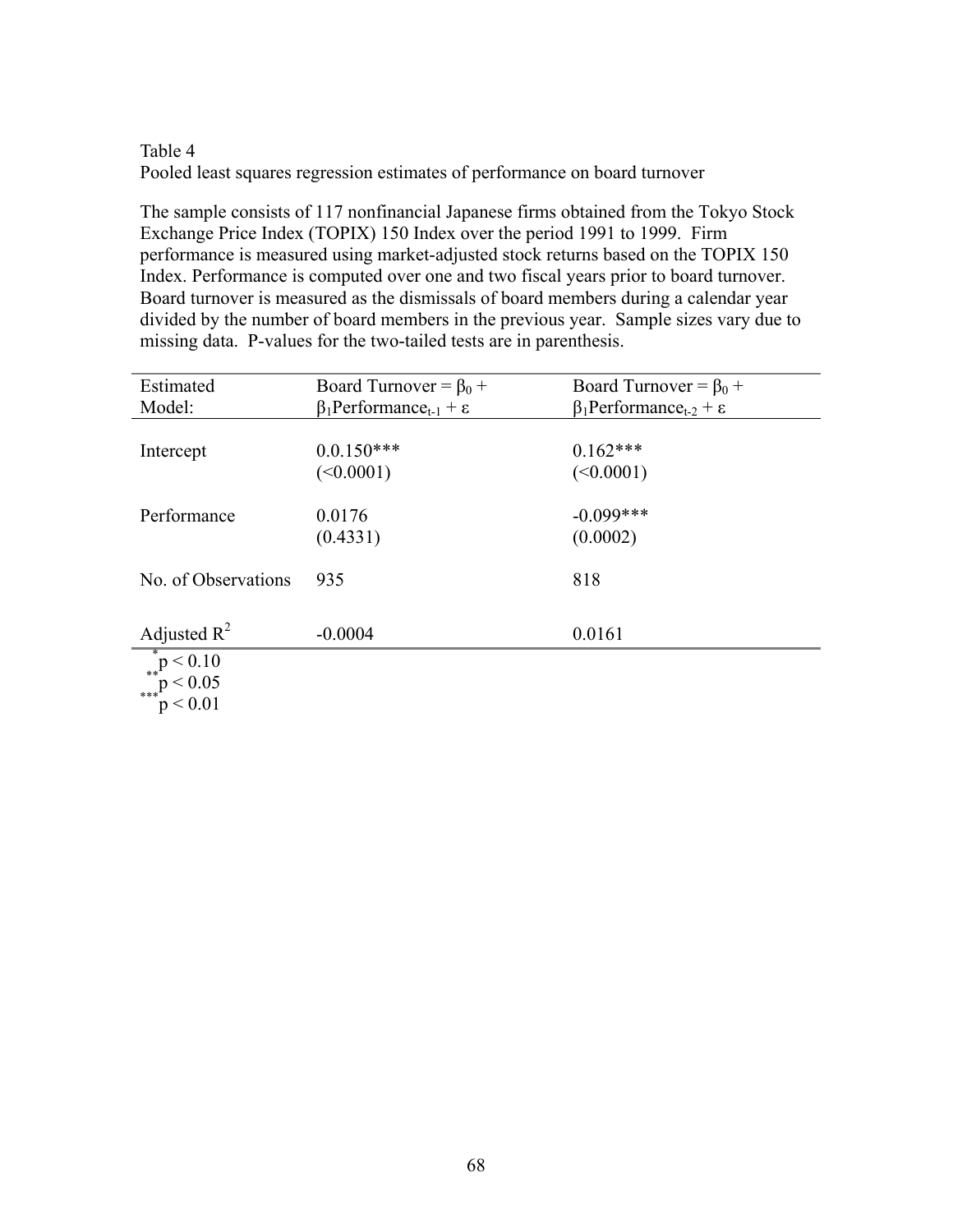Table 4

Pooled least squares regression estimates of performance on board turnover

The sample consists of 117 nonfinancial Japanese firms obtained from the Tokyo Stock Exchange Price Index (TOPIX) 150 Index over the period 1991 to 1999. Firm performance is measured using market-adjusted stock returns based on the TOPIX 150 Index. Performance is computed over one and two fiscal years prior to board turnover. Board turnover is measured as the dismissals of board members during a calendar year divided by the number of board members in the previous year. Sample sizes vary due to missing data. P-values for the two-tailed tests are in parenthesis.

| Estimated Model: | Board Turnover = $\beta_0 + \beta_1 Performance_{t-1} + \varepsilon$ | Board Turnover = $\beta_0 + \beta_1 Performance_{t-2} + \varepsilon$ |
|---|---|---|
| Intercept | 0.0.150*** | 0.162*** |
| | (<0.0001) | (<0.0001) |
| Performance | 0.0176 | -0.099*** |
| | (0.4331) | (0.0002) |
| No. of Observations | 935 | 818 |
| Adjusted $R^2$ | -0.0004 | 0.0161 |

*p < 0.10
**p < 0.05
***p < 0.01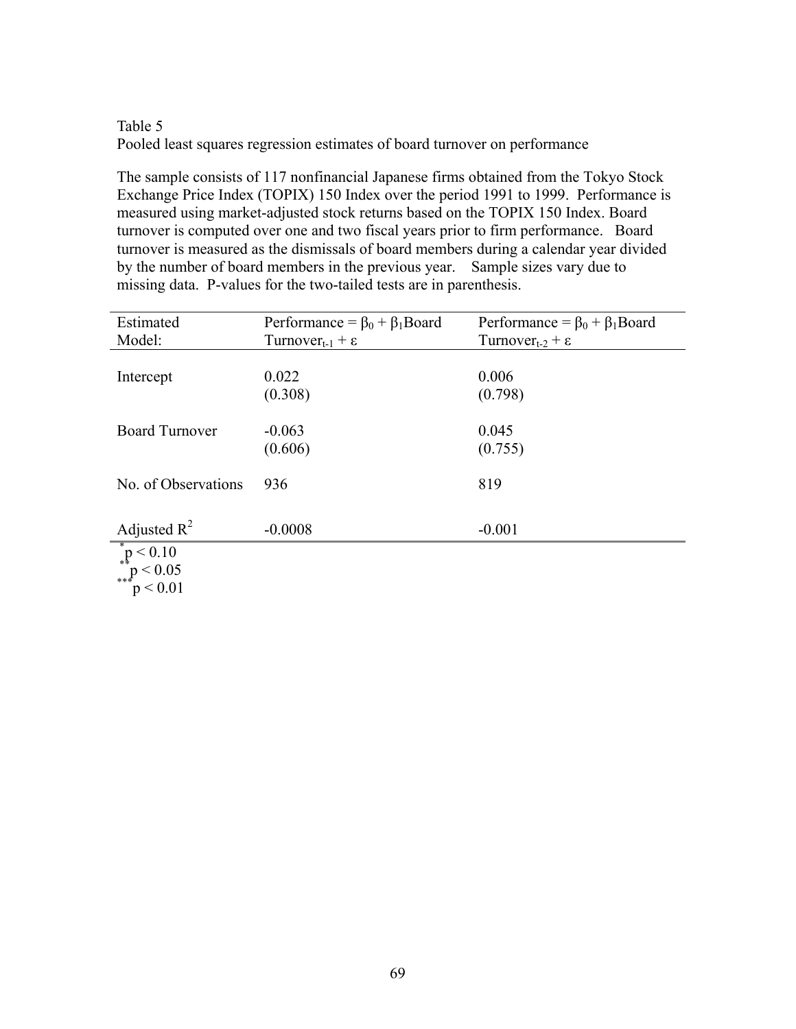Table 5
Pooled least squares regression estimates of board turnover on performance

The sample consists of 117 nonfinancial Japanese firms obtained from the Tokyo Stock Exchange Price Index (TOPIX) 150 Index over the period 1991 to 1999. Performance is measured using market-adjusted stock returns based on the TOPIX 150 Index. Board turnover is computed over one and two fiscal years prior to firm performance. Board turnover is measured as the dismissals of board members during a calendar year divided by the number of board members in the previous year. Sample sizes vary due to missing data. P-values for the two-tailed tests are in parenthesis.

| Estimated Model: | Performance = $\beta_0 + \beta_1$Board Turnover$_{t-1} + \varepsilon$ | Performance = $\beta_0 + \beta_1$Board Turnover$_{t-2} + \varepsilon$ |
|---|---|---|
| Intercept | 0.022<br>(0.308) | 0.006<br>(0.798) |
| Board Turnover | -0.063<br>(0.606) | 0.045<br>(0.755) |
| No. of Observations | 936 | 819 |
| Adjusted $R^2$ | -0.0008 | -0.001 |

*$p < 0.10$
**$p < 0.05$
***$p < 0.01$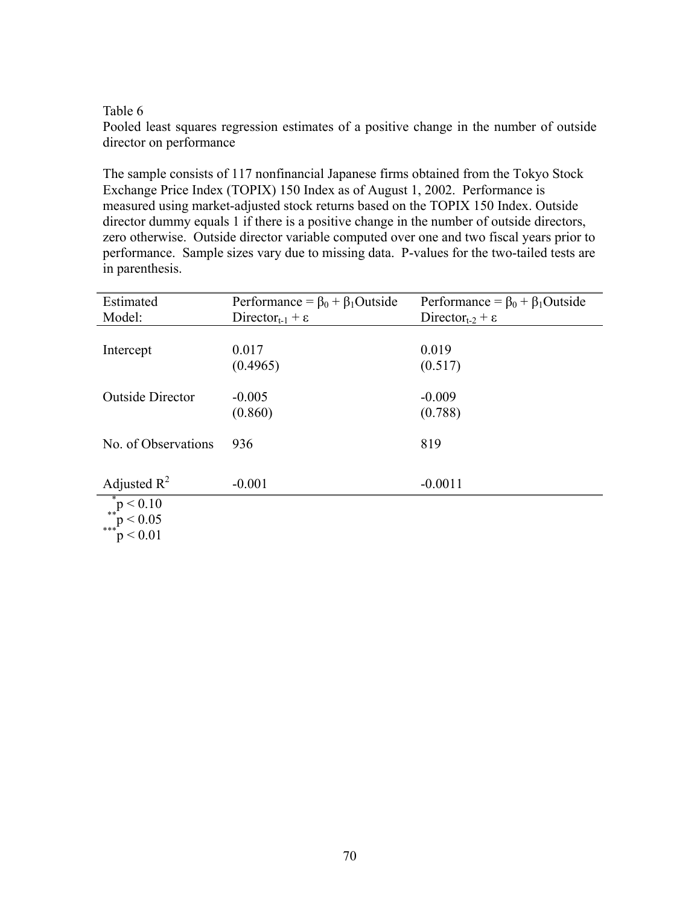Table 6

Pooled least squares regression estimates of a positive change in the number of outside director on performance

The sample consists of 117 nonfinancial Japanese firms obtained from the Tokyo Stock Exchange Price Index (TOPIX) 150 Index as of August 1, 2002. Performance is measured using market-adjusted stock returns based on the TOPIX 150 Index. Outside director dummy equals 1 if there is a positive change in the number of outside directors, zero otherwise. Outside director variable computed over one and two fiscal years prior to performance. Sample sizes vary due to missing data. P-values for the two-tailed tests are in parenthesis.

| Estimated Model: | Performance = $\beta_0 + \beta_1$Outside Director$_{t-1} + \varepsilon$ | Performance = $\beta_0 + \beta_1$Outside Director$_{t-2} + \varepsilon$ |
|---|---|---|
| Intercept | 0.017<br>(0.4965) | 0.019<br>(0.517) |
| Outside Director | -0.005<br>(0.860) | -0.009<br>(0.788) |
| No. of Observations | 936 | 819 |
| Adjusted $R^2$ | -0.001 | -0.0011 |

$^{*}p < 0.10$
$^{**}p < 0.05$
$^{***}p < 0.01$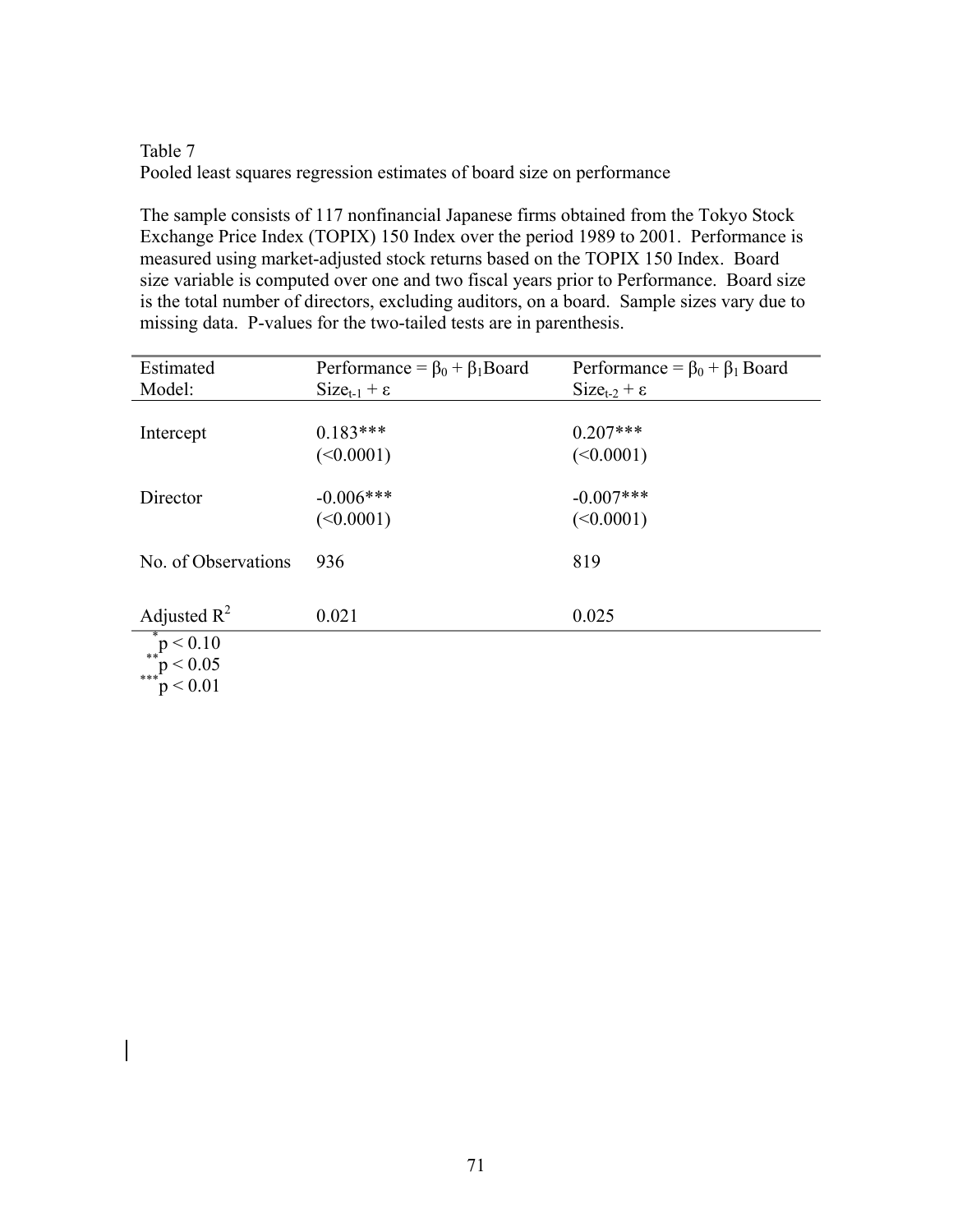Table 7

Pooled least squares regression estimates of board size on performance

The sample consists of 117 nonfinancial Japanese firms obtained from the Tokyo Stock Exchange Price Index (TOPIX) 150 Index over the period 1989 to 2001. Performance is measured using market-adjusted stock returns based on the TOPIX 150 Index. Board size variable is computed over one and two fiscal years prior to Performance. Board size is the total number of directors, excluding auditors, on a board. Sample sizes vary due to missing data. P-values for the two-tailed tests are in parenthesis.

| Estimated Model: | Performance = $\beta_0 + \beta_1$Board Size$_{t-1} + \varepsilon$ | Performance = $\beta_0 + \beta_1$ Board Size$_{t-2} + \varepsilon$ |
|---|---|---|
| Intercept | 0.183*** | 0.207*** |
| | (<0.0001) | (<0.0001) |
| Director | -0.006*** | -0.007*** |
| | (<0.0001) | (<0.0001) |
| No. of Observations | 936 | 819 |
| Adjusted $R^2$ | 0.021 | 0.025 |

*$p < 0.10$
**$p < 0.05$
***$p < 0.01$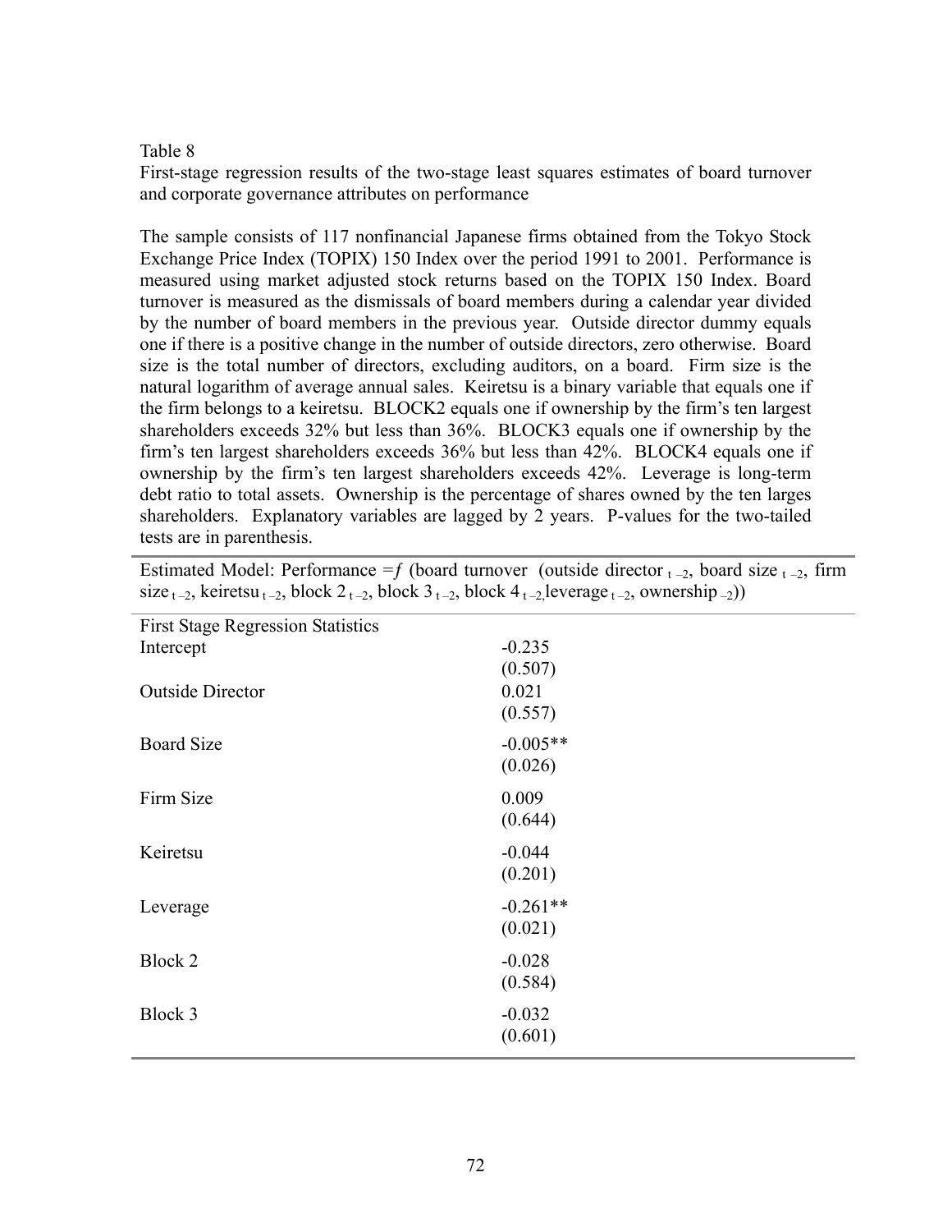Table 8

First-stage regression results of the two-stage least squares estimates of board turnover and corporate governance attributes on performance

The sample consists of 117 nonfinancial Japanese firms obtained from the Tokyo Stock Exchange Price Index (TOPIX) 150 Index over the period 1991 to 2001. Performance is measured using market adjusted stock returns based on the TOPIX 150 Index. Board turnover is measured as the dismissals of board members during a calendar year divided by the number of board members in the previous year. Outside director dummy equals one if there is a positive change in the number of outside directors, zero otherwise. Board size is the total number of directors, excluding auditors, on a board. Firm size is the natural logarithm of average annual sales. Keiretsu is a binary variable that equals one if the firm belongs to a keiretsu. BLOCK2 equals one if ownership by the firm's ten largest shareholders exceeds 32% but less than 36%. BLOCK3 equals one if ownership by the firm's ten largest shareholders exceeds 36% but less than 42%. BLOCK4 equals one if ownership by the firm's ten largest shareholders exceeds 42%. Leverage is long-term debt ratio to total assets. Ownership is the percentage of shares owned by the ten larges shareholders. Explanatory variables are lagged by 2 years. P-values for the two-tailed tests are in parenthesis.

Estimated Model: Performance $= f$ (board turnover (outside director $_{t-2}$, board size $_{t-2}$, firm size $_{t-2}$, keiretsu $_{t-2}$, block 2 $_{t-2}$, block 3 $_{t-2}$, block 4 $_{t-2,}$ leverage $_{t-2}$, ownership $_{-2}$))

| First Stage Regression Statistics | |
|---|---|
| Intercept | -0.235 (0.507) |
| Outside Director | 0.021 (0.557) |
| Board Size | -0.005** (0.026) |
| Firm Size | 0.009 (0.644) |
| Keiretsu | -0.044 (0.201) |
| Leverage | -0.261** (0.021) |
| Block 2 | -0.028 (0.584) |
| Block 3 | -0.032 (0.601) |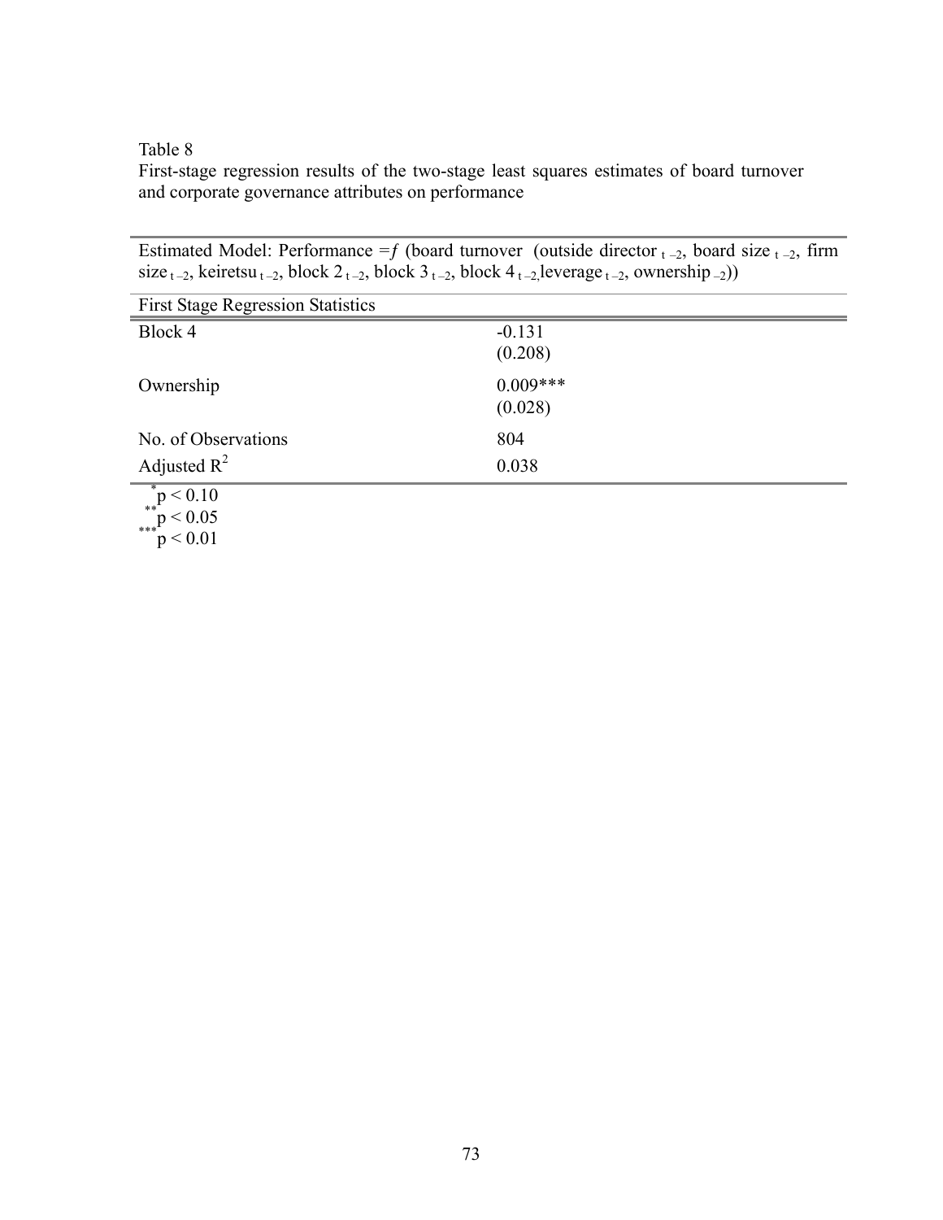Table 8
First-stage regression results of the two-stage least squares estimates of board turnover and corporate governance attributes on performance

| Estimated Model: Performance = *f* (board turnover (outside director $_{t-2}$, board size $_{t-2}$, firm size $_{t-2}$, keiretsu $_{t-2}$, block 2 $_{t-2}$, block 3 $_{t-2}$, block 4 $_{t-2,}$leverage $_{t-2}$, ownership $_{-2}$)) | |
|---|---|
| First Stage Regression Statistics | |
| Block 4 | -0.131<br>(0.208) |
| Ownership | 0.009***<br>(0.028) |
| No. of Observations | 804 |
| Adjusted $R^2$ | 0.038 |

*p < 0.10
**p < 0.05
***p < 0.01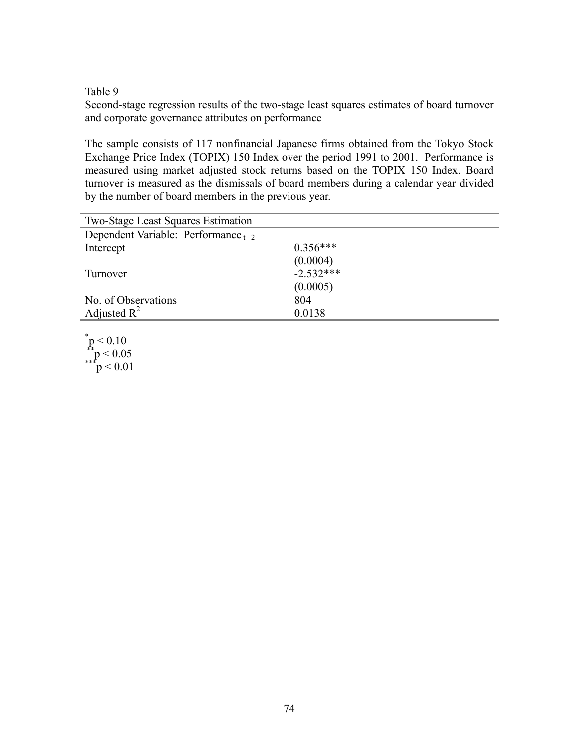Table 9

Second-stage regression results of the two-stage least squares estimates of board turnover and corporate governance attributes on performance

The sample consists of 117 nonfinancial Japanese firms obtained from the Tokyo Stock Exchange Price Index (TOPIX) 150 Index over the period 1991 to 2001. Performance is measured using market adjusted stock returns based on the TOPIX 150 Index. Board turnover is measured as the dismissals of board members during a calendar year divided by the number of board members in the previous year.

| Two-Stage Least Squares Estimation | |
|---|---|
| Dependent Variable: Performance $_{t-2}$ | |
| Intercept | 0.356*** |
| | (0.0004) |
| Turnover | -2.532*** |
| | (0.0005) |
| No. of Observations | 804 |
| Adjusted $R^2$ | 0.0138 |

*p < 0.10
**p < 0.05
***p < 0.01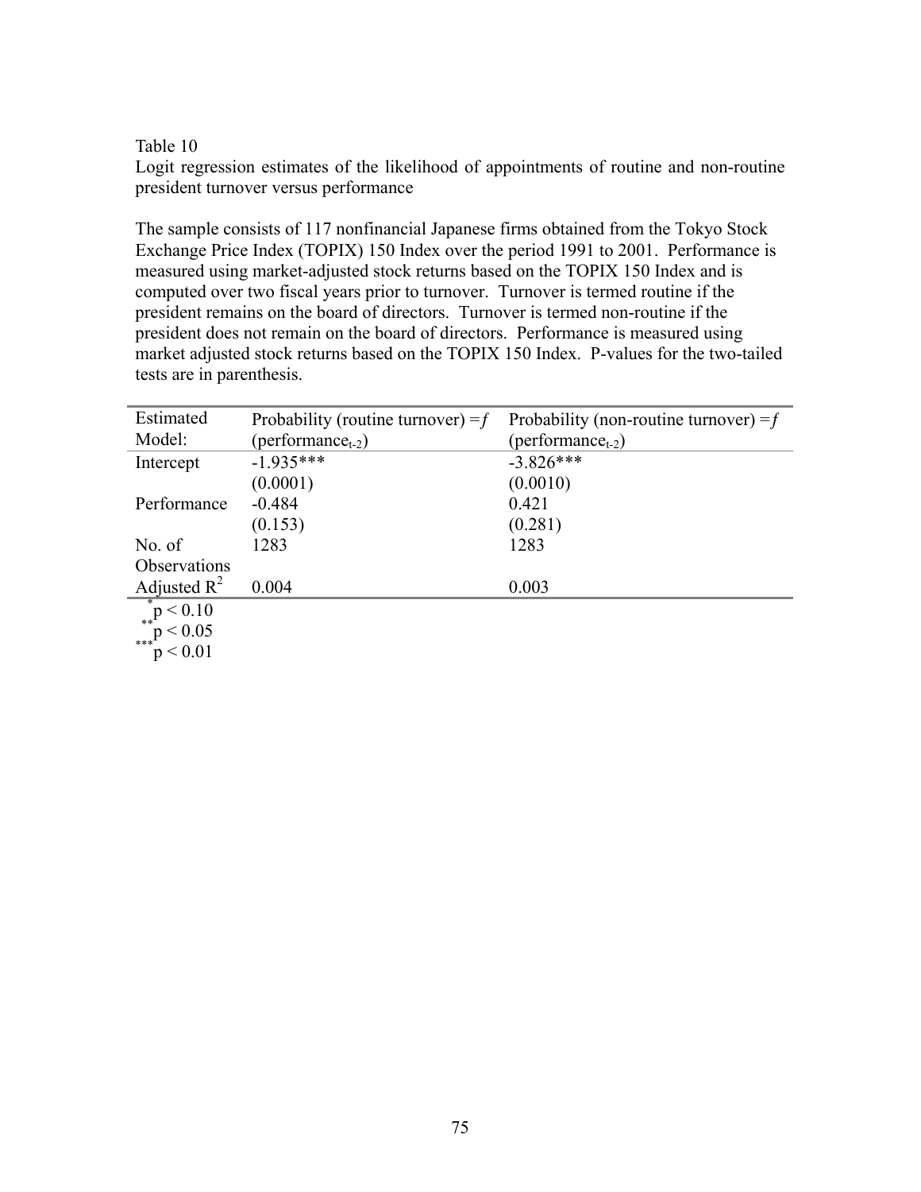Table 10
Logit regression estimates of the likelihood of appointments of routine and non-routine president turnover versus performance

The sample consists of 117 nonfinancial Japanese firms obtained from the Tokyo Stock Exchange Price Index (TOPIX) 150 Index over the period 1991 to 2001. Performance is measured using market-adjusted stock returns based on the TOPIX 150 Index and is computed over two fiscal years prior to turnover. Turnover is termed routine if the president remains on the board of directors. Turnover is termed non-routine if the president does not remain on the board of directors. Performance is measured using market adjusted stock returns based on the TOPIX 150 Index. P-values for the two-tailed tests are in parenthesis.

| Estimated Model: | Probability (routine turnover) = *f* (performance$_{t-2}$) | Probability (non-routine turnover) = *f* (performance$_{t-2}$) |
|---|---|---|
| Intercept | -1.935*** | -3.826*** |
| | (0.0001) | (0.0010) |
| Performance | -0.484 | 0.421 |
| | (0.153) | (0.281) |
| No. of Observations | 1283 | 1283 |
| Adjusted $R^2$ | 0.004 | 0.003 |

\* $p < 0.10$
\*\* $p < 0.05$
\*\*\* $p < 0.01$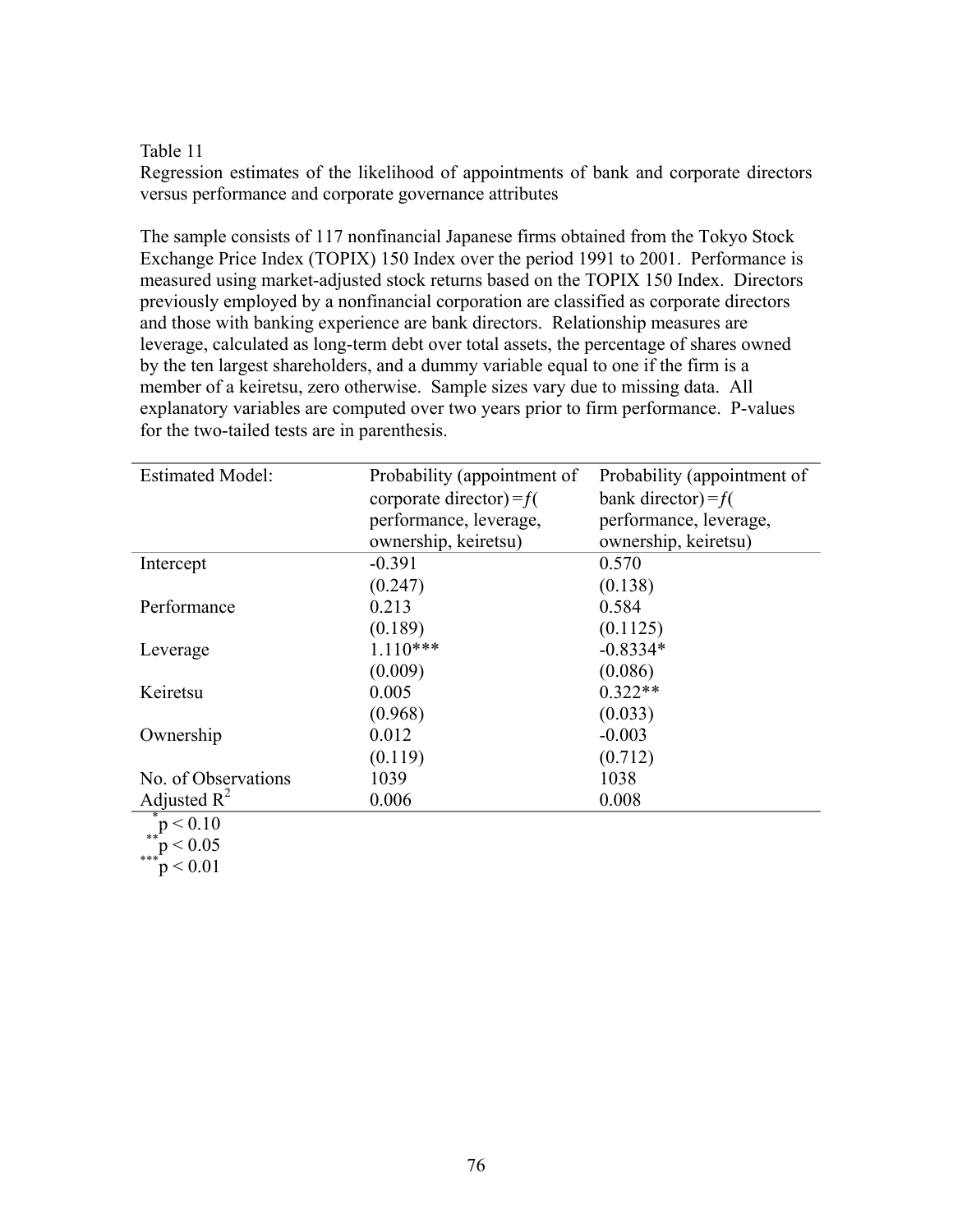Table 11

Regression estimates of the likelihood of appointments of bank and corporate directors versus performance and corporate governance attributes

The sample consists of 117 nonfinancial Japanese firms obtained from the Tokyo Stock Exchange Price Index (TOPIX) 150 Index over the period 1991 to 2001. Performance is measured using market-adjusted stock returns based on the TOPIX 150 Index. Directors previously employed by a nonfinancial corporation are classified as corporate directors and those with banking experience are bank directors. Relationship measures are leverage, calculated as long-term debt over total assets, the percentage of shares owned by the ten largest shareholders, and a dummy variable equal to one if the firm is a member of a keiretsu, zero otherwise. Sample sizes vary due to missing data. All explanatory variables are computed over two years prior to firm performance. P-values for the two-tailed tests are in parenthesis.

| Estimated Model: | Probability (appointment of corporate director) = $f$( performance, leverage, ownership, keiretsu) | Probability (appointment of bank director) = $f$( performance, leverage, ownership, keiretsu) |
|---|---|---|
| Intercept | -0.391 | 0.570 |
| | (0.247) | (0.138) |
| Performance | 0.213 | 0.584 |
| | (0.189) | (0.1125) |
| Leverage | 1.110*** | -0.8334* |
| | (0.009) | (0.086) |
| Keiretsu | 0.005 | 0.322** |
| | (0.968) | (0.033) |
| Ownership | 0.012 | -0.003 |
| | (0.119) | (0.712) |
| No. of Observations | 1039 | 1038 |
| Adjusted $R^2$ | 0.006 | 0.008 |

*$p < 0.10$
**$p < 0.05$
***$p < 0.01$